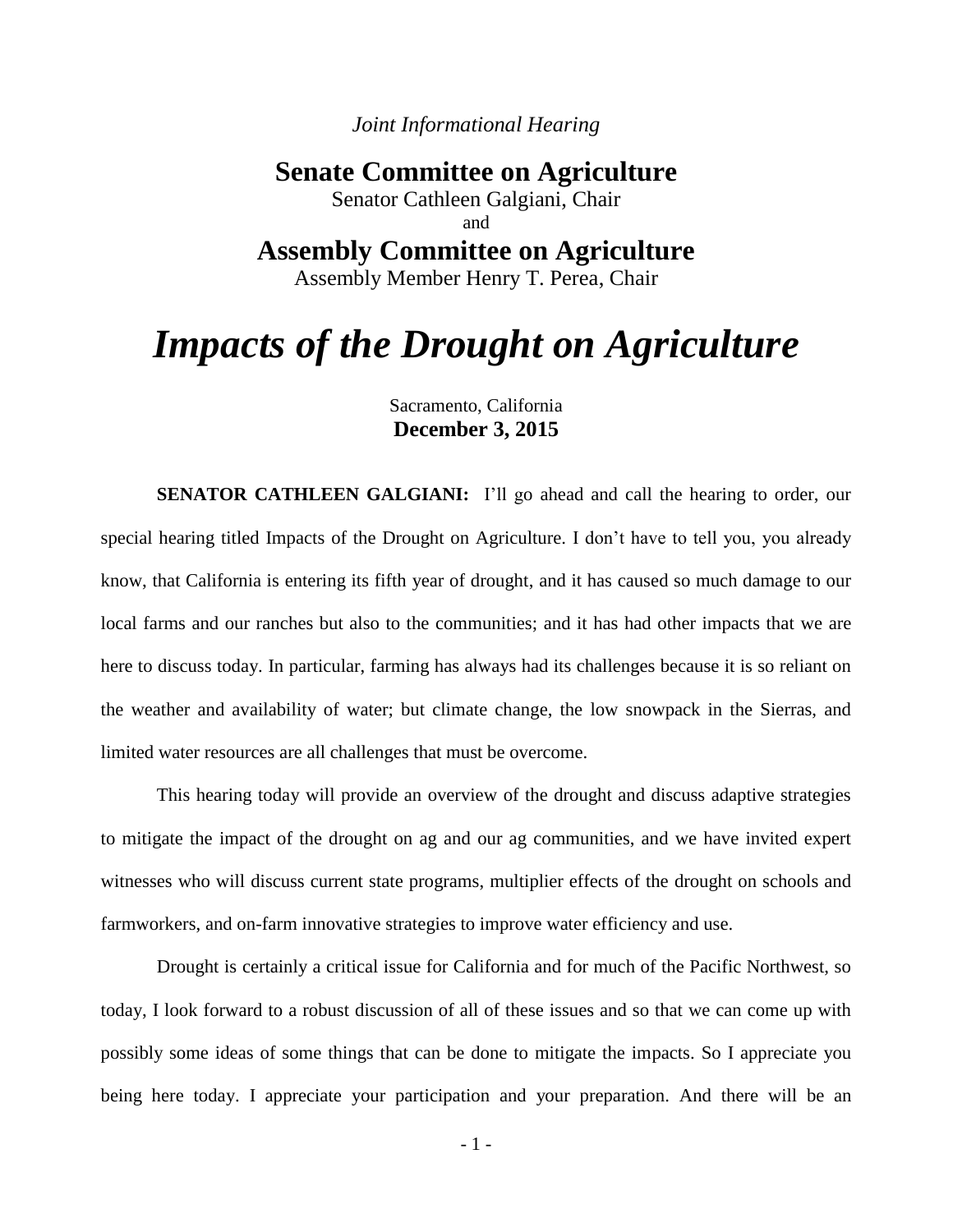*Joint Informational Hearing*

## Senate Committee on Agriculture

Senator Cathleen Galgiani, Chair

and

## Assembly Committee on Agriculture

Assembly Member Henry T. Perea, Chair

# *Impacts of the Drought on Agriculture*

Sacramento, California

**December 3, 2015**

**SENATOR CATHLEEN GALGIANI:** I'll go ahead and call the hearing to order, our special hearing titled Impacts of the Drought on Agriculture. I don't have to tell you, you already know, that California is entering its fifth year of drought, and it has caused so much damage to our local farms and our ranches but also to the communities; and it has had other impacts that we are here to discuss today. In particular, farming has always had its challenges because it is so reliant on the weather and availability of water; but climate change, the low snowpack in the Sierras, and limited water resources are all challenges that must be overcome.

This hearing today will provide an overview of the drought and discuss adaptive strategies to mitigate the impact of the drought on ag and our ag communities, and we have invited expert witnesses who will discuss current state programs, multiplier effects of the drought on schools and farmworkers, and on-farm innovative strategies to improve water efficiency and use.

Drought is certainly a critical issue for California and for much of the Pacific Northwest, so today, I look forward to a robust discussion of all of these issues and so that we can come up with possibly some ideas of some things that can be done to mitigate the impacts. So I appreciate you being here today. I appreciate your participation and your preparation. And there will be an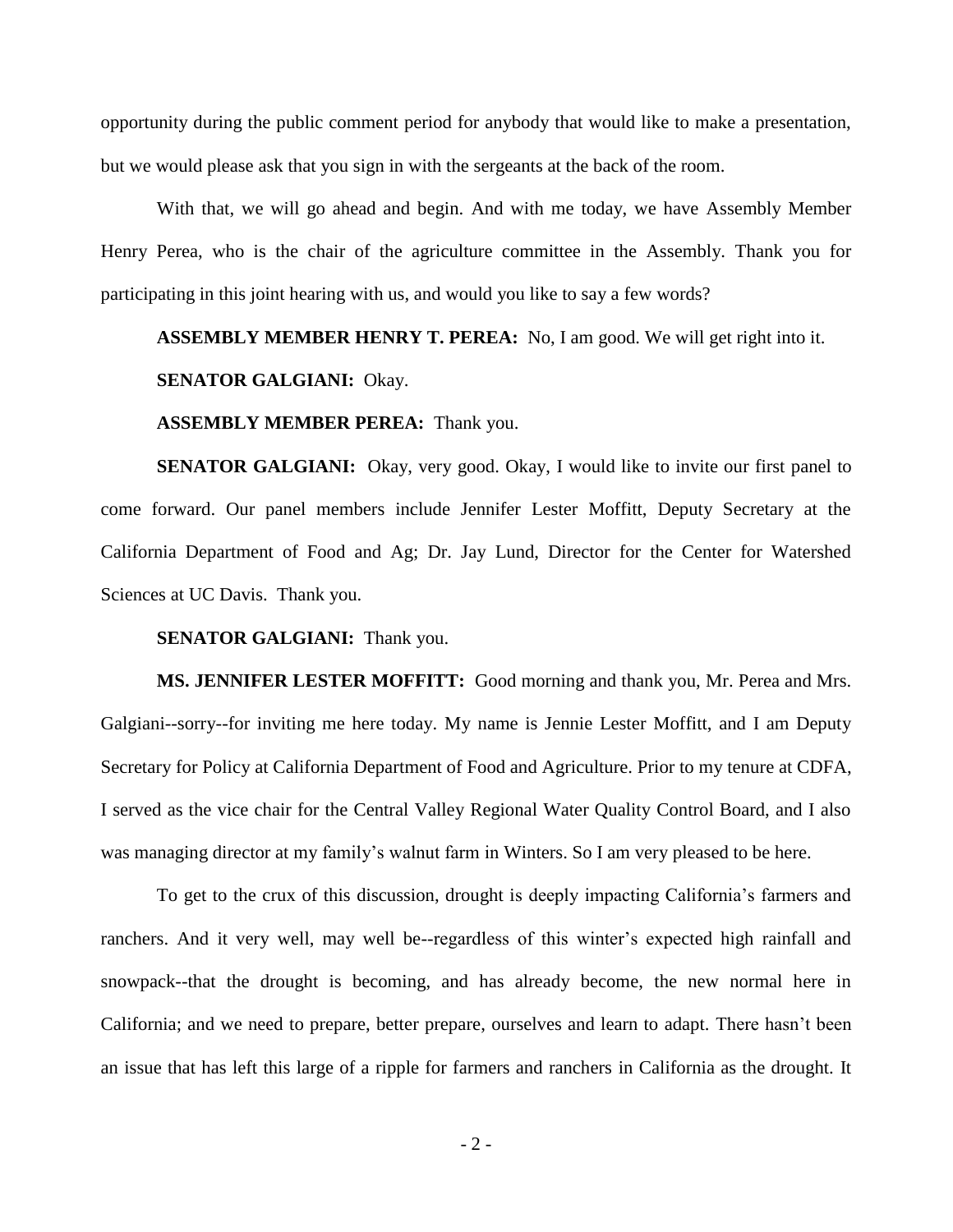opportunity during the public comment period for anybody that would like to make a presentation, but we would please ask that you sign in with the sergeants at the back of the room.

With that, we will go ahead and begin. And with me today, we have Assembly Member Henry Perea, who is the chair of the agriculture committee in the Assembly. Thank you for participating in this joint hearing with us, and would you like to say a few words?

**ASSEMBLY MEMBER HENRY T. PEREA:** No, I am good. We will get right into it.

**SENATOR GALGIANI:** Okay.

**ASSEMBLY MEMBER PEREA:** Thank you.

**SENATOR GALGIANI:** Okay, very good. Okay, I would like to invite our first panel to come forward. Our panel members include Jennifer Lester Moffitt, Deputy Secretary at the California Department of Food and Ag; Dr. Jay Lund, Director for the Center for Watershed Sciences at UC Davis. Thank you.

**SENATOR GALGIANI:** Thank you.

**MS. JENNIFER LESTER MOFFITT:** Good morning and thank you, Mr. Perea and Mrs. Galgiani--sorry--for inviting me here today. My name is Jennie Lester Moffitt, and I am Deputy Secretary for Policy at California Department of Food and Agriculture. Prior to my tenure at CDFA, I served as the vice chair for the Central Valley Regional Water Quality Control Board, and I also was managing director at my family's walnut farm in Winters. So I am very pleased to be here.

To get to the crux of this discussion, drought is deeply impacting California's farmers and ranchers. And it very well, may well be--regardless of this winter's expected high rainfall and snowpack--that the drought is becoming, and has already become, the new normal here in California; and we need to prepare, better prepare, ourselves and learn to adapt. There hasn't been an issue that has left this large of a ripple for farmers and ranchers in California as the drought. It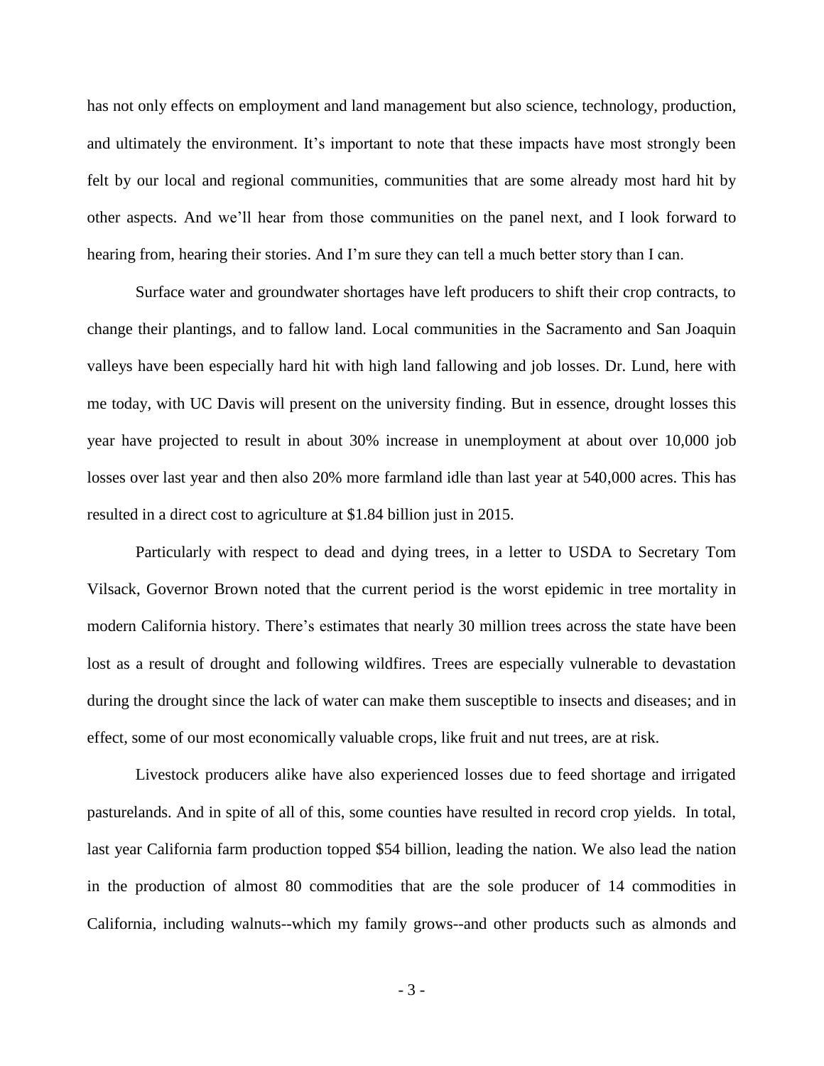has not only effects on employment and land management but also science, technology, production, and ultimately the environment. It's important to note that these impacts have most strongly been felt by our local and regional communities, communities that are some already most hard hit by other aspects. And we'll hear from those communities on the panel next, and I look forward to hearing from, hearing their stories. And I'm sure they can tell a much better story than I can.

Surface water and groundwater shortages have left producers to shift their crop contracts, to change their plantings, and to fallow land. Local communities in the Sacramento and San Joaquin valleys have been especially hard hit with high land fallowing and job losses. Dr. Lund, here with me today, with UC Davis will present on the university finding. But in essence, drought losses this year have projected to result in about 30% increase in unemployment at about over 10,000 job losses over last year and then also 20% more farmland idle than last year at 540,000 acres. This has resulted in a direct cost to agriculture at $1.84 billion just in 2015.

Particularly with respect to dead and dying trees, in a letter to USDA to Secretary Tom Vilsack, Governor Brown noted that the current period is the worst epidemic in tree mortality in modern California history. There's estimates that nearly 30 million trees across the state have been lost as a result of drought and following wildfires. Trees are especially vulnerable to devastation during the drought since the lack of water can make them susceptible to insects and diseases; and in effect, some of our most economically valuable crops, like fruit and nut trees, are at risk.

Livestock producers alike have also experienced losses due to feed shortage and irrigated pasturelands. And in spite of all of this, some counties have resulted in record crop yields. In total, last year California farm production topped $54 billion, leading the nation. We also lead the nation in the production of almost 80 commodities that are the sole producer of 14 commodities in California, including walnuts--which my family grows--and other products such as almonds and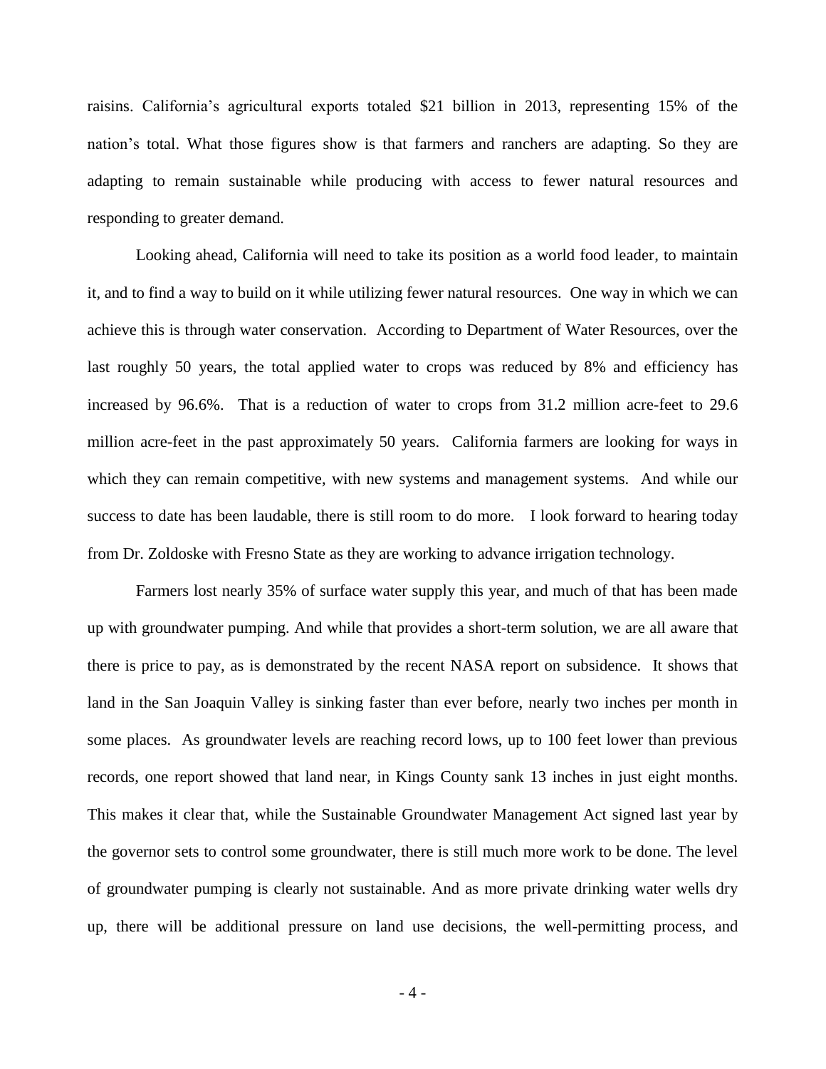raisins. California's agricultural exports totaled $21 billion in 2013, representing 15% of the nation's total. What those figures show is that farmers and ranchers are adapting. So they are adapting to remain sustainable while producing with access to fewer natural resources and responding to greater demand.

Looking ahead, California will need to take its position as a world food leader, to maintain it, and to find a way to build on it while utilizing fewer natural resources. One way in which we can achieve this is through water conservation. According to Department of Water Resources, over the last roughly 50 years, the total applied water to crops was reduced by 8% and efficiency has increased by 96.6%. That is a reduction of water to crops from 31.2 million acre-feet to 29.6 million acre-feet in the past approximately 50 years. California farmers are looking for ways in which they can remain competitive, with new systems and management systems. And while our success to date has been laudable, there is still room to do more. I look forward to hearing today from Dr. Zoldoske with Fresno State as they are working to advance irrigation technology.

Farmers lost nearly 35% of surface water supply this year, and much of that has been made up with groundwater pumping. And while that provides a short-term solution, we are all aware that there is price to pay, as is demonstrated by the recent NASA report on subsidence. It shows that land in the San Joaquin Valley is sinking faster than ever before, nearly two inches per month in some places. As groundwater levels are reaching record lows, up to 100 feet lower than previous records, one report showed that land near, in Kings County sank 13 inches in just eight months. This makes it clear that, while the Sustainable Groundwater Management Act signed last year by the governor sets to control some groundwater, there is still much more work to be done. The level of groundwater pumping is clearly not sustainable. And as more private drinking water wells dry up, there will be additional pressure on land use decisions, the well-permitting process, and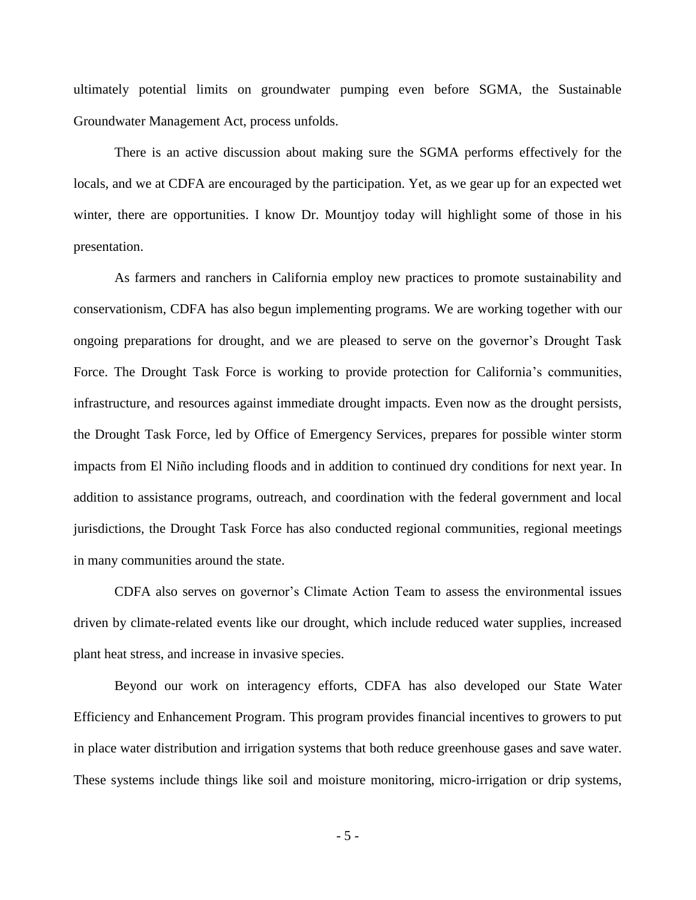ultimately potential limits on groundwater pumping even before SGMA, the Sustainable Groundwater Management Act, process unfolds.

There is an active discussion about making sure the SGMA performs effectively for the locals, and we at CDFA are encouraged by the participation. Yet, as we gear up for an expected wet winter, there are opportunities. I know Dr. Mountjoy today will highlight some of those in his presentation.

As farmers and ranchers in California employ new practices to promote sustainability and conservationism, CDFA has also begun implementing programs. We are working together with our ongoing preparations for drought, and we are pleased to serve on the governor's Drought Task Force. The Drought Task Force is working to provide protection for California's communities, infrastructure, and resources against immediate drought impacts. Even now as the drought persists, the Drought Task Force, led by Office of Emergency Services, prepares for possible winter storm impacts from El Niño including floods and in addition to continued dry conditions for next year. In addition to assistance programs, outreach, and coordination with the federal government and local jurisdictions, the Drought Task Force has also conducted regional communities, regional meetings in many communities around the state.

CDFA also serves on governor's Climate Action Team to assess the environmental issues driven by climate-related events like our drought, which include reduced water supplies, increased plant heat stress, and increase in invasive species.

Beyond our work on interagency efforts, CDFA has also developed our State Water Efficiency and Enhancement Program. This program provides financial incentives to growers to put in place water distribution and irrigation systems that both reduce greenhouse gases and save water. These systems include things like soil and moisture monitoring, micro-irrigation or drip systems,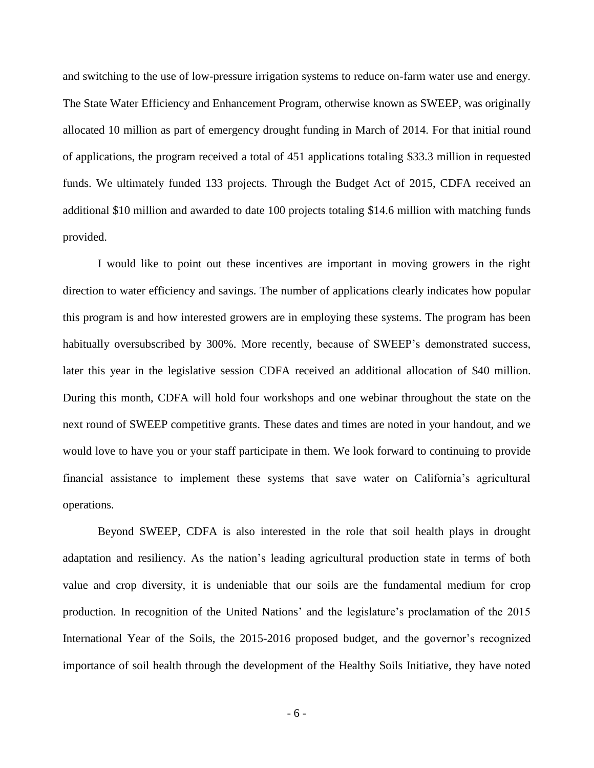and switching to the use of low-pressure irrigation systems to reduce on-farm water use and energy. The State Water Efficiency and Enhancement Program, otherwise known as SWEEP, was originally allocated 10 million as part of emergency drought funding in March of 2014. For that initial round of applications, the program received a total of 451 applications totaling $33.3 million in requested funds. We ultimately funded 133 projects. Through the Budget Act of 2015, CDFA received an additional $10 million and awarded to date 100 projects totaling $14.6 million with matching funds provided.

I would like to point out these incentives are important in moving growers in the right direction to water efficiency and savings. The number of applications clearly indicates how popular this program is and how interested growers are in employing these systems. The program has been habitually oversubscribed by 300%. More recently, because of SWEEP's demonstrated success, later this year in the legislative session CDFA received an additional allocation of $40 million. During this month, CDFA will hold four workshops and one webinar throughout the state on the next round of SWEEP competitive grants. These dates and times are noted in your handout, and we would love to have you or your staff participate in them. We look forward to continuing to provide financial assistance to implement these systems that save water on California's agricultural operations.

Beyond SWEEP, CDFA is also interested in the role that soil health plays in drought adaptation and resiliency. As the nation's leading agricultural production state in terms of both value and crop diversity, it is undeniable that our soils are the fundamental medium for crop production. In recognition of the United Nations' and the legislature's proclamation of the 2015 International Year of the Soils, the 2015-2016 proposed budget, and the governor's recognized importance of soil health through the development of the Healthy Soils Initiative, they have noted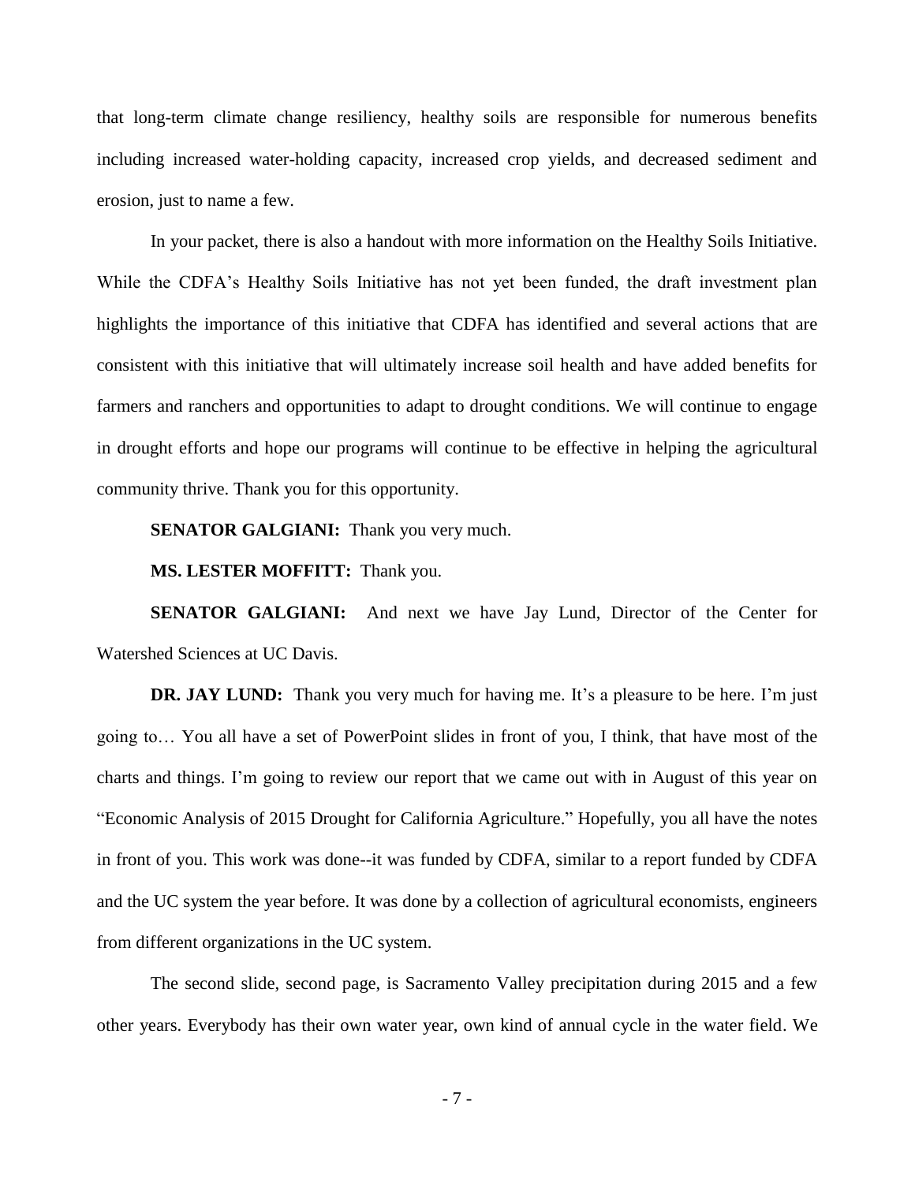that long-term climate change resiliency, healthy soils are responsible for numerous benefits including increased water-holding capacity, increased crop yields, and decreased sediment and erosion, just to name a few.

In your packet, there is also a handout with more information on the Healthy Soils Initiative. While the CDFA's Healthy Soils Initiative has not yet been funded, the draft investment plan highlights the importance of this initiative that CDFA has identified and several actions that are consistent with this initiative that will ultimately increase soil health and have added benefits for farmers and ranchers and opportunities to adapt to drought conditions. We will continue to engage in drought efforts and hope our programs will continue to be effective in helping the agricultural community thrive. Thank you for this opportunity.

**SENATOR GALGIANI:** Thank you very much.

**MS. LESTER MOFFITT:** Thank you.

**SENATOR GALGIANI:** And next we have Jay Lund, Director of the Center for Watershed Sciences at UC Davis.

**DR. JAY LUND:** Thank you very much for having me. It's a pleasure to be here. I'm just going to… You all have a set of PowerPoint slides in front of you, I think, that have most of the charts and things. I'm going to review our report that we came out with in August of this year on "Economic Analysis of 2015 Drought for California Agriculture." Hopefully, you all have the notes in front of you. This work was done--it was funded by CDFA, similar to a report funded by CDFA and the UC system the year before. It was done by a collection of agricultural economists, engineers from different organizations in the UC system.

The second slide, second page, is Sacramento Valley precipitation during 2015 and a few other years. Everybody has their own water year, own kind of annual cycle in the water field. We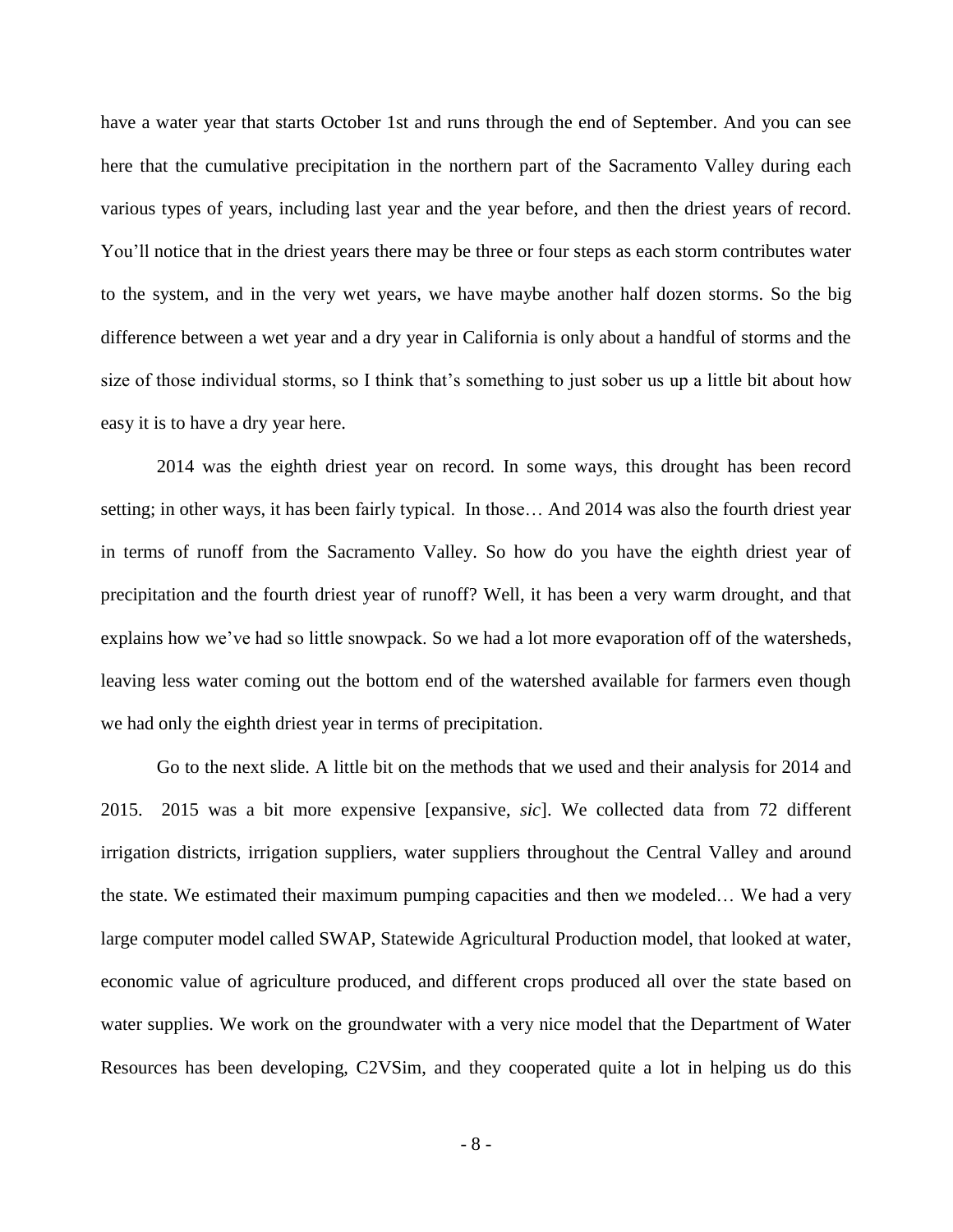have a water year that starts October 1st and runs through the end of September. And you can see here that the cumulative precipitation in the northern part of the Sacramento Valley during each various types of years, including last year and the year before, and then the driest years of record. You'll notice that in the driest years there may be three or four steps as each storm contributes water to the system, and in the very wet years, we have maybe another half dozen storms. So the big difference between a wet year and a dry year in California is only about a handful of storms and the size of those individual storms, so I think that's something to just sober us up a little bit about how easy it is to have a dry year here.

2014 was the eighth driest year on record. In some ways, this drought has been record setting; in other ways, it has been fairly typical. In those… And 2014 was also the fourth driest year in terms of runoff from the Sacramento Valley. So how do you have the eighth driest year of precipitation and the fourth driest year of runoff? Well, it has been a very warm drought, and that explains how we've had so little snowpack. So we had a lot more evaporation off of the watersheds, leaving less water coming out the bottom end of the watershed available for farmers even though we had only the eighth driest year in terms of precipitation.

Go to the next slide. A little bit on the methods that we used and their analysis for 2014 and 2015. 2015 was a bit more expensive [expansive, *sic*]. We collected data from 72 different irrigation districts, irrigation suppliers, water suppliers throughout the Central Valley and around the state. We estimated their maximum pumping capacities and then we modeled… We had a very large computer model called SWAP, Statewide Agricultural Production model, that looked at water, economic value of agriculture produced, and different crops produced all over the state based on water supplies. We work on the groundwater with a very nice model that the Department of Water Resources has been developing, C2VSim, and they cooperated quite a lot in helping us do this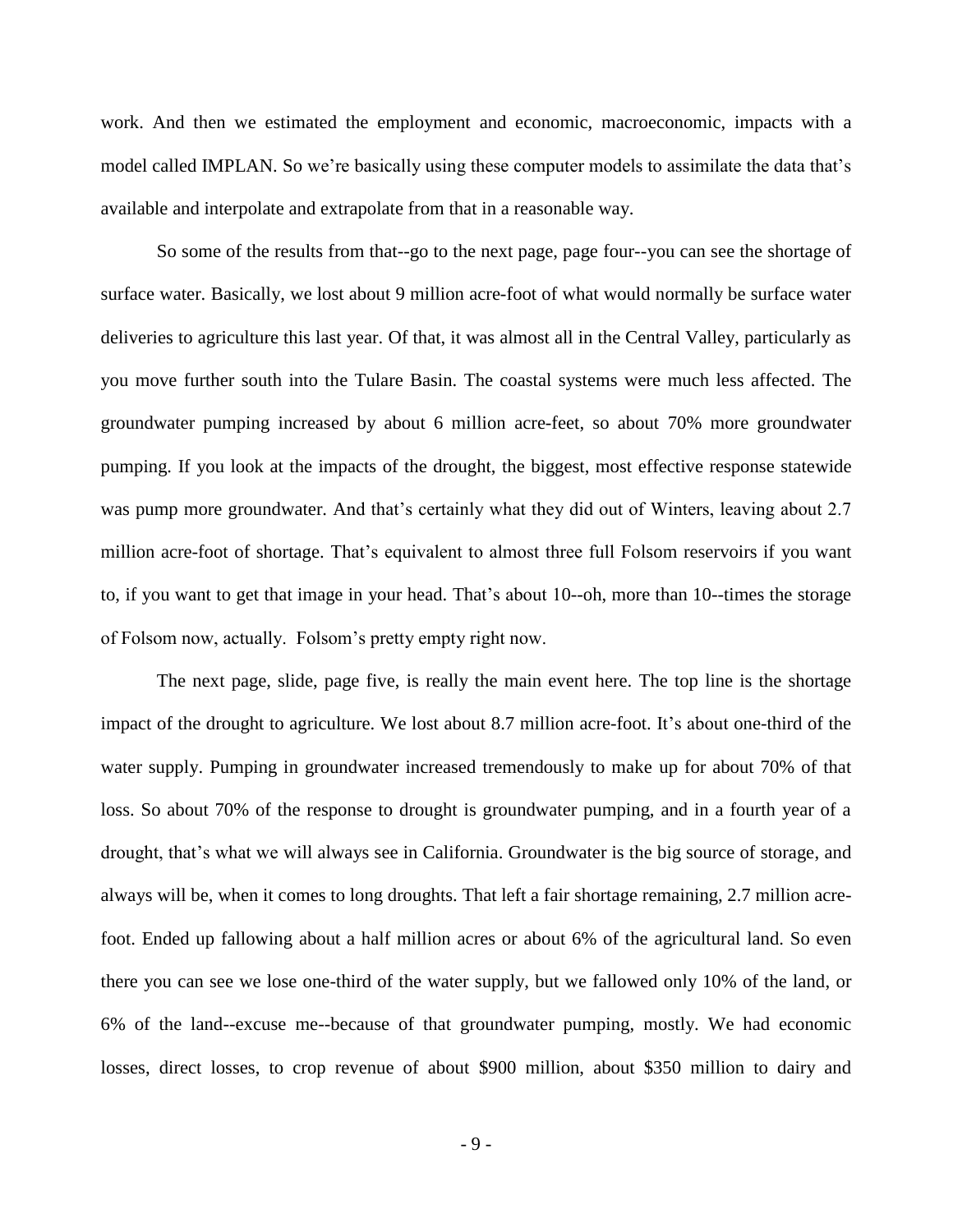work. And then we estimated the employment and economic, macroeconomic, impacts with a model called IMPLAN. So we're basically using these computer models to assimilate the data that's available and interpolate and extrapolate from that in a reasonable way.

So some of the results from that--go to the next page, page four--you can see the shortage of surface water. Basically, we lost about 9 million acre-foot of what would normally be surface water deliveries to agriculture this last year. Of that, it was almost all in the Central Valley, particularly as you move further south into the Tulare Basin. The coastal systems were much less affected. The groundwater pumping increased by about 6 million acre-feet, so about 70% more groundwater pumping. If you look at the impacts of the drought, the biggest, most effective response statewide was pump more groundwater. And that's certainly what they did out of Winters, leaving about 2.7 million acre-foot of shortage. That's equivalent to almost three full Folsom reservoirs if you want to, if you want to get that image in your head. That's about 10--oh, more than 10--times the storage of Folsom now, actually. Folsom's pretty empty right now.

The next page, slide, page five, is really the main event here. The top line is the shortage impact of the drought to agriculture. We lost about 8.7 million acre-foot. It's about one-third of the water supply. Pumping in groundwater increased tremendously to make up for about 70% of that loss. So about 70% of the response to drought is groundwater pumping, and in a fourth year of a drought, that's what we will always see in California. Groundwater is the big source of storage, and always will be, when it comes to long droughts. That left a fair shortage remaining, 2.7 million acre-foot. Ended up fallowing about a half million acres or about 6% of the agricultural land. So even there you can see we lose one-third of the water supply, but we fallowed only 10% of the land, or 6% of the land--excuse me--because of that groundwater pumping, mostly. We had economic losses, direct losses, to crop revenue of about $900 million, about $350 million to dairy and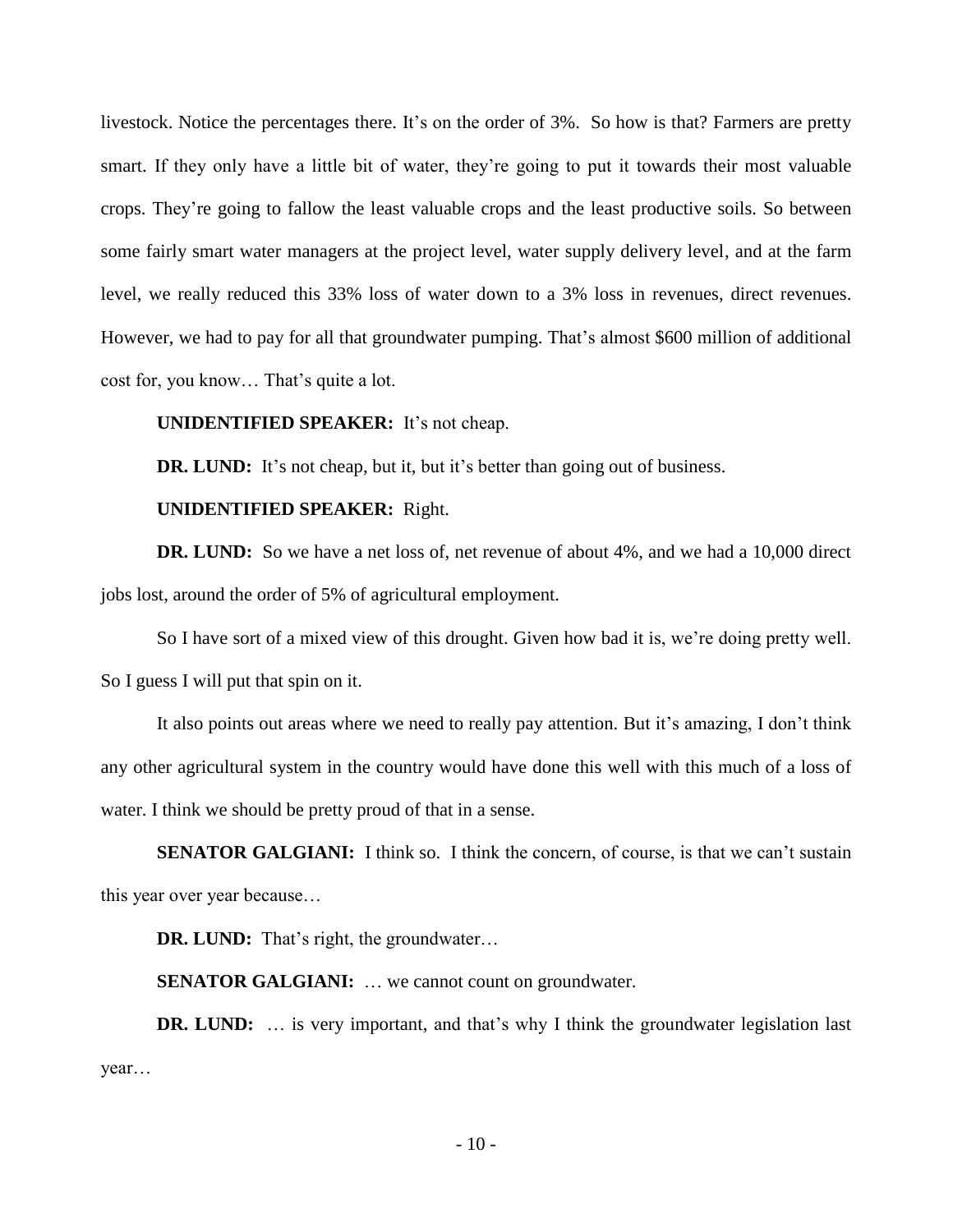livestock. Notice the percentages there. It's on the order of 3%. So how is that? Farmers are pretty smart. If they only have a little bit of water, they're going to put it towards their most valuable crops. They're going to fallow the least valuable crops and the least productive soils. So between some fairly smart water managers at the project level, water supply delivery level, and at the farm level, we really reduced this 33% loss of water down to a 3% loss in revenues, direct revenues. However, we had to pay for all that groundwater pumping. That's almost $600 million of additional cost for, you know… That's quite a lot.

**UNIDENTIFIED SPEAKER:** It's not cheap.

**DR. LUND:** It's not cheap, but it, but it's better than going out of business.

**UNIDENTIFIED SPEAKER:** Right.

**DR. LUND:** So we have a net loss of, net revenue of about 4%, and we had a 10,000 direct jobs lost, around the order of 5% of agricultural employment.

So I have sort of a mixed view of this drought. Given how bad it is, we're doing pretty well. So I guess I will put that spin on it.

It also points out areas where we need to really pay attention. But it's amazing, I don't think any other agricultural system in the country would have done this well with this much of a loss of water. I think we should be pretty proud of that in a sense.

**SENATOR GALGIANI:** I think so. I think the concern, of course, is that we can't sustain this year over year because…

**DR. LUND:** That's right, the groundwater…

**SENATOR GALGIANI:** … we cannot count on groundwater.

**DR. LUND:** … is very important, and that's why I think the groundwater legislation last year…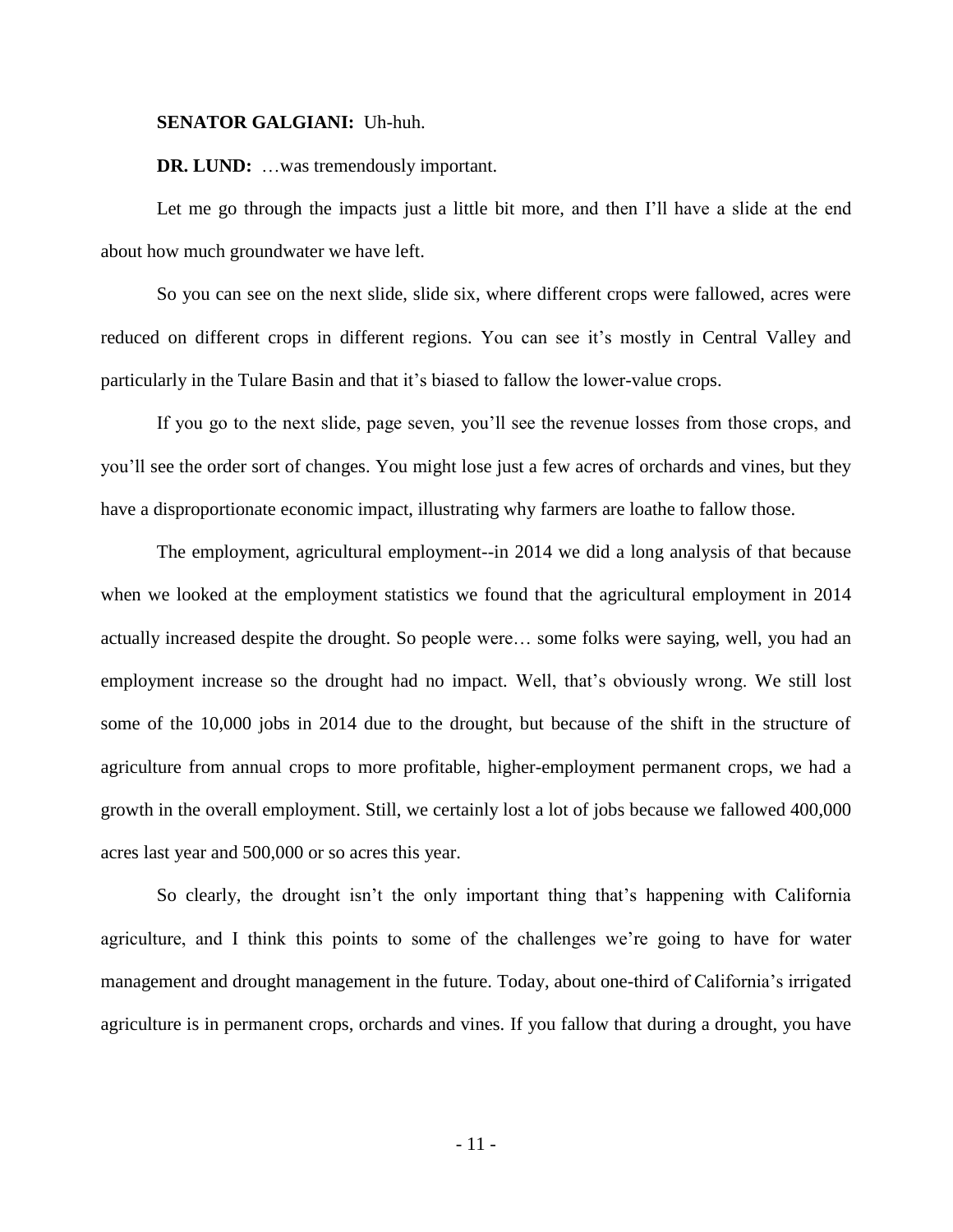**SENATOR GALGIANI:** Uh-huh.

**DR. LUND:** …was tremendously important.

Let me go through the impacts just a little bit more, and then I'll have a slide at the end about how much groundwater we have left.

So you can see on the next slide, slide six, where different crops were fallowed, acres were reduced on different crops in different regions. You can see it's mostly in Central Valley and particularly in the Tulare Basin and that it's biased to fallow the lower-value crops.

If you go to the next slide, page seven, you'll see the revenue losses from those crops, and you'll see the order sort of changes. You might lose just a few acres of orchards and vines, but they have a disproportionate economic impact, illustrating why farmers are loathe to fallow those.

The employment, agricultural employment--in 2014 we did a long analysis of that because when we looked at the employment statistics we found that the agricultural employment in 2014 actually increased despite the drought. So people were… some folks were saying, well, you had an employment increase so the drought had no impact. Well, that's obviously wrong. We still lost some of the 10,000 jobs in 2014 due to the drought, but because of the shift in the structure of agriculture from annual crops to more profitable, higher-employment permanent crops, we had a growth in the overall employment. Still, we certainly lost a lot of jobs because we fallowed 400,000 acres last year and 500,000 or so acres this year.

So clearly, the drought isn't the only important thing that's happening with California agriculture, and I think this points to some of the challenges we're going to have for water management and drought management in the future. Today, about one-third of California's irrigated agriculture is in permanent crops, orchards and vines. If you fallow that during a drought, you have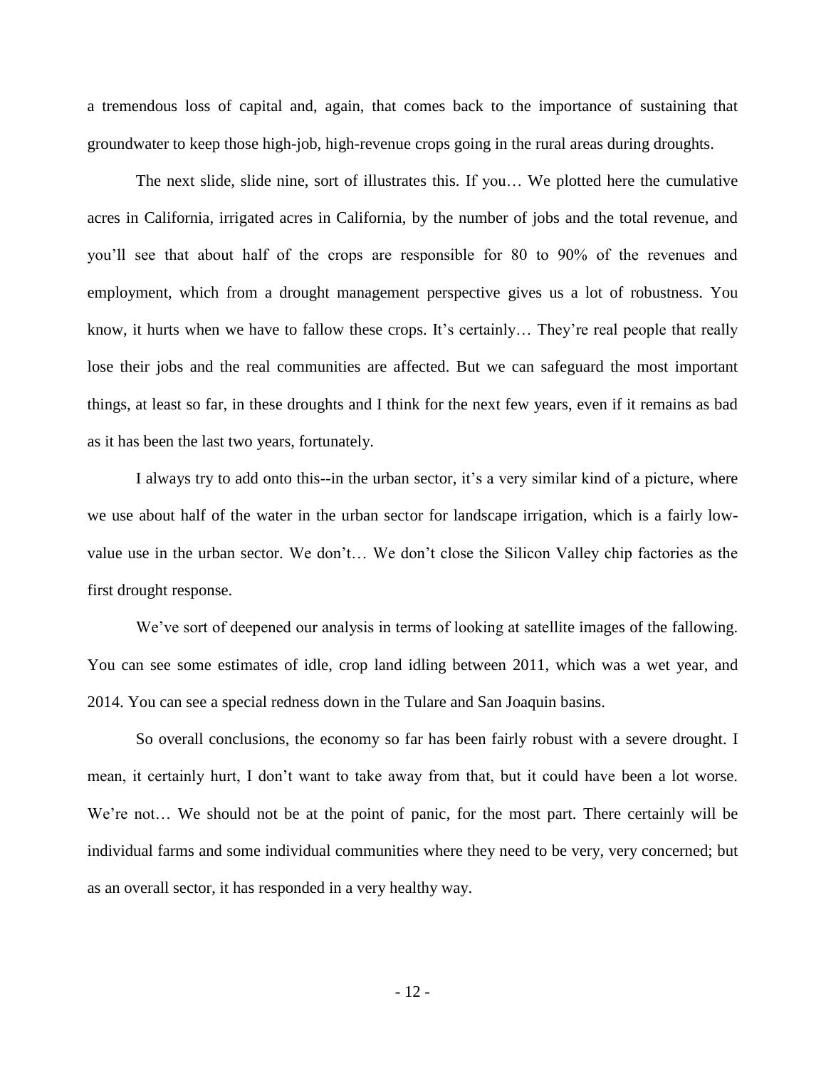a tremendous loss of capital and, again, that comes back to the importance of sustaining that groundwater to keep those high-job, high-revenue crops going in the rural areas during droughts.

The next slide, slide nine, sort of illustrates this. If you… We plotted here the cumulative acres in California, irrigated acres in California, by the number of jobs and the total revenue, and you'll see that about half of the crops are responsible for 80 to 90% of the revenues and employment, which from a drought management perspective gives us a lot of robustness. You know, it hurts when we have to fallow these crops. It's certainly… They're real people that really lose their jobs and the real communities are affected. But we can safeguard the most important things, at least so far, in these droughts and I think for the next few years, even if it remains as bad as it has been the last two years, fortunately.

I always try to add onto this--in the urban sector, it's a very similar kind of a picture, where we use about half of the water in the urban sector for landscape irrigation, which is a fairly low-value use in the urban sector. We don't… We don't close the Silicon Valley chip factories as the first drought response.

We've sort of deepened our analysis in terms of looking at satellite images of the fallowing. You can see some estimates of idle, crop land idling between 2011, which was a wet year, and 2014. You can see a special redness down in the Tulare and San Joaquin basins.

So overall conclusions, the economy so far has been fairly robust with a severe drought. I mean, it certainly hurt, I don't want to take away from that, but it could have been a lot worse. We're not… We should not be at the point of panic, for the most part. There certainly will be individual farms and some individual communities where they need to be very, very concerned; but as an overall sector, it has responded in a very healthy way.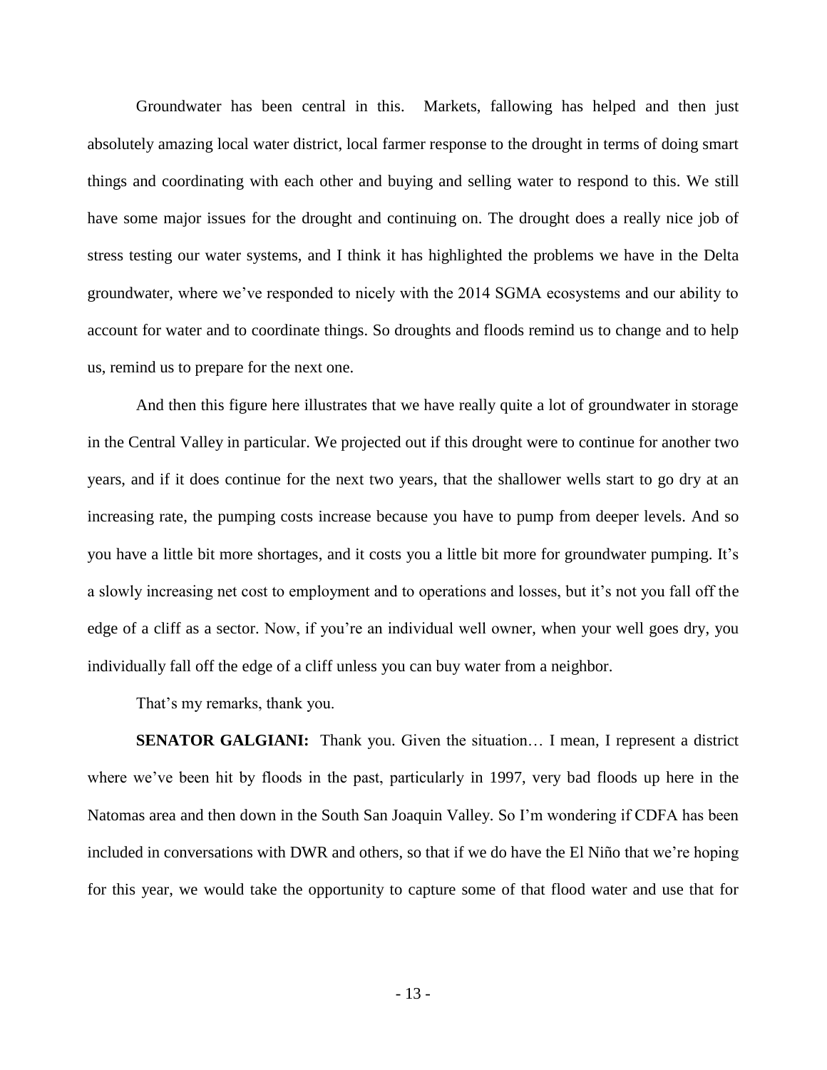Groundwater has been central in this.  Markets, fallowing has helped and then just absolutely amazing local water district, local farmer response to the drought in terms of doing smart things and coordinating with each other and buying and selling water to respond to this. We still have some major issues for the drought and continuing on. The drought does a really nice job of stress testing our water systems, and I think it has highlighted the problems we have in the Delta groundwater, where we've responded to nicely with the 2014 SGMA ecosystems and our ability to account for water and to coordinate things. So droughts and floods remind us to change and to help us, remind us to prepare for the next one.

And then this figure here illustrates that we have really quite a lot of groundwater in storage in the Central Valley in particular. We projected out if this drought were to continue for another two years, and if it does continue for the next two years, that the shallower wells start to go dry at an increasing rate, the pumping costs increase because you have to pump from deeper levels. And so you have a little bit more shortages, and it costs you a little bit more for groundwater pumping. It's a slowly increasing net cost to employment and to operations and losses, but it's not you fall off the edge of a cliff as a sector. Now, if you're an individual well owner, when your well goes dry, you individually fall off the edge of a cliff unless you can buy water from a neighbor.

That's my remarks, thank you.

**SENATOR GALGIANI:** Thank you. Given the situation… I mean, I represent a district where we've been hit by floods in the past, particularly in 1997, very bad floods up here in the Natomas area and then down in the South San Joaquin Valley. So I'm wondering if CDFA has been included in conversations with DWR and others, so that if we do have the El Niño that we're hoping for this year, we would take the opportunity to capture some of that flood water and use that for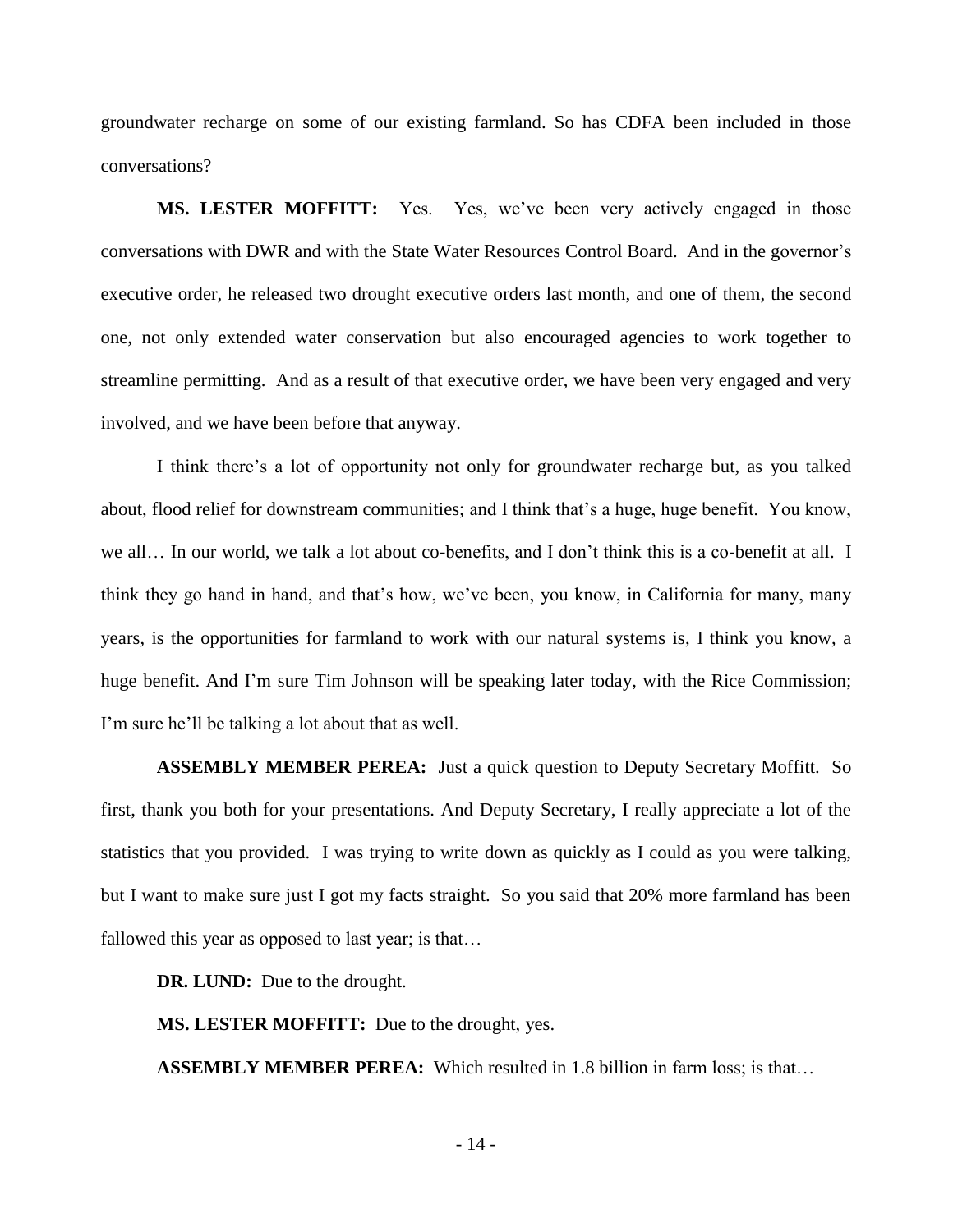groundwater recharge on some of our existing farmland. So has CDFA been included in those conversations?

**MS. LESTER MOFFITT:** Yes. Yes, we've been very actively engaged in those conversations with DWR and with the State Water Resources Control Board. And in the governor's executive order, he released two drought executive orders last month, and one of them, the second one, not only extended water conservation but also encouraged agencies to work together to streamline permitting. And as a result of that executive order, we have been very engaged and very involved, and we have been before that anyway.

I think there's a lot of opportunity not only for groundwater recharge but, as you talked about, flood relief for downstream communities; and I think that's a huge, huge benefit. You know, we all… In our world, we talk a lot about co-benefits, and I don't think this is a co-benefit at all. I think they go hand in hand, and that's how, we've been, you know, in California for many, many years, is the opportunities for farmland to work with our natural systems is, I think you know, a huge benefit. And I'm sure Tim Johnson will be speaking later today, with the Rice Commission; I'm sure he'll be talking a lot about that as well.

**ASSEMBLY MEMBER PEREA:** Just a quick question to Deputy Secretary Moffitt. So first, thank you both for your presentations. And Deputy Secretary, I really appreciate a lot of the statistics that you provided. I was trying to write down as quickly as I could as you were talking, but I want to make sure just I got my facts straight. So you said that 20% more farmland has been fallowed this year as opposed to last year; is that…

**DR. LUND:** Due to the drought.

**MS. LESTER MOFFITT:** Due to the drought, yes.

**ASSEMBLY MEMBER PEREA:** Which resulted in 1.8 billion in farm loss; is that…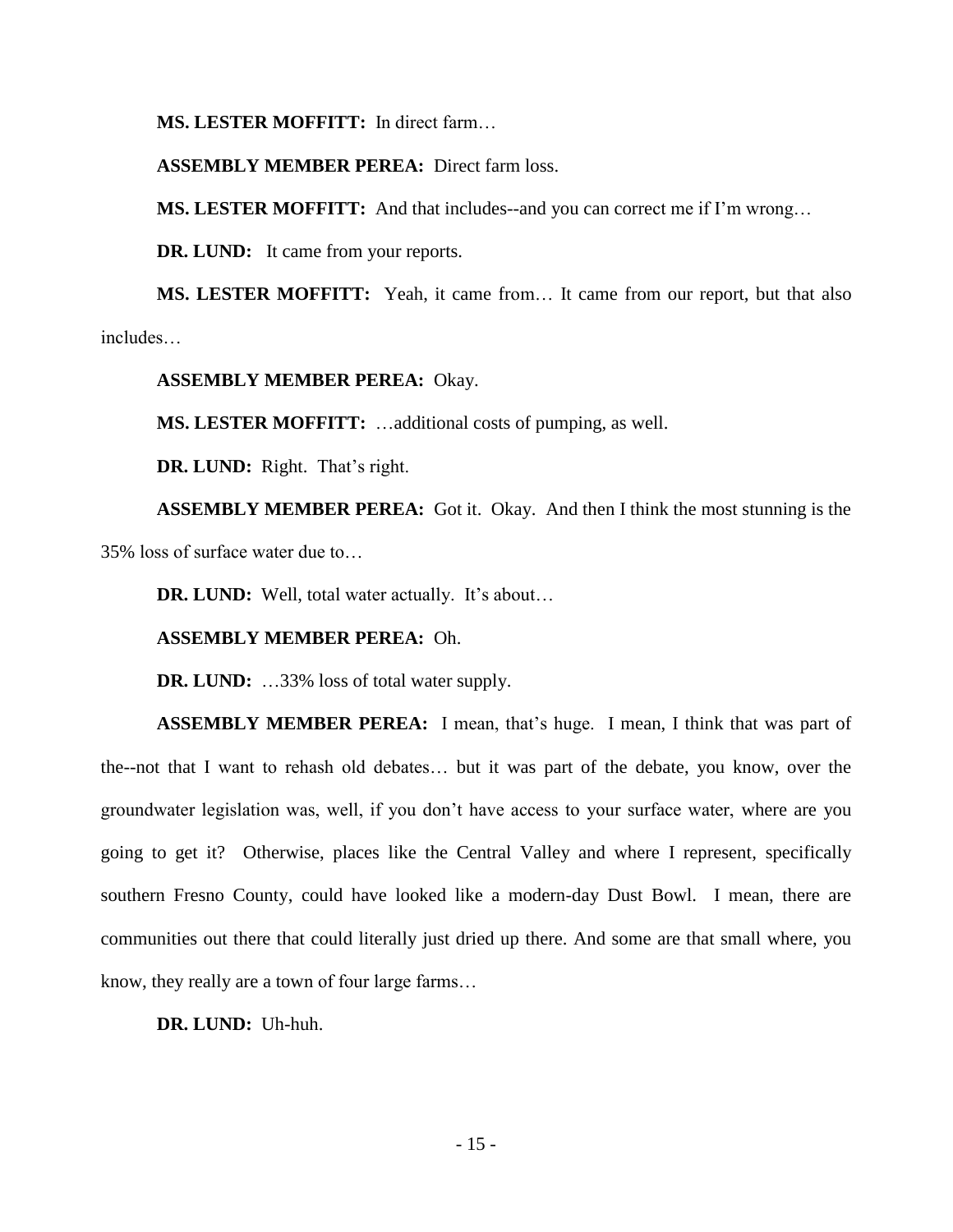**MS. LESTER MOFFITT:** In direct farm…

**ASSEMBLY MEMBER PEREA:** Direct farm loss.

**MS. LESTER MOFFITT:** And that includes--and you can correct me if I'm wrong…

**DR. LUND:** It came from your reports.

**MS. LESTER MOFFITT:** Yeah, it came from… It came from our report, but that also includes…

**ASSEMBLY MEMBER PEREA:** Okay.

**MS. LESTER MOFFITT:** …additional costs of pumping, as well.

**DR. LUND:** Right. That's right.

**ASSEMBLY MEMBER PEREA:** Got it. Okay. And then I think the most stunning is the 35% loss of surface water due to…

**DR. LUND:** Well, total water actually. It's about…

**ASSEMBLY MEMBER PEREA:** Oh.

**DR. LUND:** …33% loss of total water supply.

**ASSEMBLY MEMBER PEREA:** I mean, that's huge. I mean, I think that was part of the--not that I want to rehash old debates… but it was part of the debate, you know, over the groundwater legislation was, well, if you don't have access to your surface water, where are you going to get it? Otherwise, places like the Central Valley and where I represent, specifically southern Fresno County, could have looked like a modern-day Dust Bowl. I mean, there are communities out there that could literally just dried up there. And some are that small where, you know, they really are a town of four large farms…

**DR. LUND:** Uh-huh.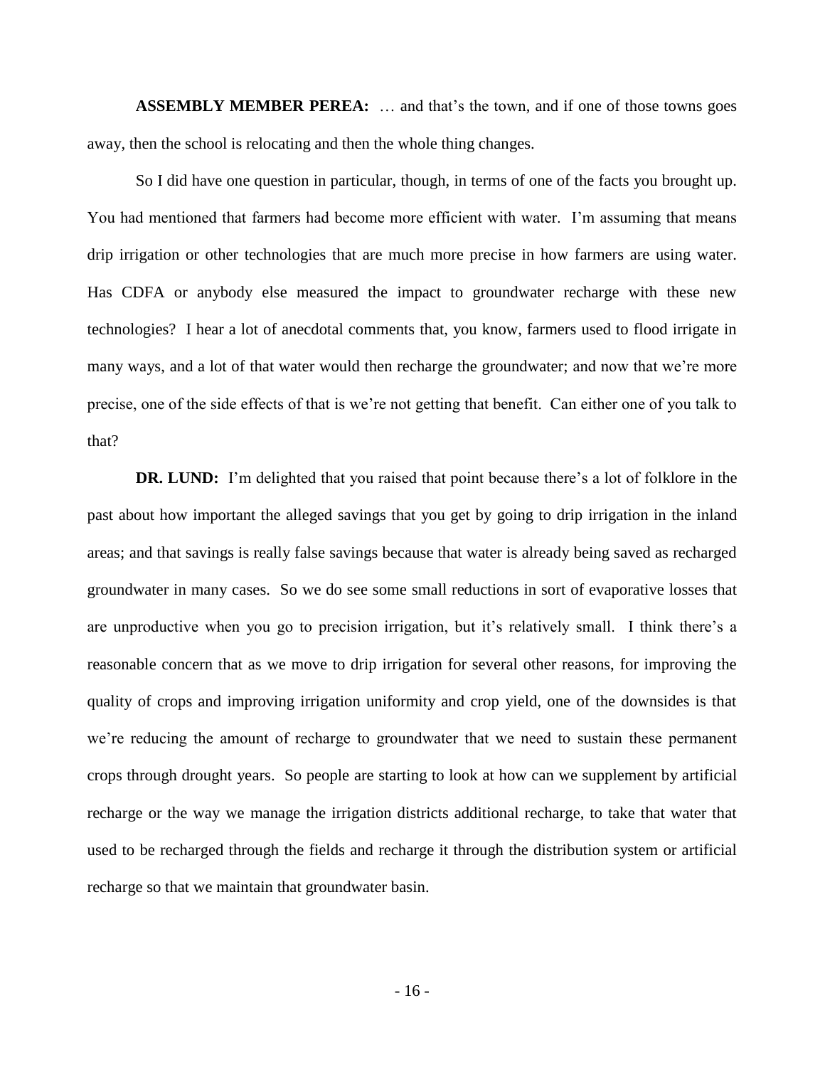**ASSEMBLY MEMBER PEREA:** … and that's the town, and if one of those towns goes away, then the school is relocating and then the whole thing changes.

So I did have one question in particular, though, in terms of one of the facts you brought up. You had mentioned that farmers had become more efficient with water. I'm assuming that means drip irrigation or other technologies that are much more precise in how farmers are using water. Has CDFA or anybody else measured the impact to groundwater recharge with these new technologies? I hear a lot of anecdotal comments that, you know, farmers used to flood irrigate in many ways, and a lot of that water would then recharge the groundwater; and now that we're more precise, one of the side effects of that is we're not getting that benefit. Can either one of you talk to that?

**DR. LUND:** I'm delighted that you raised that point because there's a lot of folklore in the past about how important the alleged savings that you get by going to drip irrigation in the inland areas; and that savings is really false savings because that water is already being saved as recharged groundwater in many cases. So we do see some small reductions in sort of evaporative losses that are unproductive when you go to precision irrigation, but it's relatively small. I think there's a reasonable concern that as we move to drip irrigation for several other reasons, for improving the quality of crops and improving irrigation uniformity and crop yield, one of the downsides is that we're reducing the amount of recharge to groundwater that we need to sustain these permanent crops through drought years. So people are starting to look at how can we supplement by artificial recharge or the way we manage the irrigation districts additional recharge, to take that water that used to be recharged through the fields and recharge it through the distribution system or artificial recharge so that we maintain that groundwater basin.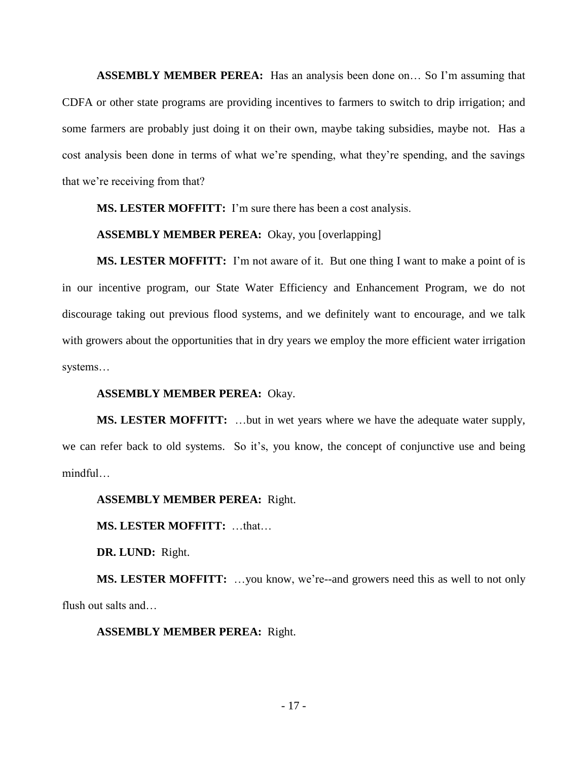**ASSEMBLY MEMBER PEREA:** Has an analysis been done on… So I'm assuming that CDFA or other state programs are providing incentives to farmers to switch to drip irrigation; and some farmers are probably just doing it on their own, maybe taking subsidies, maybe not. Has a cost analysis been done in terms of what we're spending, what they're spending, and the savings that we're receiving from that?

**MS. LESTER MOFFITT:** I'm sure there has been a cost analysis.

**ASSEMBLY MEMBER PEREA:** Okay, you [overlapping]

**MS. LESTER MOFFITT:** I'm not aware of it. But one thing I want to make a point of is in our incentive program, our State Water Efficiency and Enhancement Program, we do not discourage taking out previous flood systems, and we definitely want to encourage, and we talk with growers about the opportunities that in dry years we employ the more efficient water irrigation systems…

**ASSEMBLY MEMBER PEREA:** Okay.

**MS. LESTER MOFFITT:** …but in wet years where we have the adequate water supply, we can refer back to old systems. So it's, you know, the concept of conjunctive use and being mindful…

**ASSEMBLY MEMBER PEREA:** Right.

**MS. LESTER MOFFITT:** …that…

**DR. LUND:** Right.

**MS. LESTER MOFFITT:** …you know, we're--and growers need this as well to not only flush out salts and…

**ASSEMBLY MEMBER PEREA:** Right.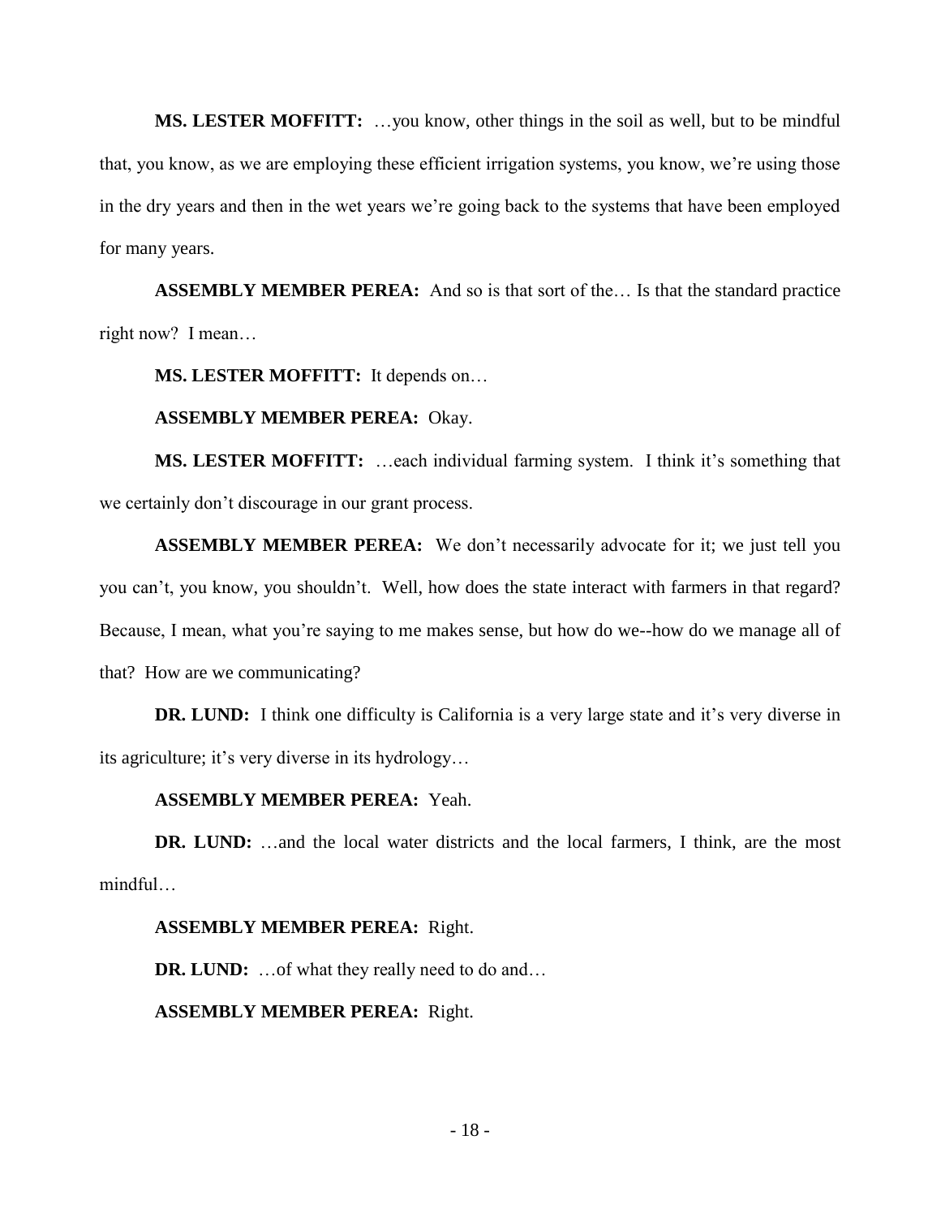**MS. LESTER MOFFITT:** …you know, other things in the soil as well, but to be mindful that, you know, as we are employing these efficient irrigation systems, you know, we're using those in the dry years and then in the wet years we're going back to the systems that have been employed for many years.

**ASSEMBLY MEMBER PEREA:** And so is that sort of the… Is that the standard practice right now? I mean…

**MS. LESTER MOFFITT:** It depends on…

**ASSEMBLY MEMBER PEREA:** Okay.

**MS. LESTER MOFFITT:** …each individual farming system. I think it's something that we certainly don't discourage in our grant process.

**ASSEMBLY MEMBER PEREA:** We don't necessarily advocate for it; we just tell you you can't, you know, you shouldn't. Well, how does the state interact with farmers in that regard? Because, I mean, what you're saying to me makes sense, but how do we--how do we manage all of that? How are we communicating?

**DR. LUND:** I think one difficulty is California is a very large state and it's very diverse in its agriculture; it's very diverse in its hydrology…

**ASSEMBLY MEMBER PEREA:** Yeah.

**DR. LUND:** …and the local water districts and the local farmers, I think, are the most mindful…

**ASSEMBLY MEMBER PEREA:** Right.

**DR. LUND:** …of what they really need to do and…

**ASSEMBLY MEMBER PEREA:** Right.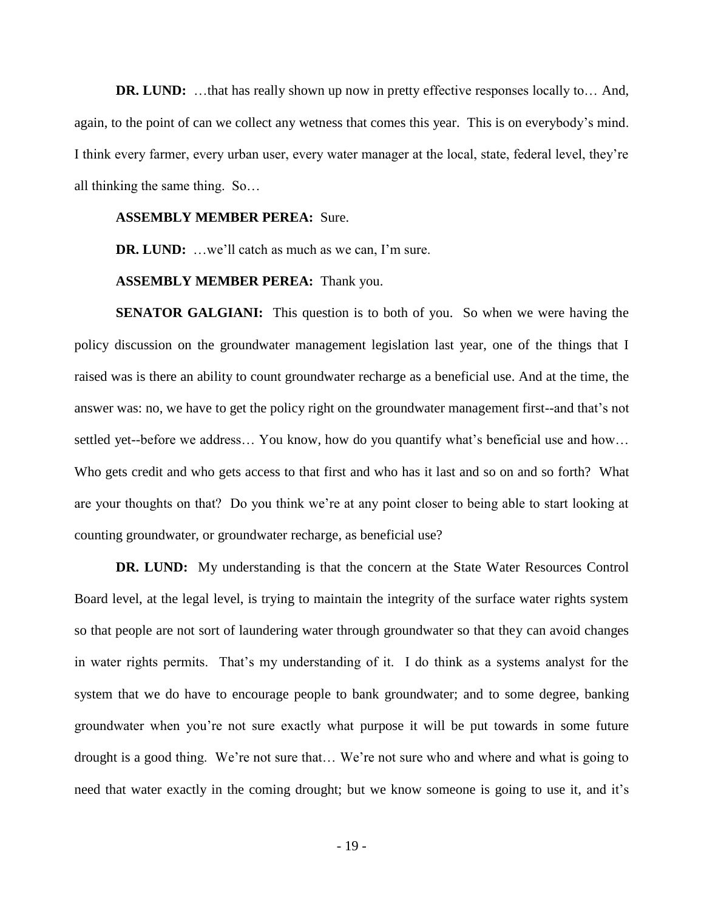**DR. LUND:** …that has really shown up now in pretty effective responses locally to… And, again, to the point of can we collect any wetness that comes this year. This is on everybody's mind. I think every farmer, every urban user, every water manager at the local, state, federal level, they're all thinking the same thing. So…

**ASSEMBLY MEMBER PEREA:** Sure.

**DR. LUND:** …we'll catch as much as we can, I'm sure.

**ASSEMBLY MEMBER PEREA:** Thank you.

**SENATOR GALGIANI:** This question is to both of you. So when we were having the policy discussion on the groundwater management legislation last year, one of the things that I raised was is there an ability to count groundwater recharge as a beneficial use. And at the time, the answer was: no, we have to get the policy right on the groundwater management first--and that's not settled yet--before we address… You know, how do you quantify what's beneficial use and how… Who gets credit and who gets access to that first and who has it last and so on and so forth? What are your thoughts on that? Do you think we're at any point closer to being able to start looking at counting groundwater, or groundwater recharge, as beneficial use?

**DR. LUND:** My understanding is that the concern at the State Water Resources Control Board level, at the legal level, is trying to maintain the integrity of the surface water rights system so that people are not sort of laundering water through groundwater so that they can avoid changes in water rights permits. That's my understanding of it. I do think as a systems analyst for the system that we do have to encourage people to bank groundwater; and to some degree, banking groundwater when you're not sure exactly what purpose it will be put towards in some future drought is a good thing. We're not sure that… We're not sure who and where and what is going to need that water exactly in the coming drought; but we know someone is going to use it, and it's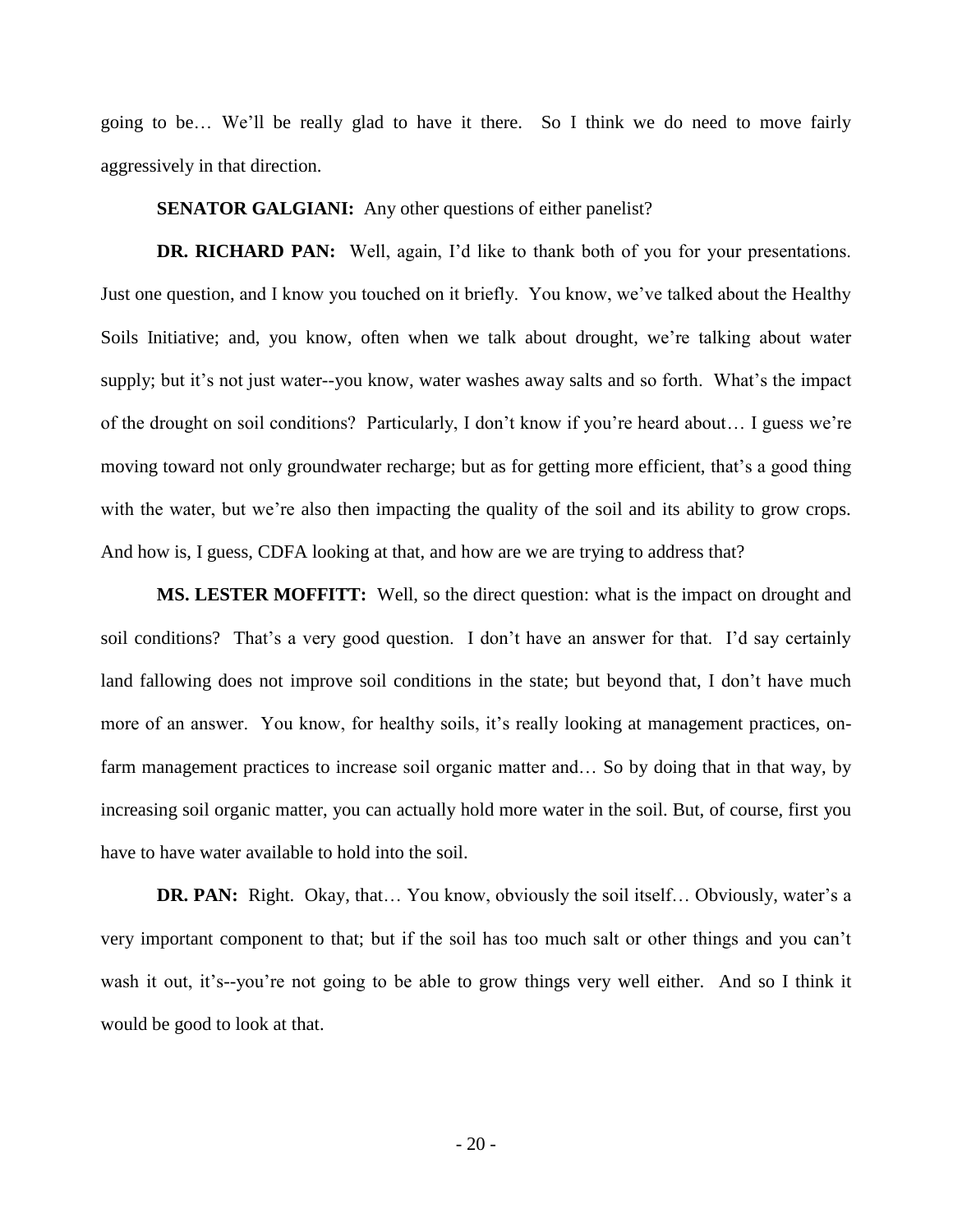going to be… We'll be really glad to have it there. So I think we do need to move fairly aggressively in that direction.

**SENATOR GALGIANI:** Any other questions of either panelist?

**DR. RICHARD PAN:** Well, again, I'd like to thank both of you for your presentations. Just one question, and I know you touched on it briefly. You know, we've talked about the Healthy Soils Initiative; and, you know, often when we talk about drought, we're talking about water supply; but it's not just water--you know, water washes away salts and so forth. What's the impact of the drought on soil conditions? Particularly, I don't know if you're heard about… I guess we're moving toward not only groundwater recharge; but as for getting more efficient, that's a good thing with the water, but we're also then impacting the quality of the soil and its ability to grow crops. And how is, I guess, CDFA looking at that, and how are we are trying to address that?

**MS. LESTER MOFFITT:** Well, so the direct question: what is the impact on drought and soil conditions? That's a very good question. I don't have an answer for that. I'd say certainly land fallowing does not improve soil conditions in the state; but beyond that, I don't have much more of an answer. You know, for healthy soils, it's really looking at management practices, on-farm management practices to increase soil organic matter and… So by doing that in that way, by increasing soil organic matter, you can actually hold more water in the soil. But, of course, first you have to have water available to hold into the soil.

**DR. PAN:** Right. Okay, that… You know, obviously the soil itself… Obviously, water's a very important component to that; but if the soil has too much salt or other things and you can't wash it out, it's--you're not going to be able to grow things very well either. And so I think it would be good to look at that.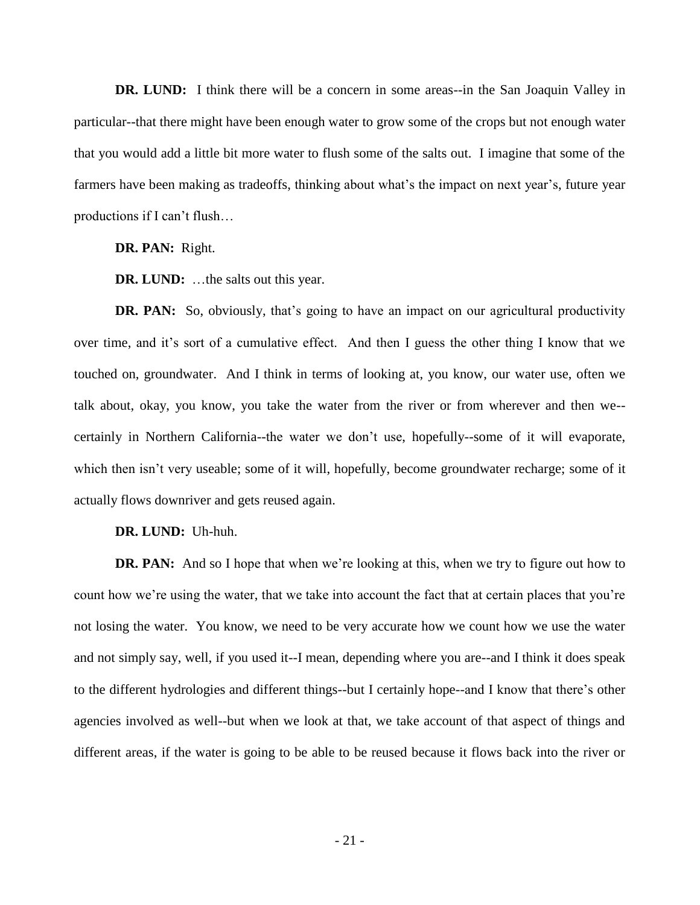**DR. LUND:** I think there will be a concern in some areas--in the San Joaquin Valley in particular--that there might have been enough water to grow some of the crops but not enough water that you would add a little bit more water to flush some of the salts out. I imagine that some of the farmers have been making as tradeoffs, thinking about what's the impact on next year's, future year productions if I can't flush…

**DR. PAN:** Right.

**DR. LUND:** …the salts out this year.

**DR. PAN:** So, obviously, that's going to have an impact on our agricultural productivity over time, and it's sort of a cumulative effect. And then I guess the other thing I know that we touched on, groundwater. And I think in terms of looking at, you know, our water use, often we talk about, okay, you know, you take the water from the river or from wherever and then we--certainly in Northern California--the water we don't use, hopefully--some of it will evaporate, which then isn't very useable; some of it will, hopefully, become groundwater recharge; some of it actually flows downriver and gets reused again.

**DR. LUND:** Uh-huh.

**DR. PAN:** And so I hope that when we're looking at this, when we try to figure out how to count how we're using the water, that we take into account the fact that at certain places that you're not losing the water. You know, we need to be very accurate how we count how we use the water and not simply say, well, if you used it--I mean, depending where you are--and I think it does speak to the different hydrologies and different things--but I certainly hope--and I know that there's other agencies involved as well--but when we look at that, we take account of that aspect of things and different areas, if the water is going to be able to be reused because it flows back into the river or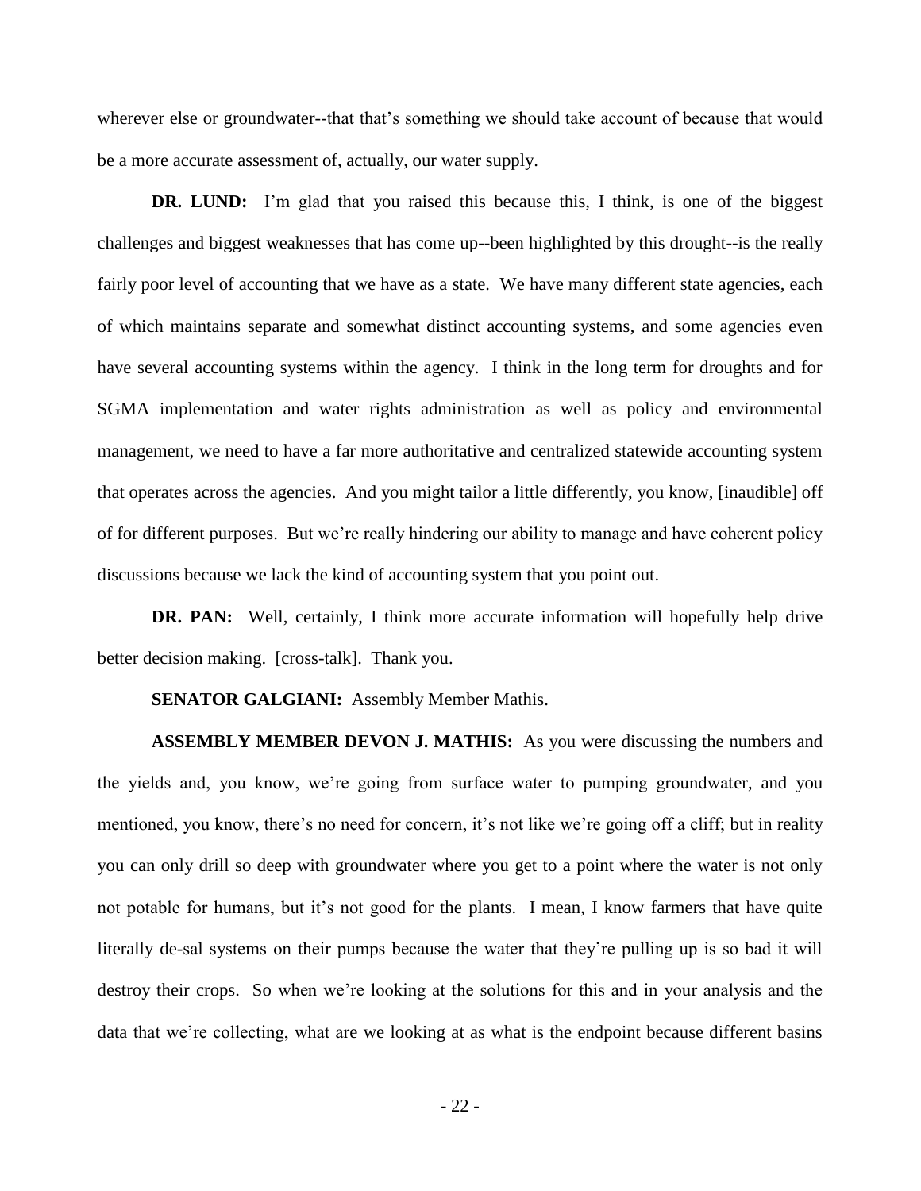wherever else or groundwater--that that's something we should take account of because that would be a more accurate assessment of, actually, our water supply.

**DR. LUND:** I'm glad that you raised this because this, I think, is one of the biggest challenges and biggest weaknesses that has come up--been highlighted by this drought--is the really fairly poor level of accounting that we have as a state. We have many different state agencies, each of which maintains separate and somewhat distinct accounting systems, and some agencies even have several accounting systems within the agency. I think in the long term for droughts and for SGMA implementation and water rights administration as well as policy and environmental management, we need to have a far more authoritative and centralized statewide accounting system that operates across the agencies. And you might tailor a little differently, you know, [inaudible] off of for different purposes. But we're really hindering our ability to manage and have coherent policy discussions because we lack the kind of accounting system that you point out.

**DR. PAN:** Well, certainly, I think more accurate information will hopefully help drive better decision making. [cross-talk]. Thank you.

**SENATOR GALGIANI:** Assembly Member Mathis.

**ASSEMBLY MEMBER DEVON J. MATHIS:** As you were discussing the numbers and the yields and, you know, we're going from surface water to pumping groundwater, and you mentioned, you know, there's no need for concern, it's not like we're going off a cliff; but in reality you can only drill so deep with groundwater where you get to a point where the water is not only not potable for humans, but it's not good for the plants. I mean, I know farmers that have quite literally de-sal systems on their pumps because the water that they're pulling up is so bad it will destroy their crops. So when we're looking at the solutions for this and in your analysis and the data that we're collecting, what are we looking at as what is the endpoint because different basins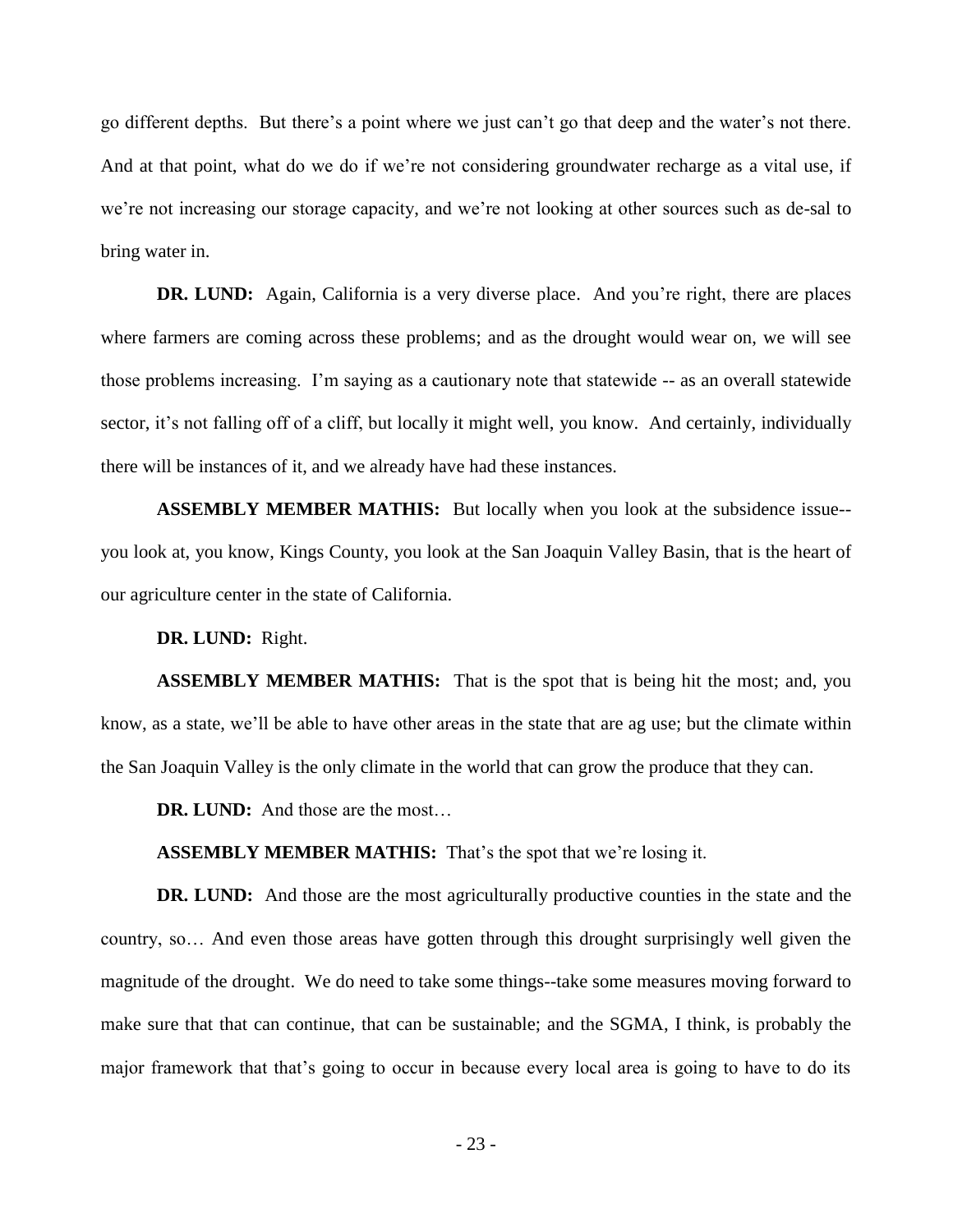go different depths. But there's a point where we just can't go that deep and the water's not there. And at that point, what do we do if we're not considering groundwater recharge as a vital use, if we're not increasing our storage capacity, and we're not looking at other sources such as de-sal to bring water in.

**DR. LUND:** Again, California is a very diverse place. And you're right, there are places where farmers are coming across these problems; and as the drought would wear on, we will see those problems increasing. I'm saying as a cautionary note that statewide -- as an overall statewide sector, it's not falling off of a cliff, but locally it might well, you know. And certainly, individually there will be instances of it, and we already have had these instances.

**ASSEMBLY MEMBER MATHIS:** But locally when you look at the subsidence issue--you look at, you know, Kings County, you look at the San Joaquin Valley Basin, that is the heart of our agriculture center in the state of California.

**DR. LUND:** Right.

**ASSEMBLY MEMBER MATHIS:** That is the spot that is being hit the most; and, you know, as a state, we'll be able to have other areas in the state that are ag use; but the climate within the San Joaquin Valley is the only climate in the world that can grow the produce that they can.

**DR. LUND:** And those are the most…

**ASSEMBLY MEMBER MATHIS:** That's the spot that we're losing it.

**DR. LUND:** And those are the most agriculturally productive counties in the state and the country, so… And even those areas have gotten through this drought surprisingly well given the magnitude of the drought. We do need to take some things--take some measures moving forward to make sure that that can continue, that can be sustainable; and the SGMA, I think, is probably the major framework that that's going to occur in because every local area is going to have to do its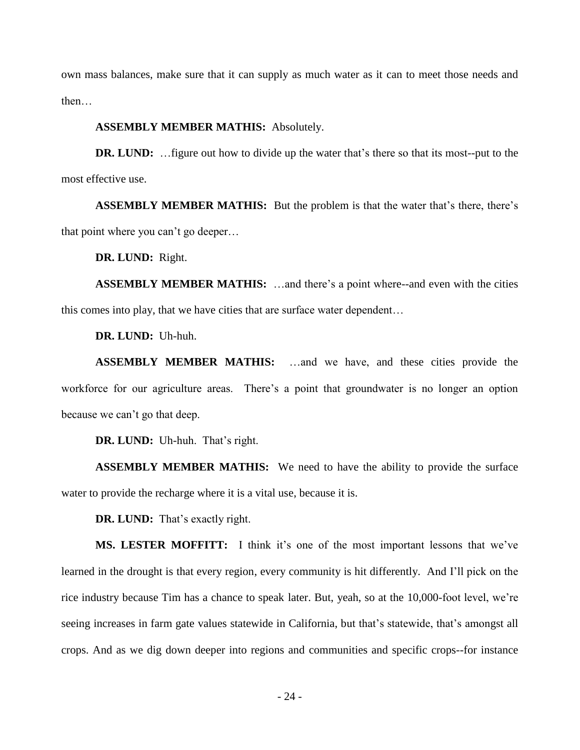own mass balances, make sure that it can supply as much water as it can to meet those needs and then…

**ASSEMBLY MEMBER MATHIS:** Absolutely.

**DR. LUND:** …figure out how to divide up the water that's there so that its most--put to the most effective use.

**ASSEMBLY MEMBER MATHIS:** But the problem is that the water that's there, there's that point where you can't go deeper…

**DR. LUND:** Right.

**ASSEMBLY MEMBER MATHIS:** …and there's a point where--and even with the cities this comes into play, that we have cities that are surface water dependent…

**DR. LUND:** Uh-huh.

**ASSEMBLY MEMBER MATHIS:** …and we have, and these cities provide the workforce for our agriculture areas. There's a point that groundwater is no longer an option because we can't go that deep.

**DR. LUND:** Uh-huh. That's right.

**ASSEMBLY MEMBER MATHIS:** We need to have the ability to provide the surface water to provide the recharge where it is a vital use, because it is.

**DR. LUND:** That's exactly right.

**MS. LESTER MOFFITT:** I think it's one of the most important lessons that we've learned in the drought is that every region, every community is hit differently. And I'll pick on the rice industry because Tim has a chance to speak later. But, yeah, so at the 10,000-foot level, we're seeing increases in farm gate values statewide in California, but that's statewide, that's amongst all crops. And as we dig down deeper into regions and communities and specific crops--for instance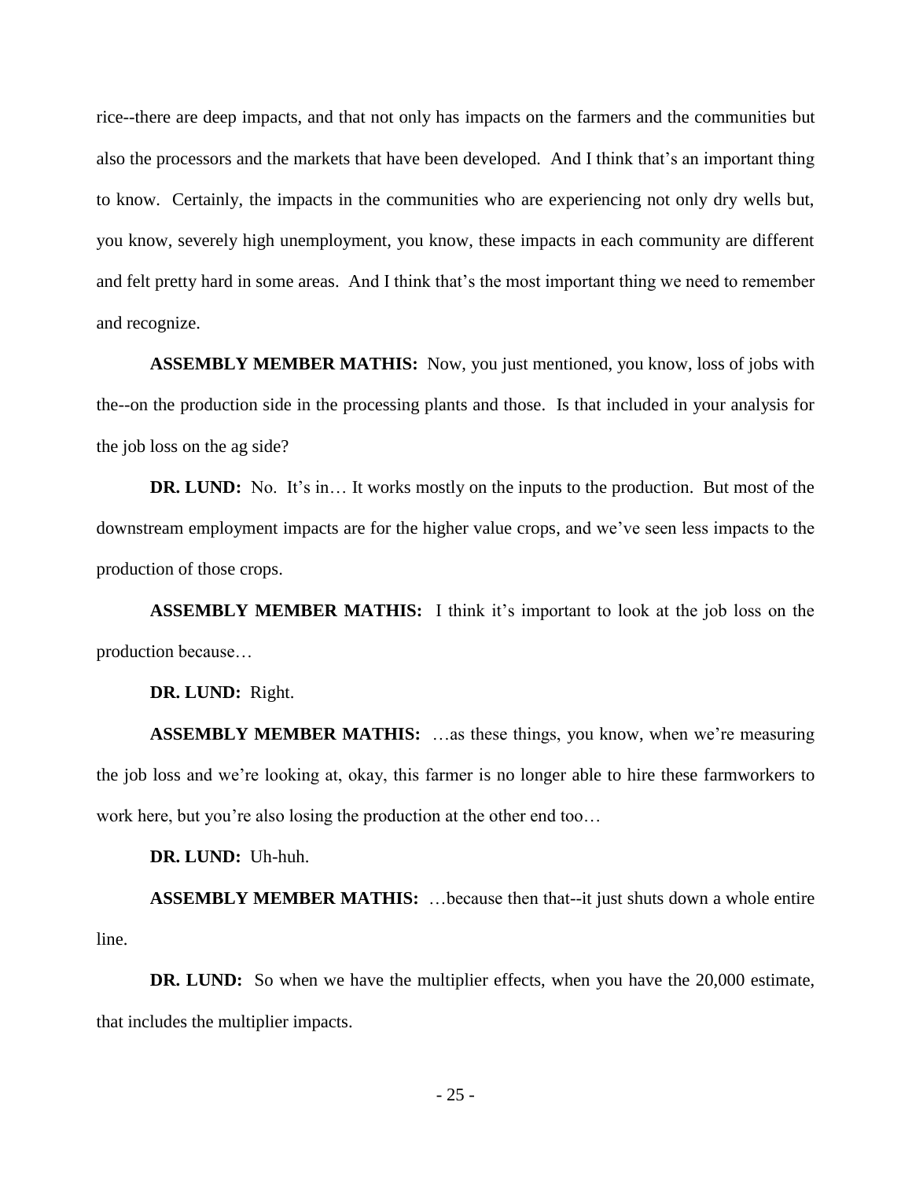rice--there are deep impacts, and that not only has impacts on the farmers and the communities but also the processors and the markets that have been developed. And I think that's an important thing to know. Certainly, the impacts in the communities who are experiencing not only dry wells but, you know, severely high unemployment, you know, these impacts in each community are different and felt pretty hard in some areas. And I think that's the most important thing we need to remember and recognize.

**ASSEMBLY MEMBER MATHIS:** Now, you just mentioned, you know, loss of jobs with the--on the production side in the processing plants and those. Is that included in your analysis for the job loss on the ag side?

**DR. LUND:** No. It's in… It works mostly on the inputs to the production. But most of the downstream employment impacts are for the higher value crops, and we've seen less impacts to the production of those crops.

**ASSEMBLY MEMBER MATHIS:** I think it's important to look at the job loss on the production because…

**DR. LUND:** Right.

**ASSEMBLY MEMBER MATHIS:** …as these things, you know, when we're measuring the job loss and we're looking at, okay, this farmer is no longer able to hire these farmworkers to work here, but you're also losing the production at the other end too…

**DR. LUND:** Uh-huh.

**ASSEMBLY MEMBER MATHIS:** …because then that--it just shuts down a whole entire line.

**DR. LUND:** So when we have the multiplier effects, when you have the 20,000 estimate, that includes the multiplier impacts.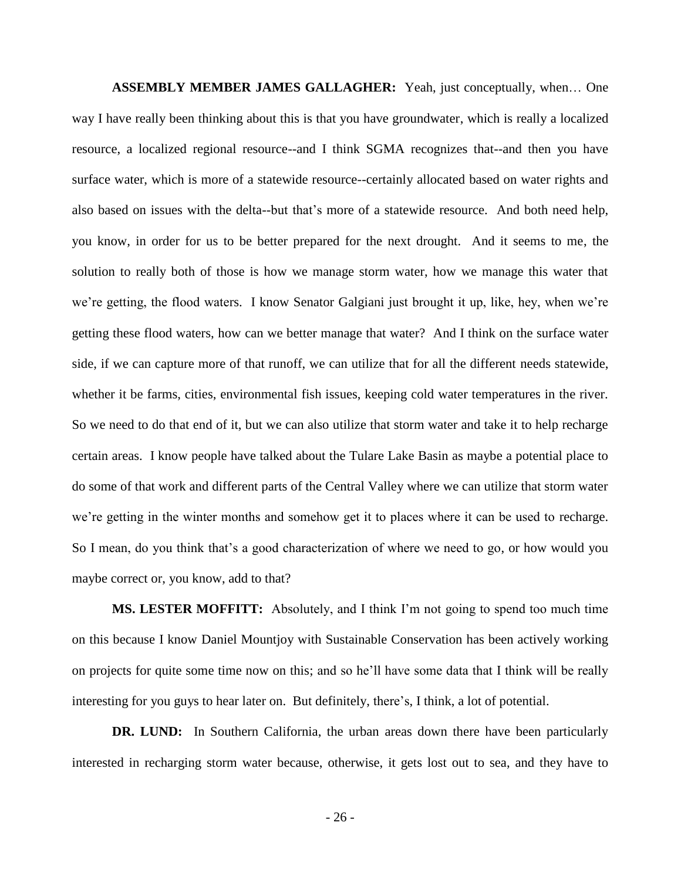**ASSEMBLY MEMBER JAMES GALLAGHER:** Yeah, just conceptually, when… One way I have really been thinking about this is that you have groundwater, which is really a localized resource, a localized regional resource--and I think SGMA recognizes that--and then you have surface water, which is more of a statewide resource--certainly allocated based on water rights and also based on issues with the delta--but that's more of a statewide resource. And both need help, you know, in order for us to be better prepared for the next drought. And it seems to me, the solution to really both of those is how we manage storm water, how we manage this water that we're getting, the flood waters. I know Senator Galgiani just brought it up, like, hey, when we're getting these flood waters, how can we better manage that water? And I think on the surface water side, if we can capture more of that runoff, we can utilize that for all the different needs statewide, whether it be farms, cities, environmental fish issues, keeping cold water temperatures in the river. So we need to do that end of it, but we can also utilize that storm water and take it to help recharge certain areas. I know people have talked about the Tulare Lake Basin as maybe a potential place to do some of that work and different parts of the Central Valley where we can utilize that storm water we're getting in the winter months and somehow get it to places where it can be used to recharge. So I mean, do you think that's a good characterization of where we need to go, or how would you maybe correct or, you know, add to that?

**MS. LESTER MOFFITT:** Absolutely, and I think I'm not going to spend too much time on this because I know Daniel Mountjoy with Sustainable Conservation has been actively working on projects for quite some time now on this; and so he'll have some data that I think will be really interesting for you guys to hear later on. But definitely, there's, I think, a lot of potential.

**DR. LUND:** In Southern California, the urban areas down there have been particularly interested in recharging storm water because, otherwise, it gets lost out to sea, and they have to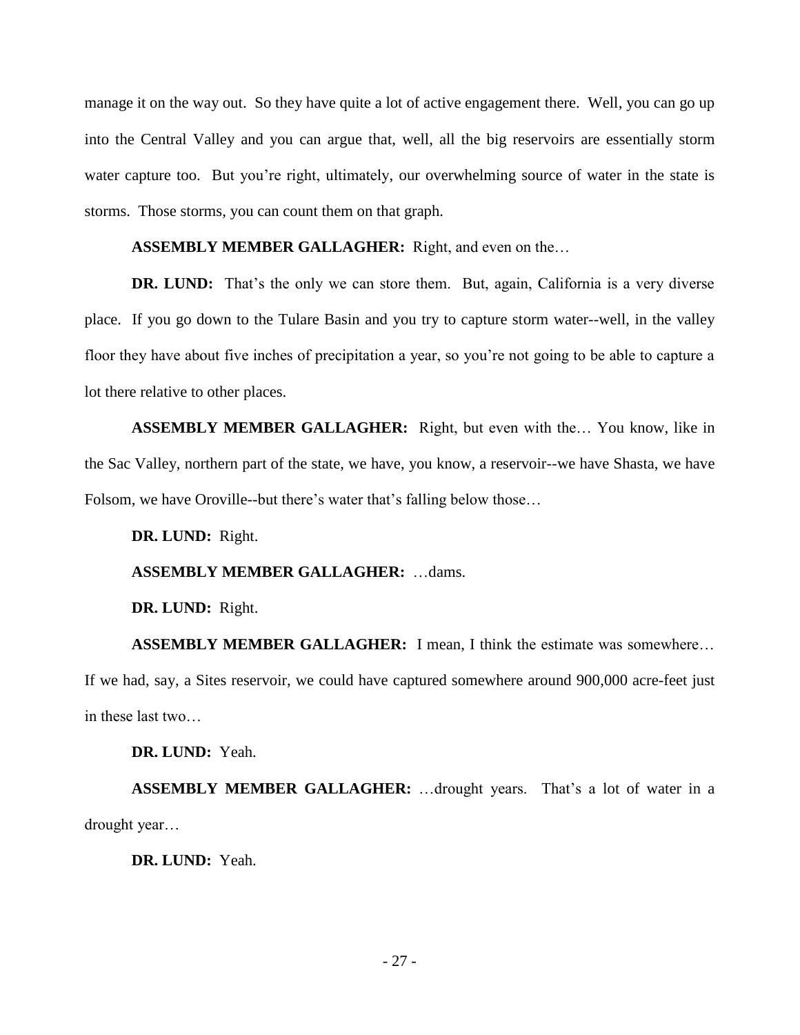manage it on the way out. So they have quite a lot of active engagement there. Well, you can go up into the Central Valley and you can argue that, well, all the big reservoirs are essentially storm water capture too. But you're right, ultimately, our overwhelming source of water in the state is storms. Those storms, you can count them on that graph.

**ASSEMBLY MEMBER GALLAGHER:** Right, and even on the…

**DR. LUND:** That's the only we can store them. But, again, California is a very diverse place. If you go down to the Tulare Basin and you try to capture storm water--well, in the valley floor they have about five inches of precipitation a year, so you're not going to be able to capture a lot there relative to other places.

**ASSEMBLY MEMBER GALLAGHER:** Right, but even with the… You know, like in the Sac Valley, northern part of the state, we have, you know, a reservoir--we have Shasta, we have Folsom, we have Oroville--but there's water that's falling below those…

**DR. LUND:** Right.

**ASSEMBLY MEMBER GALLAGHER:** …dams.

**DR. LUND:** Right.

**ASSEMBLY MEMBER GALLAGHER:** I mean, I think the estimate was somewhere… If we had, say, a Sites reservoir, we could have captured somewhere around 900,000 acre-feet just in these last two…

**DR. LUND:** Yeah.

**ASSEMBLY MEMBER GALLAGHER:** …drought years. That's a lot of water in a drought year…

**DR. LUND:** Yeah.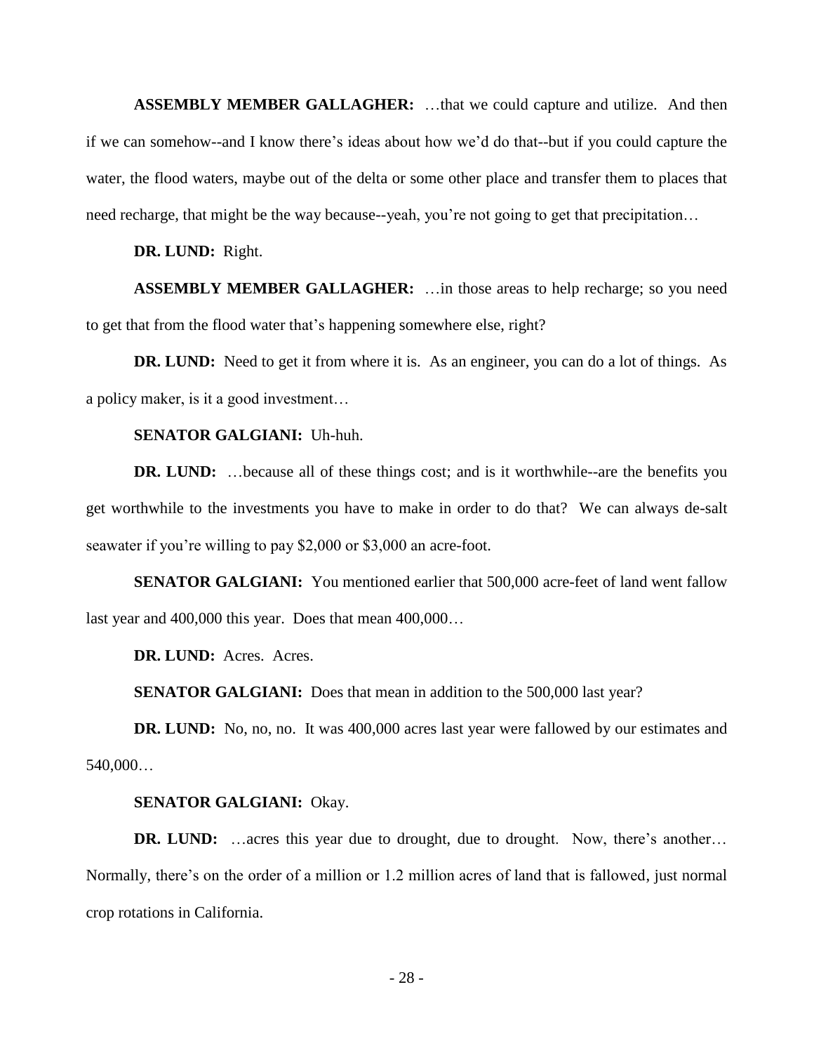**ASSEMBLY MEMBER GALLAGHER:** …that we could capture and utilize. And then if we can somehow--and I know there's ideas about how we'd do that--but if you could capture the water, the flood waters, maybe out of the delta or some other place and transfer them to places that need recharge, that might be the way because--yeah, you're not going to get that precipitation…

**DR. LUND:** Right.

**ASSEMBLY MEMBER GALLAGHER:** …in those areas to help recharge; so you need to get that from the flood water that's happening somewhere else, right?

**DR. LUND:** Need to get it from where it is. As an engineer, you can do a lot of things. As a policy maker, is it a good investment…

**SENATOR GALGIANI:** Uh-huh.

**DR. LUND:** …because all of these things cost; and is it worthwhile--are the benefits you get worthwhile to the investments you have to make in order to do that? We can always de-salt seawater if you're willing to pay $2,000 or $3,000 an acre-foot.

**SENATOR GALGIANI:** You mentioned earlier that 500,000 acre-feet of land went fallow last year and 400,000 this year. Does that mean 400,000…

**DR. LUND:** Acres. Acres.

**SENATOR GALGIANI:** Does that mean in addition to the 500,000 last year?

**DR. LUND:** No, no, no. It was 400,000 acres last year were fallowed by our estimates and 540,000…

**SENATOR GALGIANI:** Okay.

**DR. LUND:** …acres this year due to drought, due to drought. Now, there's another… Normally, there's on the order of a million or 1.2 million acres of land that is fallowed, just normal crop rotations in California.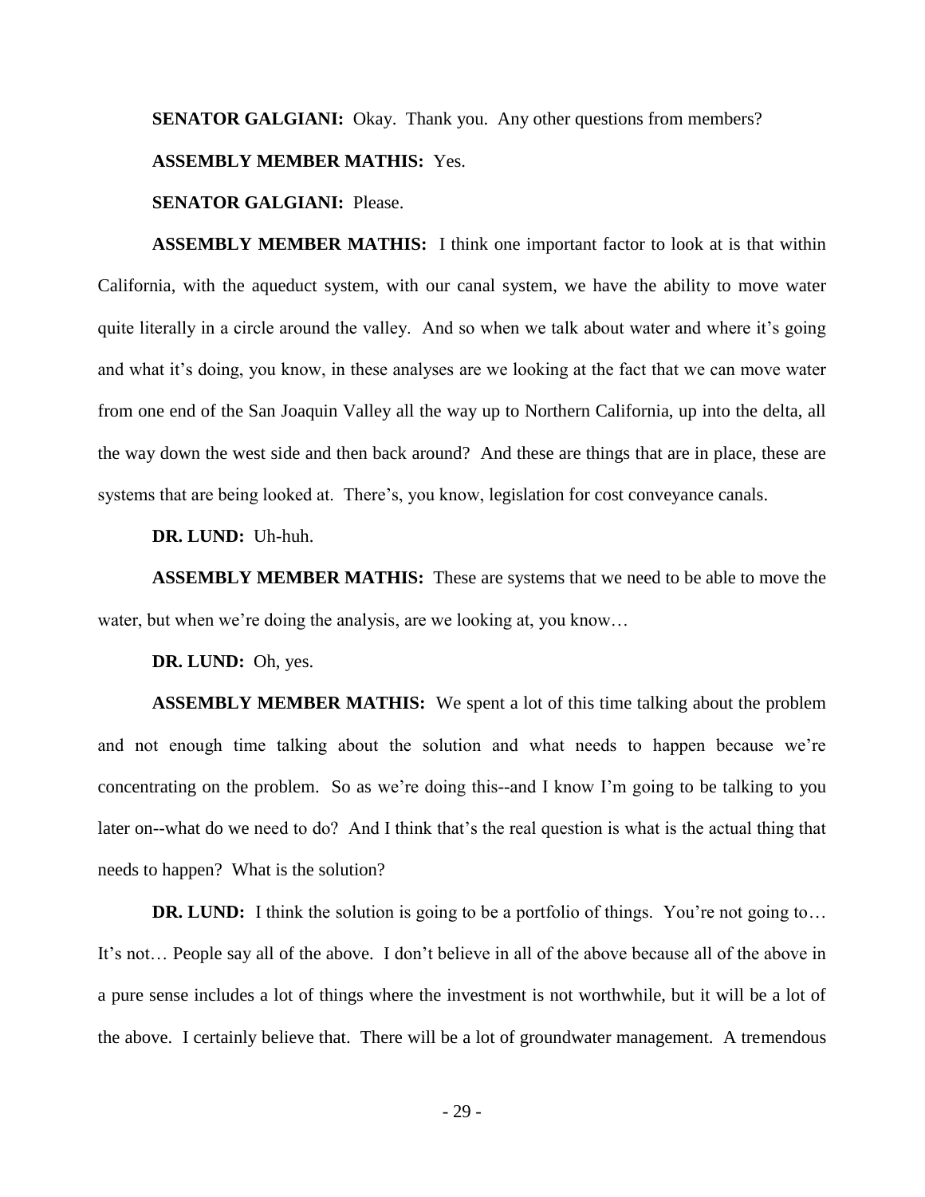**SENATOR GALGIANI:** Okay. Thank you. Any other questions from members?

**ASSEMBLY MEMBER MATHIS:** Yes.

**SENATOR GALGIANI:** Please.

**ASSEMBLY MEMBER MATHIS:** I think one important factor to look at is that within California, with the aqueduct system, with our canal system, we have the ability to move water quite literally in a circle around the valley. And so when we talk about water and where it's going and what it's doing, you know, in these analyses are we looking at the fact that we can move water from one end of the San Joaquin Valley all the way up to Northern California, up into the delta, all the way down the west side and then back around? And these are things that are in place, these are systems that are being looked at. There's, you know, legislation for cost conveyance canals.

**DR. LUND:** Uh-huh.

**ASSEMBLY MEMBER MATHIS:** These are systems that we need to be able to move the water, but when we're doing the analysis, are we looking at, you know…

**DR. LUND:** Oh, yes.

**ASSEMBLY MEMBER MATHIS:** We spent a lot of this time talking about the problem and not enough time talking about the solution and what needs to happen because we're concentrating on the problem. So as we're doing this--and I know I'm going to be talking to you later on--what do we need to do? And I think that's the real question is what is the actual thing that needs to happen? What is the solution?

**DR. LUND:** I think the solution is going to be a portfolio of things. You're not going to… It's not… People say all of the above. I don't believe in all of the above because all of the above in a pure sense includes a lot of things where the investment is not worthwhile, but it will be a lot of the above. I certainly believe that. There will be a lot of groundwater management. A tremendous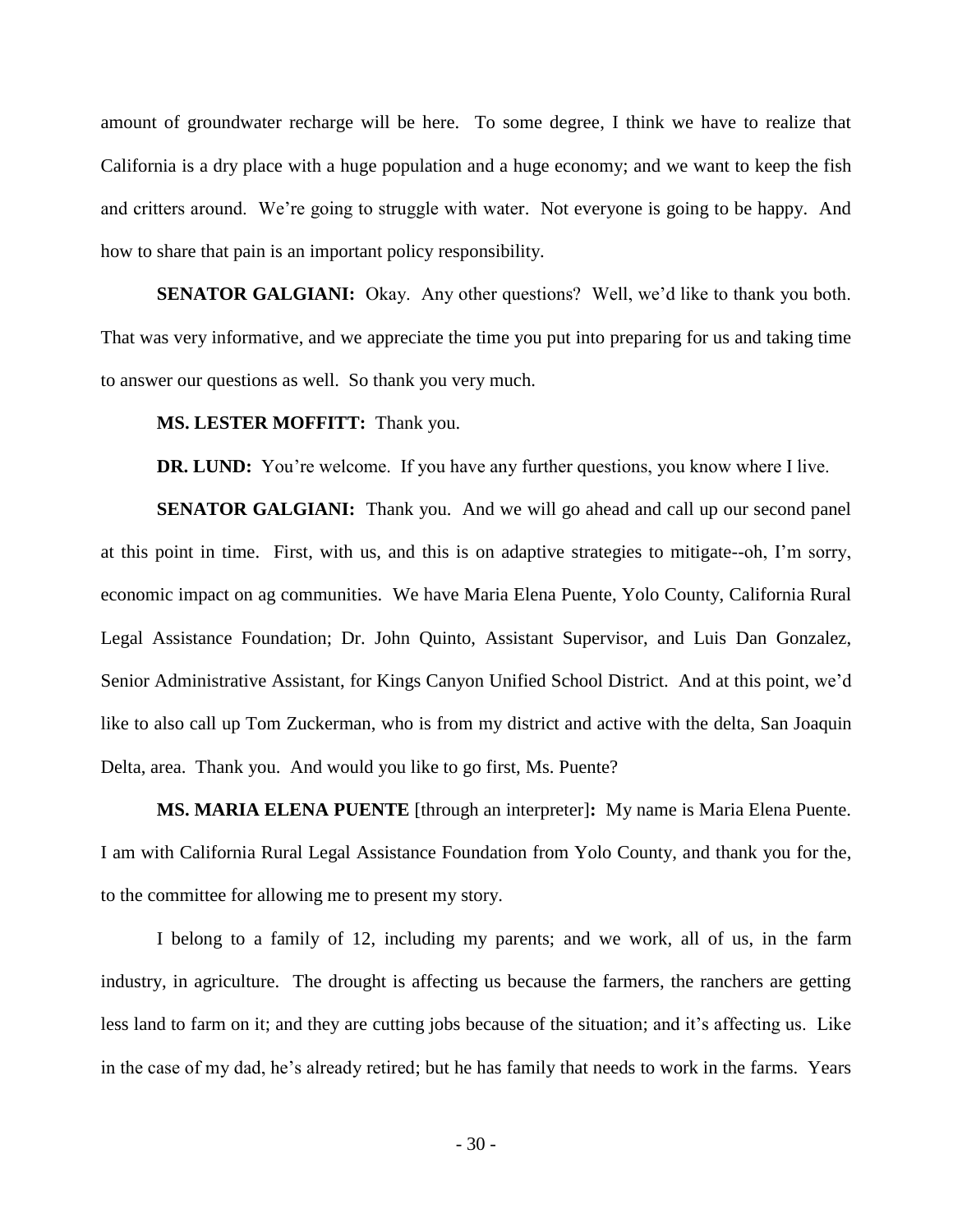amount of groundwater recharge will be here. To some degree, I think we have to realize that California is a dry place with a huge population and a huge economy; and we want to keep the fish and critters around. We're going to struggle with water. Not everyone is going to be happy. And how to share that pain is an important policy responsibility.

**SENATOR GALGIANI:** Okay. Any other questions? Well, we'd like to thank you both. That was very informative, and we appreciate the time you put into preparing for us and taking time to answer our questions as well. So thank you very much.

**MS. LESTER MOFFITT:** Thank you.

**DR. LUND:** You're welcome. If you have any further questions, you know where I live.

**SENATOR GALGIANI:** Thank you. And we will go ahead and call up our second panel at this point in time. First, with us, and this is on adaptive strategies to mitigate--oh, I'm sorry, economic impact on ag communities. We have Maria Elena Puente, Yolo County, California Rural Legal Assistance Foundation; Dr. John Quinto, Assistant Supervisor, and Luis Dan Gonzalez, Senior Administrative Assistant, for Kings Canyon Unified School District. And at this point, we'd like to also call up Tom Zuckerman, who is from my district and active with the delta, San Joaquin Delta, area. Thank you. And would you like to go first, Ms. Puente?

**MS. MARIA ELENA PUENTE** [through an interpreter]**:** My name is Maria Elena Puente. I am with California Rural Legal Assistance Foundation from Yolo County, and thank you for the, to the committee for allowing me to present my story.

I belong to a family of 12, including my parents; and we work, all of us, in the farm industry, in agriculture. The drought is affecting us because the farmers, the ranchers are getting less land to farm on it; and they are cutting jobs because of the situation; and it's affecting us. Like in the case of my dad, he's already retired; but he has family that needs to work in the farms. Years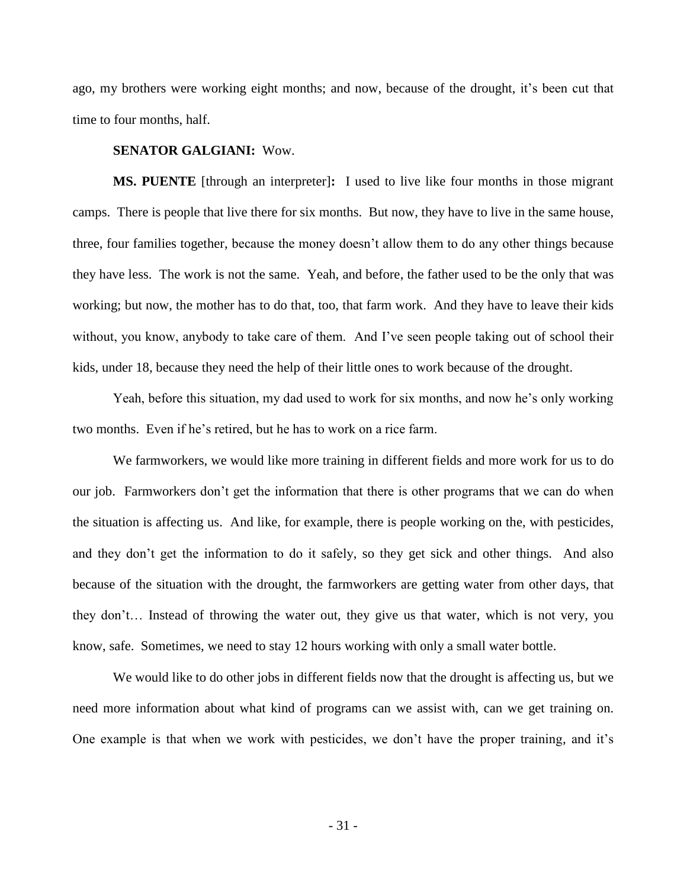ago, my brothers were working eight months; and now, because of the drought, it's been cut that time to four months, half.

**SENATOR GALGIANI:** Wow.

**MS. PUENTE** [through an interpreter]**:** I used to live like four months in those migrant camps. There is people that live there for six months. But now, they have to live in the same house, three, four families together, because the money doesn't allow them to do any other things because they have less. The work is not the same. Yeah, and before, the father used to be the only that was working; but now, the mother has to do that, too, that farm work. And they have to leave their kids without, you know, anybody to take care of them. And I've seen people taking out of school their kids, under 18, because they need the help of their little ones to work because of the drought.

Yeah, before this situation, my dad used to work for six months, and now he's only working two months. Even if he's retired, but he has to work on a rice farm.

We farmworkers, we would like more training in different fields and more work for us to do our job. Farmworkers don't get the information that there is other programs that we can do when the situation is affecting us. And like, for example, there is people working on the, with pesticides, and they don't get the information to do it safely, so they get sick and other things. And also because of the situation with the drought, the farmworkers are getting water from other days, that they don't… Instead of throwing the water out, they give us that water, which is not very, you know, safe. Sometimes, we need to stay 12 hours working with only a small water bottle.

We would like to do other jobs in different fields now that the drought is affecting us, but we need more information about what kind of programs can we assist with, can we get training on. One example is that when we work with pesticides, we don't have the proper training, and it's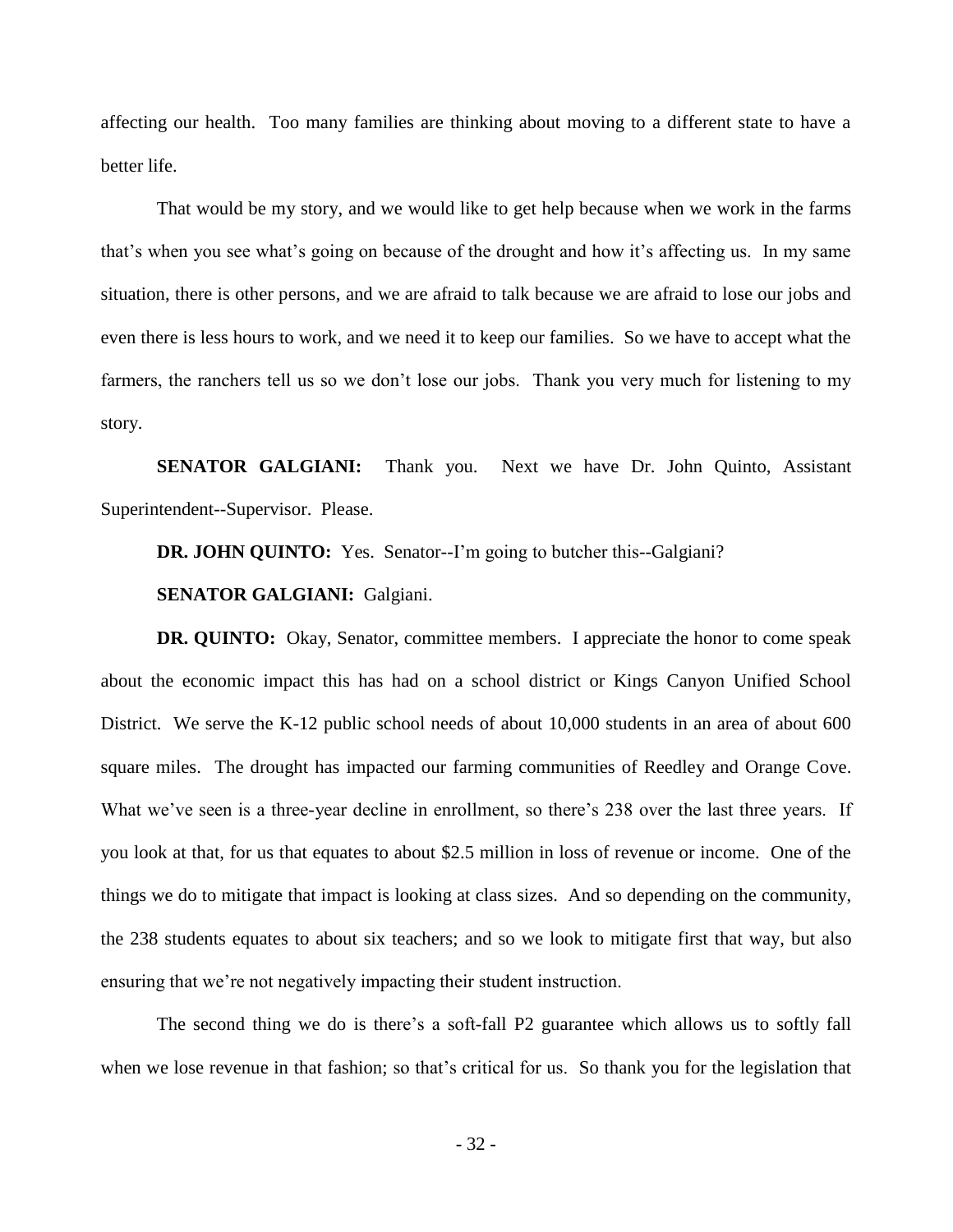affecting our health. Too many families are thinking about moving to a different state to have a better life.

That would be my story, and we would like to get help because when we work in the farms that's when you see what's going on because of the drought and how it's affecting us. In my same situation, there is other persons, and we are afraid to talk because we are afraid to lose our jobs and even there is less hours to work, and we need it to keep our families. So we have to accept what the farmers, the ranchers tell us so we don't lose our jobs. Thank you very much for listening to my story.

**SENATOR GALGIANI:** Thank you. Next we have Dr. John Quinto, Assistant Superintendent--Supervisor. Please.

**DR. JOHN QUINTO:** Yes. Senator--I'm going to butcher this--Galgiani?

**SENATOR GALGIANI:** Galgiani.

**DR. QUINTO:** Okay, Senator, committee members. I appreciate the honor to come speak about the economic impact this has had on a school district or Kings Canyon Unified School District. We serve the K-12 public school needs of about 10,000 students in an area of about 600 square miles. The drought has impacted our farming communities of Reedley and Orange Cove. What we've seen is a three-year decline in enrollment, so there's 238 over the last three years. If you look at that, for us that equates to about $2.5 million in loss of revenue or income. One of the things we do to mitigate that impact is looking at class sizes. And so depending on the community, the 238 students equates to about six teachers; and so we look to mitigate first that way, but also ensuring that we're not negatively impacting their student instruction.

The second thing we do is there's a soft-fall P2 guarantee which allows us to softly fall when we lose revenue in that fashion; so that's critical for us. So thank you for the legislation that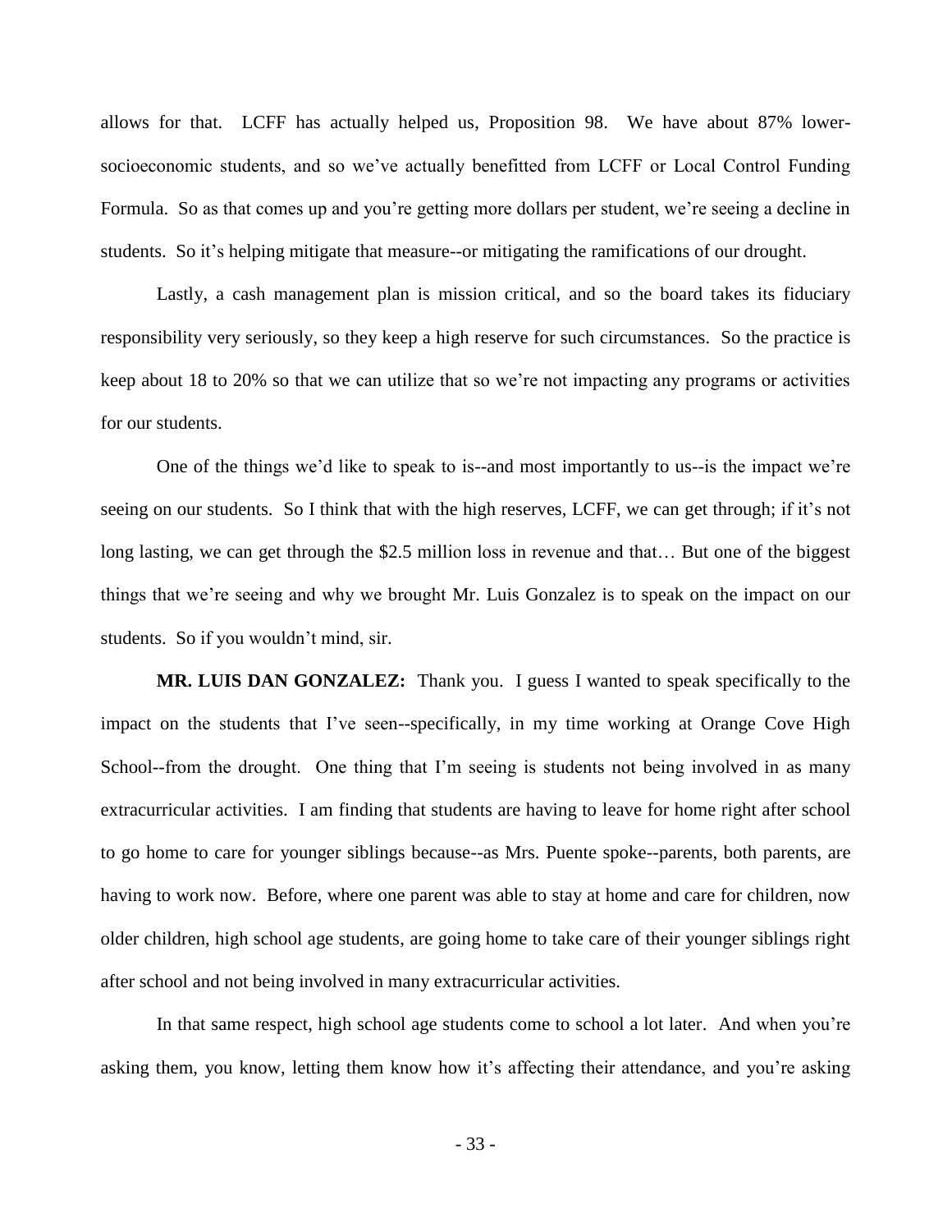allows for that. LCFF has actually helped us, Proposition 98. We have about 87% lower-socioeconomic students, and so we've actually benefitted from LCFF or Local Control Funding Formula. So as that comes up and you're getting more dollars per student, we're seeing a decline in students. So it's helping mitigate that measure--or mitigating the ramifications of our drought.

Lastly, a cash management plan is mission critical, and so the board takes its fiduciary responsibility very seriously, so they keep a high reserve for such circumstances. So the practice is keep about 18 to 20% so that we can utilize that so we're not impacting any programs or activities for our students.

One of the things we'd like to speak to is--and most importantly to us--is the impact we're seeing on our students. So I think that with the high reserves, LCFF, we can get through; if it's not long lasting, we can get through the $2.5 million loss in revenue and that… But one of the biggest things that we're seeing and why we brought Mr. Luis Gonzalez is to speak on the impact on our students. So if you wouldn't mind, sir.

**MR. LUIS DAN GONZALEZ:** Thank you. I guess I wanted to speak specifically to the impact on the students that I've seen--specifically, in my time working at Orange Cove High School--from the drought. One thing that I'm seeing is students not being involved in as many extracurricular activities. I am finding that students are having to leave for home right after school to go home to care for younger siblings because--as Mrs. Puente spoke--parents, both parents, are having to work now. Before, where one parent was able to stay at home and care for children, now older children, high school age students, are going home to take care of their younger siblings right after school and not being involved in many extracurricular activities.

In that same respect, high school age students come to school a lot later. And when you're asking them, you know, letting them know how it's affecting their attendance, and you're asking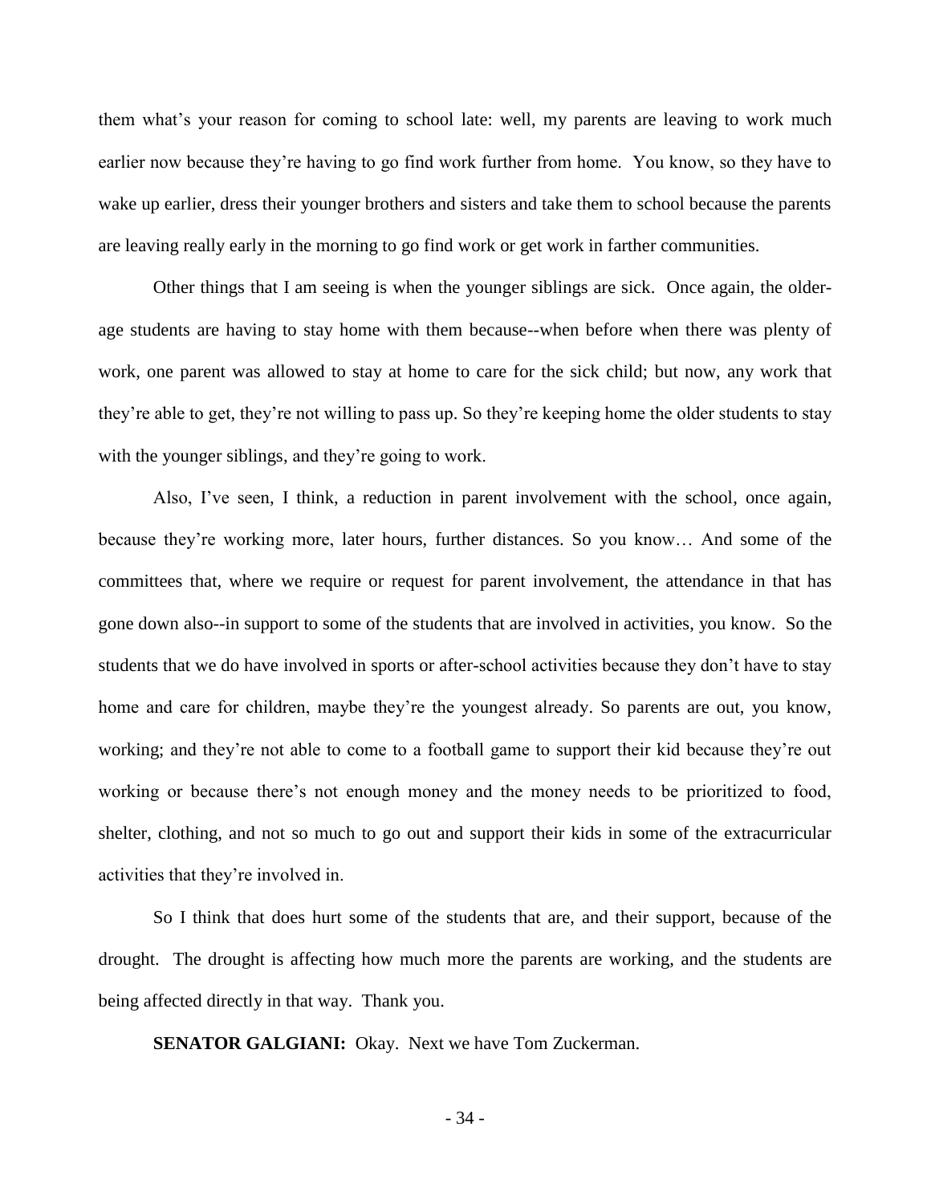them what's your reason for coming to school late: well, my parents are leaving to work much earlier now because they're having to go find work further from home. You know, so they have to wake up earlier, dress their younger brothers and sisters and take them to school because the parents are leaving really early in the morning to go find work or get work in farther communities.

Other things that I am seeing is when the younger siblings are sick. Once again, the older-age students are having to stay home with them because--when before when there was plenty of work, one parent was allowed to stay at home to care for the sick child; but now, any work that they're able to get, they're not willing to pass up. So they're keeping home the older students to stay with the younger siblings, and they're going to work.

Also, I've seen, I think, a reduction in parent involvement with the school, once again, because they're working more, later hours, further distances. So you know… And some of the committees that, where we require or request for parent involvement, the attendance in that has gone down also--in support to some of the students that are involved in activities, you know. So the students that we do have involved in sports or after-school activities because they don't have to stay home and care for children, maybe they're the youngest already. So parents are out, you know, working; and they're not able to come to a football game to support their kid because they're out working or because there's not enough money and the money needs to be prioritized to food, shelter, clothing, and not so much to go out and support their kids in some of the extracurricular activities that they're involved in.

So I think that does hurt some of the students that are, and their support, because of the drought. The drought is affecting how much more the parents are working, and the students are being affected directly in that way. Thank you.

**SENATOR GALGIANI:** Okay. Next we have Tom Zuckerman.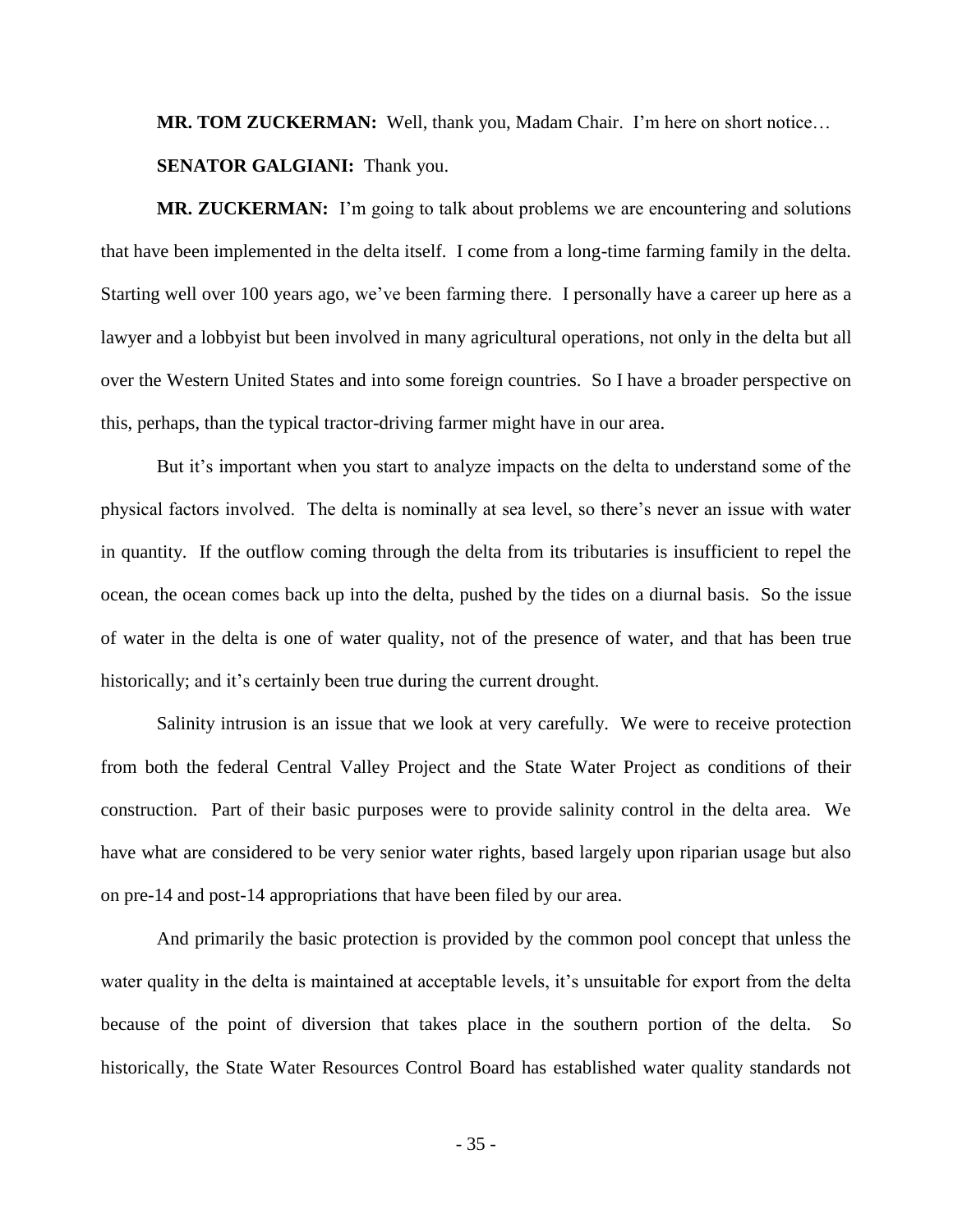**MR. TOM ZUCKERMAN:** Well, thank you, Madam Chair. I'm here on short notice…

**SENATOR GALGIANI:** Thank you.

**MR. ZUCKERMAN:** I'm going to talk about problems we are encountering and solutions that have been implemented in the delta itself. I come from a long-time farming family in the delta. Starting well over 100 years ago, we've been farming there. I personally have a career up here as a lawyer and a lobbyist but been involved in many agricultural operations, not only in the delta but all over the Western United States and into some foreign countries. So I have a broader perspective on this, perhaps, than the typical tractor-driving farmer might have in our area.

But it's important when you start to analyze impacts on the delta to understand some of the physical factors involved. The delta is nominally at sea level, so there's never an issue with water in quantity. If the outflow coming through the delta from its tributaries is insufficient to repel the ocean, the ocean comes back up into the delta, pushed by the tides on a diurnal basis. So the issue of water in the delta is one of water quality, not of the presence of water, and that has been true historically; and it's certainly been true during the current drought.

Salinity intrusion is an issue that we look at very carefully. We were to receive protection from both the federal Central Valley Project and the State Water Project as conditions of their construction. Part of their basic purposes were to provide salinity control in the delta area. We have what are considered to be very senior water rights, based largely upon riparian usage but also on pre-14 and post-14 appropriations that have been filed by our area.

And primarily the basic protection is provided by the common pool concept that unless the water quality in the delta is maintained at acceptable levels, it's unsuitable for export from the delta because of the point of diversion that takes place in the southern portion of the delta. So historically, the State Water Resources Control Board has established water quality standards not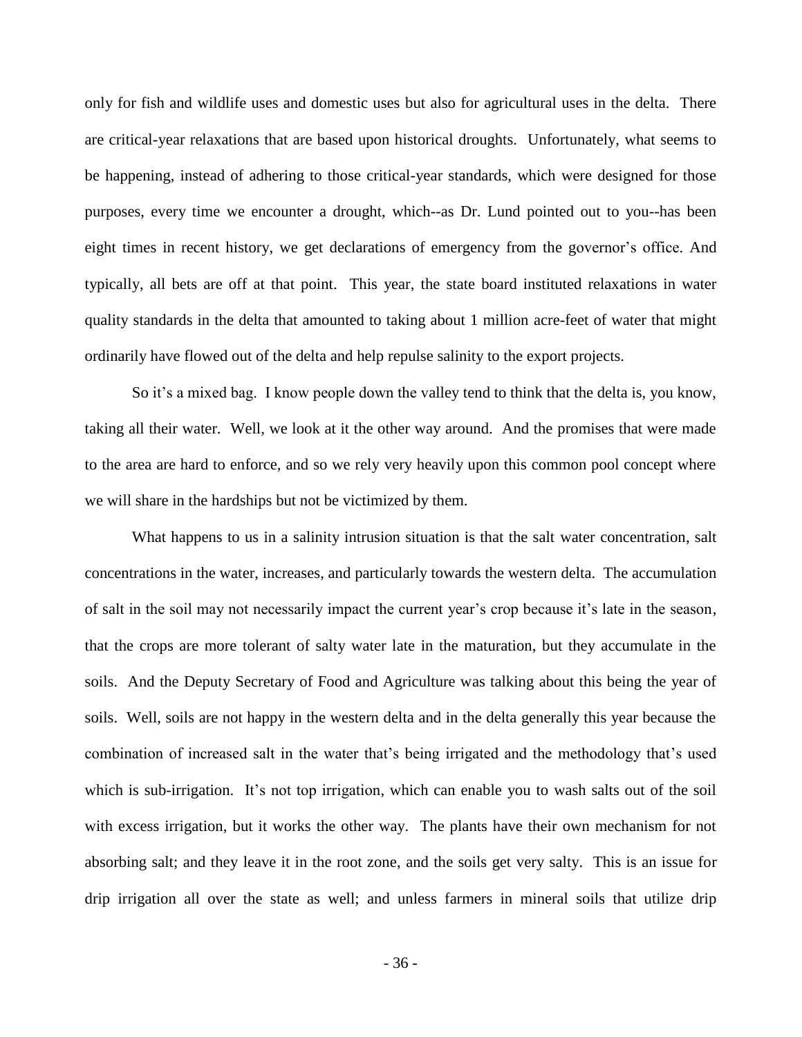only for fish and wildlife uses and domestic uses but also for agricultural uses in the delta. There are critical-year relaxations that are based upon historical droughts. Unfortunately, what seems to be happening, instead of adhering to those critical-year standards, which were designed for those purposes, every time we encounter a drought, which--as Dr. Lund pointed out to you--has been eight times in recent history, we get declarations of emergency from the governor's office. And typically, all bets are off at that point. This year, the state board instituted relaxations in water quality standards in the delta that amounted to taking about 1 million acre-feet of water that might ordinarily have flowed out of the delta and help repulse salinity to the export projects.

So it's a mixed bag. I know people down the valley tend to think that the delta is, you know, taking all their water. Well, we look at it the other way around. And the promises that were made to the area are hard to enforce, and so we rely very heavily upon this common pool concept where we will share in the hardships but not be victimized by them.

What happens to us in a salinity intrusion situation is that the salt water concentration, salt concentrations in the water, increases, and particularly towards the western delta. The accumulation of salt in the soil may not necessarily impact the current year's crop because it's late in the season, that the crops are more tolerant of salty water late in the maturation, but they accumulate in the soils. And the Deputy Secretary of Food and Agriculture was talking about this being the year of soils. Well, soils are not happy in the western delta and in the delta generally this year because the combination of increased salt in the water that's being irrigated and the methodology that's used which is sub-irrigation. It's not top irrigation, which can enable you to wash salts out of the soil with excess irrigation, but it works the other way. The plants have their own mechanism for not absorbing salt; and they leave it in the root zone, and the soils get very salty. This is an issue for drip irrigation all over the state as well; and unless farmers in mineral soils that utilize drip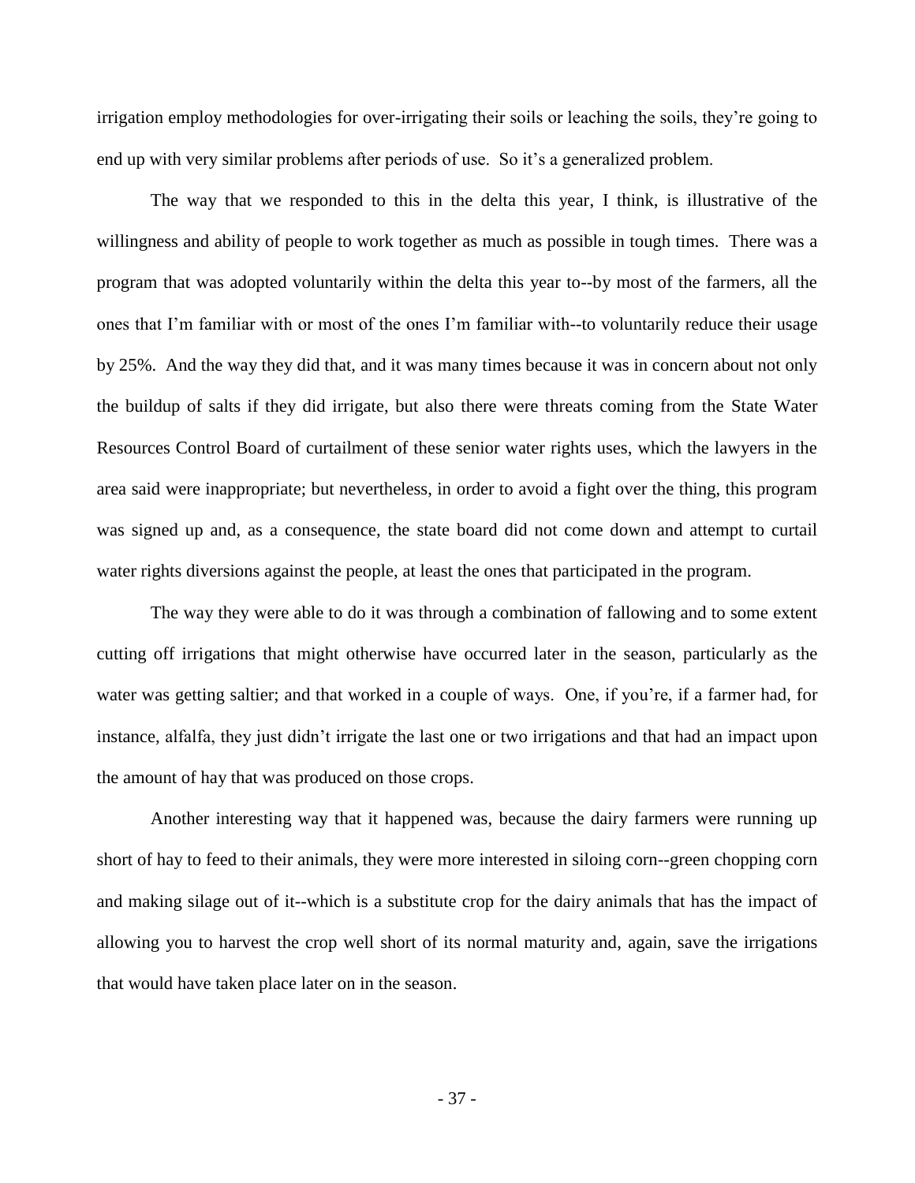irrigation employ methodologies for over-irrigating their soils or leaching the soils, they're going to end up with very similar problems after periods of use. So it's a generalized problem.

The way that we responded to this in the delta this year, I think, is illustrative of the willingness and ability of people to work together as much as possible in tough times. There was a program that was adopted voluntarily within the delta this year to--by most of the farmers, all the ones that I'm familiar with or most of the ones I'm familiar with--to voluntarily reduce their usage by 25%. And the way they did that, and it was many times because it was in concern about not only the buildup of salts if they did irrigate, but also there were threats coming from the State Water Resources Control Board of curtailment of these senior water rights uses, which the lawyers in the area said were inappropriate; but nevertheless, in order to avoid a fight over the thing, this program was signed up and, as a consequence, the state board did not come down and attempt to curtail water rights diversions against the people, at least the ones that participated in the program.

The way they were able to do it was through a combination of fallowing and to some extent cutting off irrigations that might otherwise have occurred later in the season, particularly as the water was getting saltier; and that worked in a couple of ways. One, if you're, if a farmer had, for instance, alfalfa, they just didn't irrigate the last one or two irrigations and that had an impact upon the amount of hay that was produced on those crops.

Another interesting way that it happened was, because the dairy farmers were running up short of hay to feed to their animals, they were more interested in siloing corn--green chopping corn and making silage out of it--which is a substitute crop for the dairy animals that has the impact of allowing you to harvest the crop well short of its normal maturity and, again, save the irrigations that would have taken place later on in the season.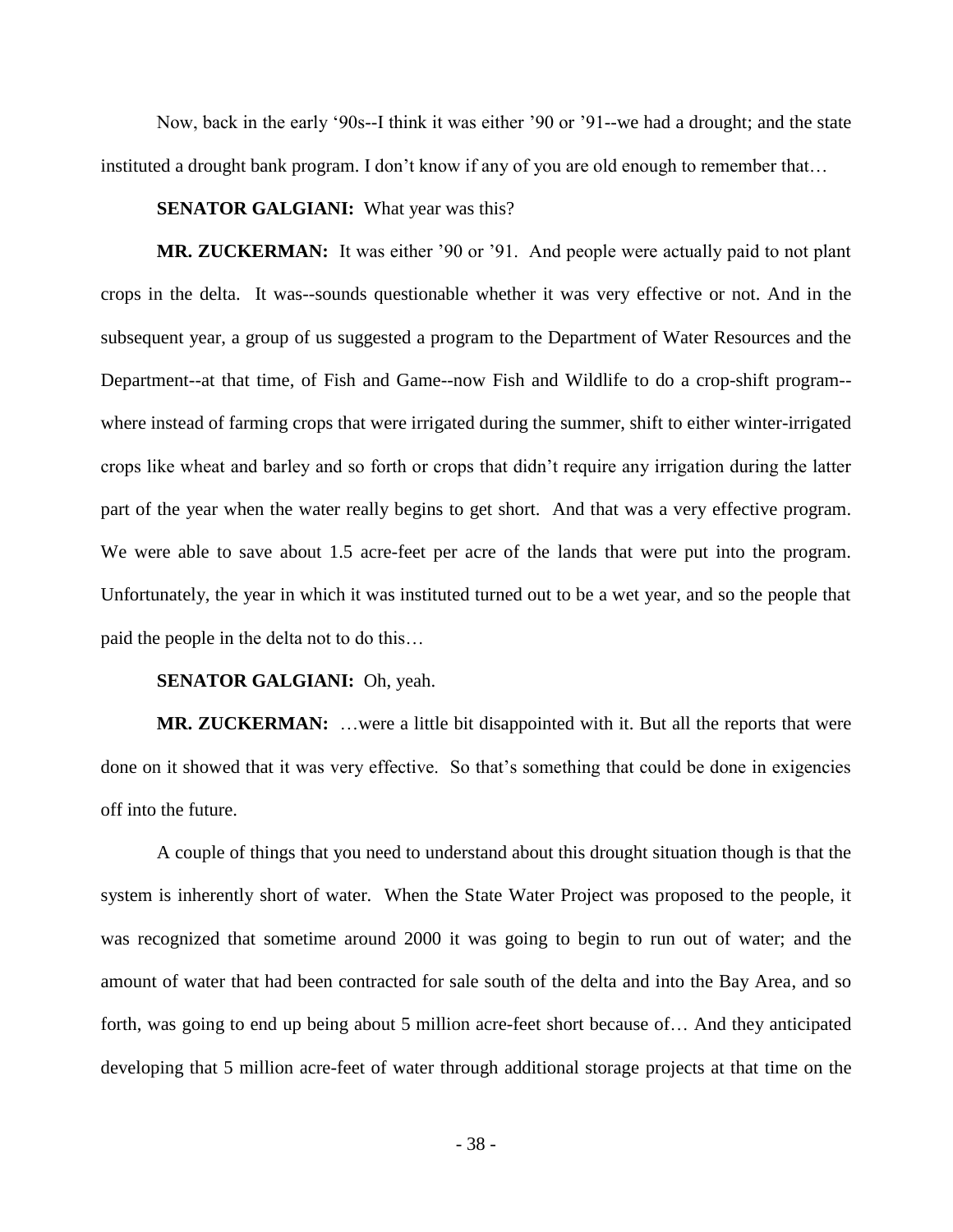Now, back in the early '90s--I think it was either '90 or '91--we had a drought; and the state instituted a drought bank program. I don't know if any of you are old enough to remember that…

**SENATOR GALGIANI:** What year was this?

**MR. ZUCKERMAN:** It was either '90 or '91. And people were actually paid to not plant crops in the delta. It was--sounds questionable whether it was very effective or not. And in the subsequent year, a group of us suggested a program to the Department of Water Resources and the Department--at that time, of Fish and Game--now Fish and Wildlife to do a crop-shift program--where instead of farming crops that were irrigated during the summer, shift to either winter-irrigated crops like wheat and barley and so forth or crops that didn't require any irrigation during the latter part of the year when the water really begins to get short. And that was a very effective program. We were able to save about 1.5 acre-feet per acre of the lands that were put into the program. Unfortunately, the year in which it was instituted turned out to be a wet year, and so the people that paid the people in the delta not to do this…

**SENATOR GALGIANI:** Oh, yeah.

**MR. ZUCKERMAN:** …were a little bit disappointed with it. But all the reports that were done on it showed that it was very effective. So that's something that could be done in exigencies off into the future.

A couple of things that you need to understand about this drought situation though is that the system is inherently short of water. When the State Water Project was proposed to the people, it was recognized that sometime around 2000 it was going to begin to run out of water; and the amount of water that had been contracted for sale south of the delta and into the Bay Area, and so forth, was going to end up being about 5 million acre-feet short because of… And they anticipated developing that 5 million acre-feet of water through additional storage projects at that time on the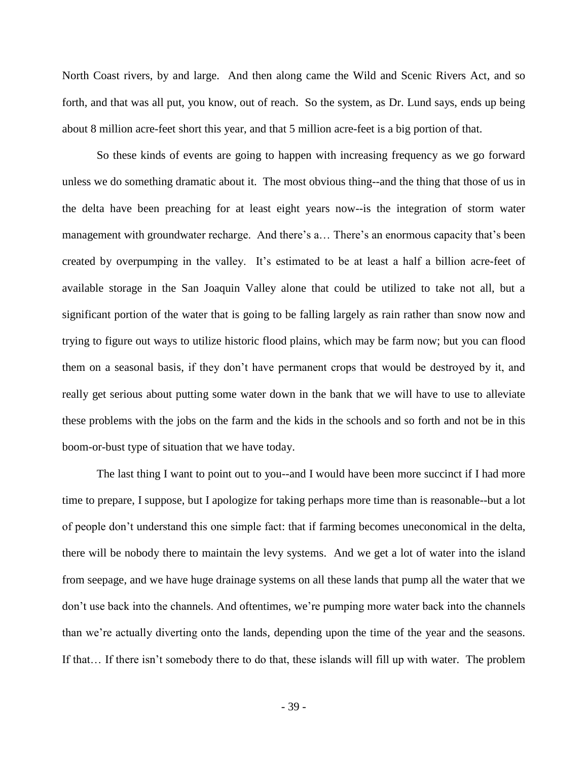North Coast rivers, by and large. And then along came the Wild and Scenic Rivers Act, and so forth, and that was all put, you know, out of reach. So the system, as Dr. Lund says, ends up being about 8 million acre-feet short this year, and that 5 million acre-feet is a big portion of that.

So these kinds of events are going to happen with increasing frequency as we go forward unless we do something dramatic about it. The most obvious thing--and the thing that those of us in the delta have been preaching for at least eight years now--is the integration of storm water management with groundwater recharge. And there's a… There's an enormous capacity that's been created by overpumping in the valley. It's estimated to be at least a half a billion acre-feet of available storage in the San Joaquin Valley alone that could be utilized to take not all, but a significant portion of the water that is going to be falling largely as rain rather than snow now and trying to figure out ways to utilize historic flood plains, which may be farm now; but you can flood them on a seasonal basis, if they don't have permanent crops that would be destroyed by it, and really get serious about putting some water down in the bank that we will have to use to alleviate these problems with the jobs on the farm and the kids in the schools and so forth and not be in this boom-or-bust type of situation that we have today.

The last thing I want to point out to you--and I would have been more succinct if I had more time to prepare, I suppose, but I apologize for taking perhaps more time than is reasonable--but a lot of people don't understand this one simple fact: that if farming becomes uneconomical in the delta, there will be nobody there to maintain the levy systems. And we get a lot of water into the island from seepage, and we have huge drainage systems on all these lands that pump all the water that we don't use back into the channels. And oftentimes, we're pumping more water back into the channels than we're actually diverting onto the lands, depending upon the time of the year and the seasons. If that… If there isn't somebody there to do that, these islands will fill up with water. The problem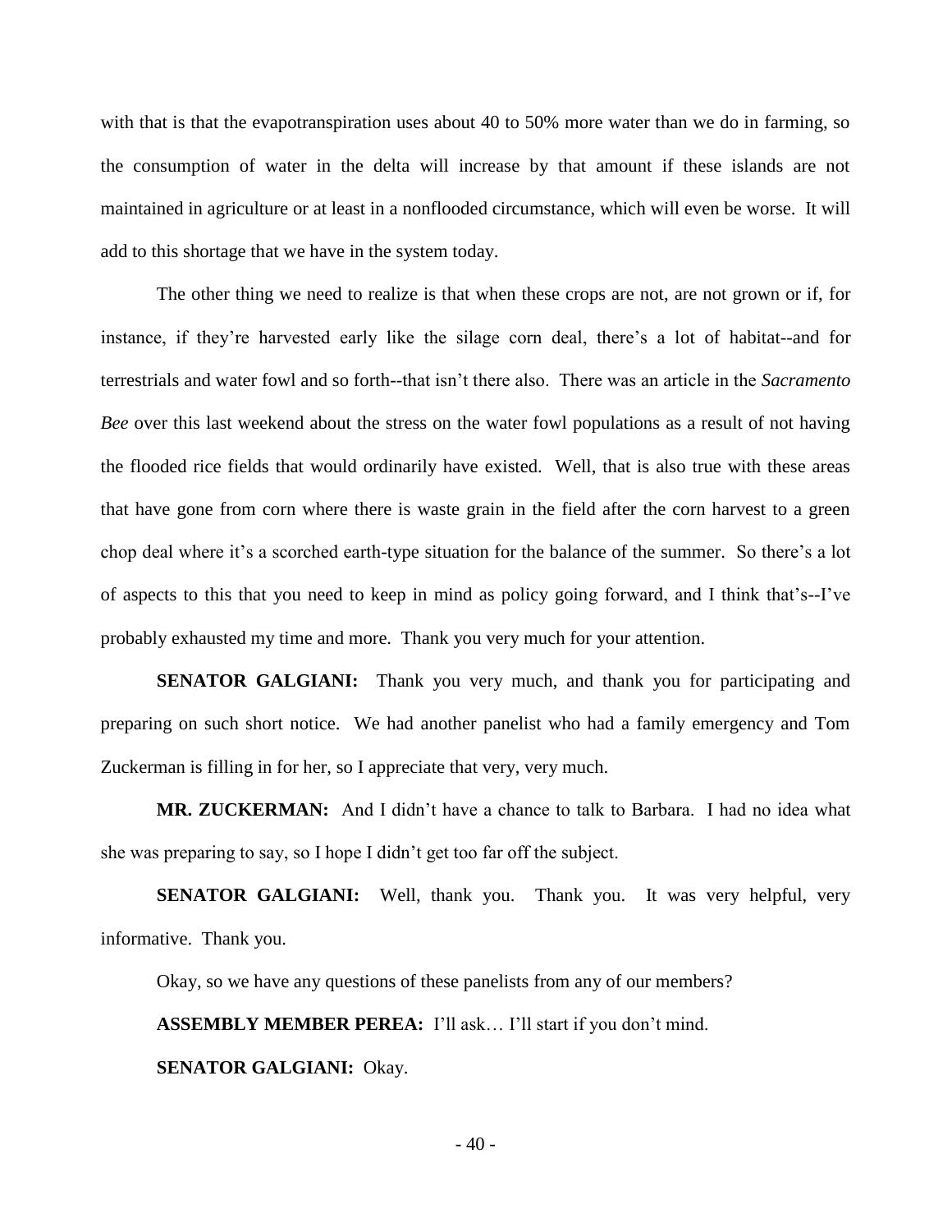with that is that the evapotranspiration uses about 40 to 50% more water than we do in farming, so the consumption of water in the delta will increase by that amount if these islands are not maintained in agriculture or at least in a nonflooded circumstance, which will even be worse. It will add to this shortage that we have in the system today.

The other thing we need to realize is that when these crops are not, are not grown or if, for instance, if they're harvested early like the silage corn deal, there's a lot of habitat--and for terrestrials and water fowl and so forth--that isn't there also. There was an article in the *Sacramento Bee* over this last weekend about the stress on the water fowl populations as a result of not having the flooded rice fields that would ordinarily have existed. Well, that is also true with these areas that have gone from corn where there is waste grain in the field after the corn harvest to a green chop deal where it's a scorched earth-type situation for the balance of the summer. So there's a lot of aspects to this that you need to keep in mind as policy going forward, and I think that's--I've probably exhausted my time and more. Thank you very much for your attention.

**SENATOR GALGIANI:** Thank you very much, and thank you for participating and preparing on such short notice. We had another panelist who had a family emergency and Tom Zuckerman is filling in for her, so I appreciate that very, very much.

**MR. ZUCKERMAN:** And I didn't have a chance to talk to Barbara. I had no idea what she was preparing to say, so I hope I didn't get too far off the subject.

**SENATOR GALGIANI:** Well, thank you. Thank you. It was very helpful, very informative. Thank you.

Okay, so we have any questions of these panelists from any of our members?

**ASSEMBLY MEMBER PEREA:** I'll ask… I'll start if you don't mind.

**SENATOR GALGIANI:** Okay.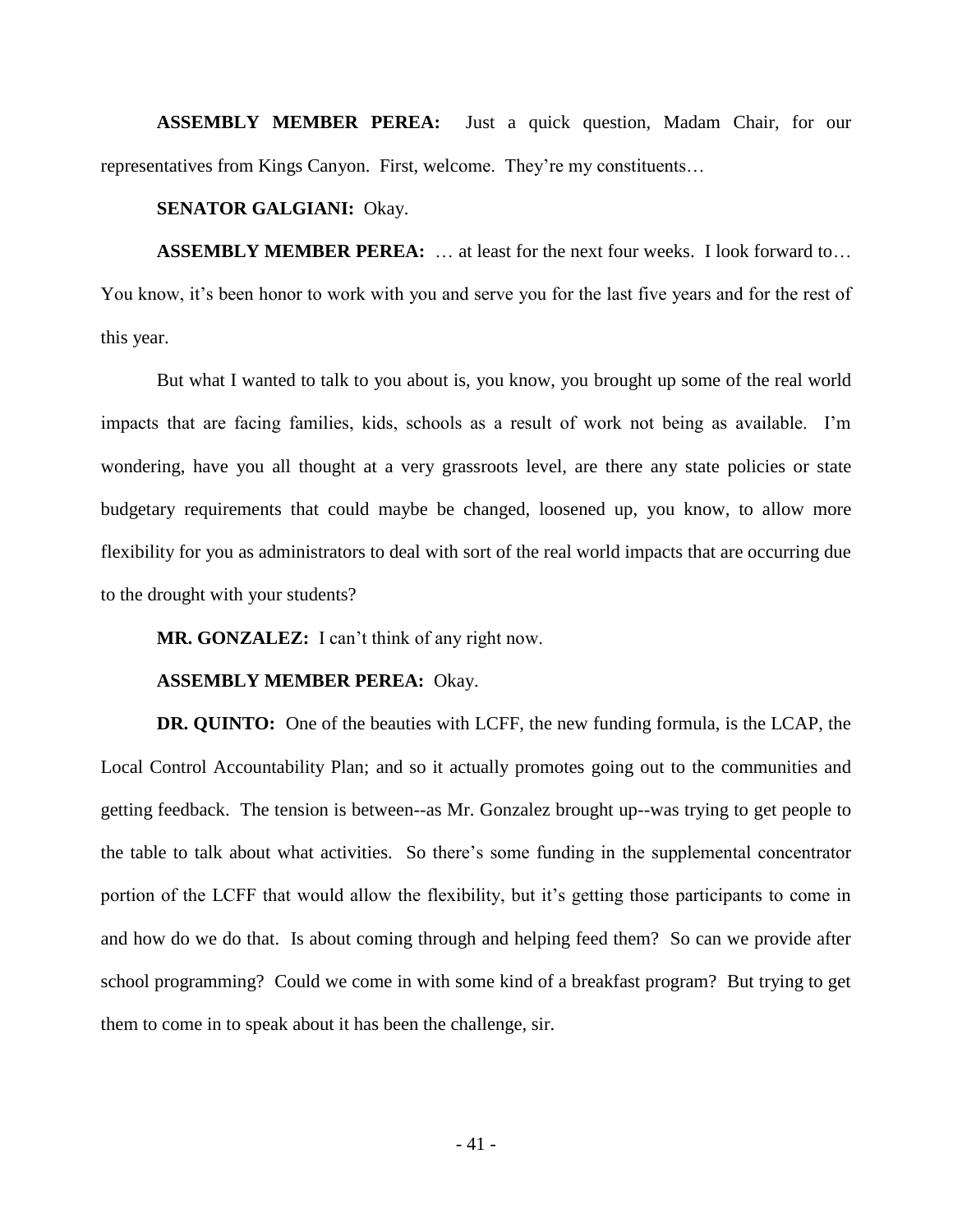**ASSEMBLY MEMBER PEREA:** Just a quick question, Madam Chair, for our representatives from Kings Canyon. First, welcome. They're my constituents…

**SENATOR GALGIANI:** Okay.

**ASSEMBLY MEMBER PEREA:** … at least for the next four weeks. I look forward to… You know, it's been honor to work with you and serve you for the last five years and for the rest of this year.

But what I wanted to talk to you about is, you know, you brought up some of the real world impacts that are facing families, kids, schools as a result of work not being as available. I'm wondering, have you all thought at a very grassroots level, are there any state policies or state budgetary requirements that could maybe be changed, loosened up, you know, to allow more flexibility for you as administrators to deal with sort of the real world impacts that are occurring due to the drought with your students?

**MR. GONZALEZ:** I can't think of any right now.

**ASSEMBLY MEMBER PEREA:** Okay.

**DR. QUINTO:** One of the beauties with LCFF, the new funding formula, is the LCAP, the Local Control Accountability Plan; and so it actually promotes going out to the communities and getting feedback. The tension is between--as Mr. Gonzalez brought up--was trying to get people to the table to talk about what activities. So there's some funding in the supplemental concentrator portion of the LCFF that would allow the flexibility, but it's getting those participants to come in and how do we do that. Is about coming through and helping feed them? So can we provide after school programming? Could we come in with some kind of a breakfast program? But trying to get them to come in to speak about it has been the challenge, sir.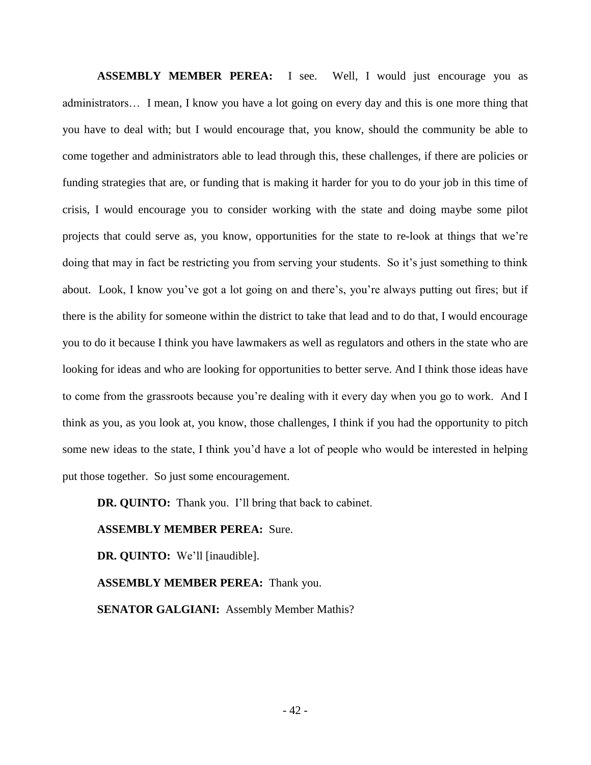**ASSEMBLY MEMBER PEREA:** I see. Well, I would just encourage you as administrators… I mean, I know you have a lot going on every day and this is one more thing that you have to deal with; but I would encourage that, you know, should the community be able to come together and administrators able to lead through this, these challenges, if there are policies or funding strategies that are, or funding that is making it harder for you to do your job in this time of crisis, I would encourage you to consider working with the state and doing maybe some pilot projects that could serve as, you know, opportunities for the state to re-look at things that we're doing that may in fact be restricting you from serving your students. So it's just something to think about. Look, I know you've got a lot going on and there's, you're always putting out fires; but if there is the ability for someone within the district to take that lead and to do that, I would encourage you to do it because I think you have lawmakers as well as regulators and others in the state who are looking for ideas and who are looking for opportunities to better serve. And I think those ideas have to come from the grassroots because you're dealing with it every day when you go to work. And I think as you, as you look at, you know, those challenges, I think if you had the opportunity to pitch some new ideas to the state, I think you'd have a lot of people who would be interested in helping put those together. So just some encouragement.

**DR. QUINTO:** Thank you. I'll bring that back to cabinet.

**ASSEMBLY MEMBER PEREA:** Sure.

**DR. QUINTO:** We'll [inaudible].

**ASSEMBLY MEMBER PEREA:** Thank you.

**SENATOR GALGIANI:** Assembly Member Mathis?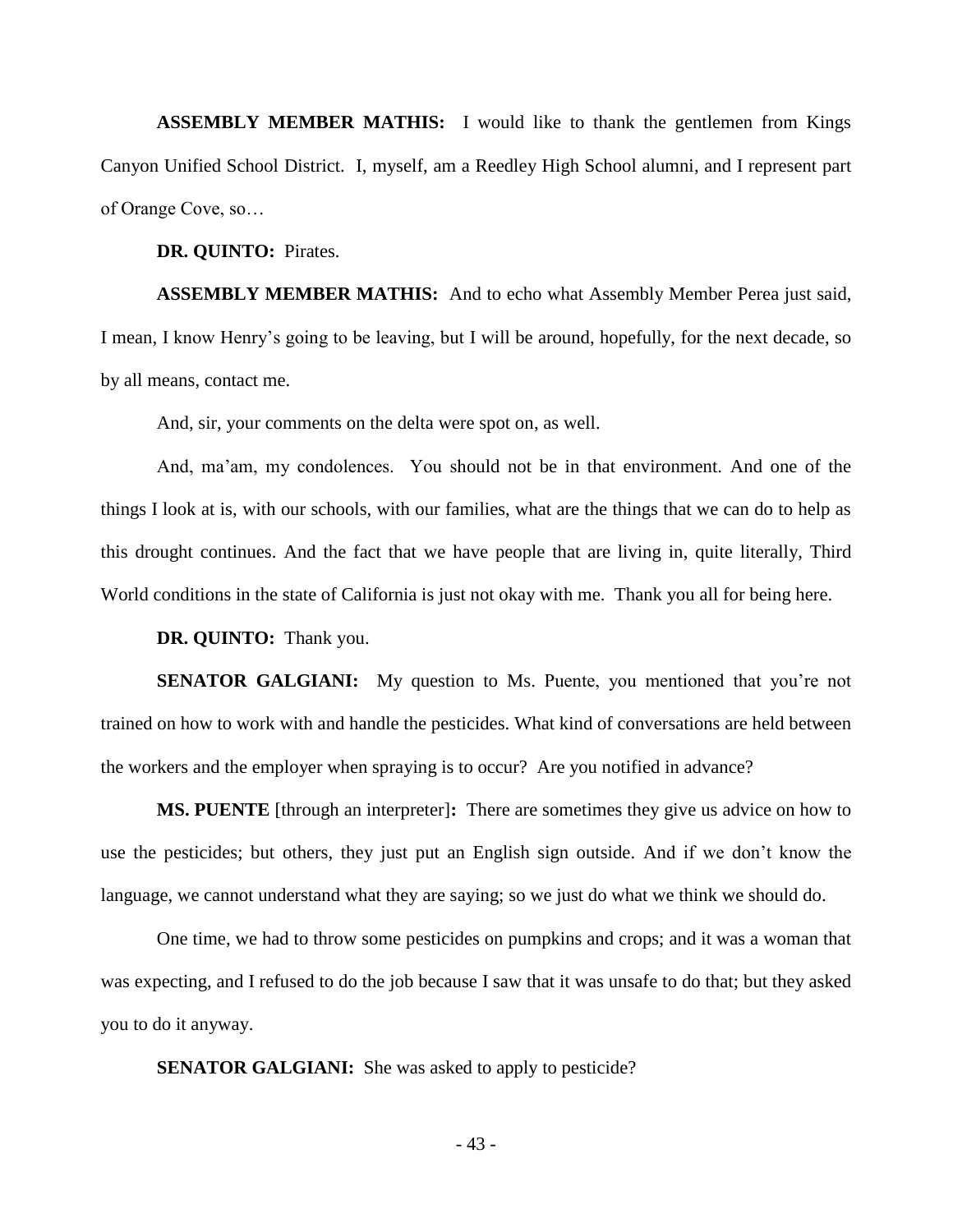**ASSEMBLY MEMBER MATHIS:** I would like to thank the gentlemen from Kings Canyon Unified School District. I, myself, am a Reedley High School alumni, and I represent part of Orange Cove, so…

**DR. QUINTO:** Pirates.

**ASSEMBLY MEMBER MATHIS:** And to echo what Assembly Member Perea just said, I mean, I know Henry's going to be leaving, but I will be around, hopefully, for the next decade, so by all means, contact me.

And, sir, your comments on the delta were spot on, as well.

And, ma'am, my condolences. You should not be in that environment. And one of the things I look at is, with our schools, with our families, what are the things that we can do to help as this drought continues. And the fact that we have people that are living in, quite literally, Third World conditions in the state of California is just not okay with me. Thank you all for being here.

**DR. QUINTO:** Thank you.

**SENATOR GALGIANI:** My question to Ms. Puente, you mentioned that you're not trained on how to work with and handle the pesticides. What kind of conversations are held between the workers and the employer when spraying is to occur? Are you notified in advance?

**MS. PUENTE** [through an interpreter]**:** There are sometimes they give us advice on how to use the pesticides; but others, they just put an English sign outside. And if we don't know the language, we cannot understand what they are saying; so we just do what we think we should do.

One time, we had to throw some pesticides on pumpkins and crops; and it was a woman that was expecting, and I refused to do the job because I saw that it was unsafe to do that; but they asked you to do it anyway.

**SENATOR GALGIANI:** She was asked to apply to pesticide?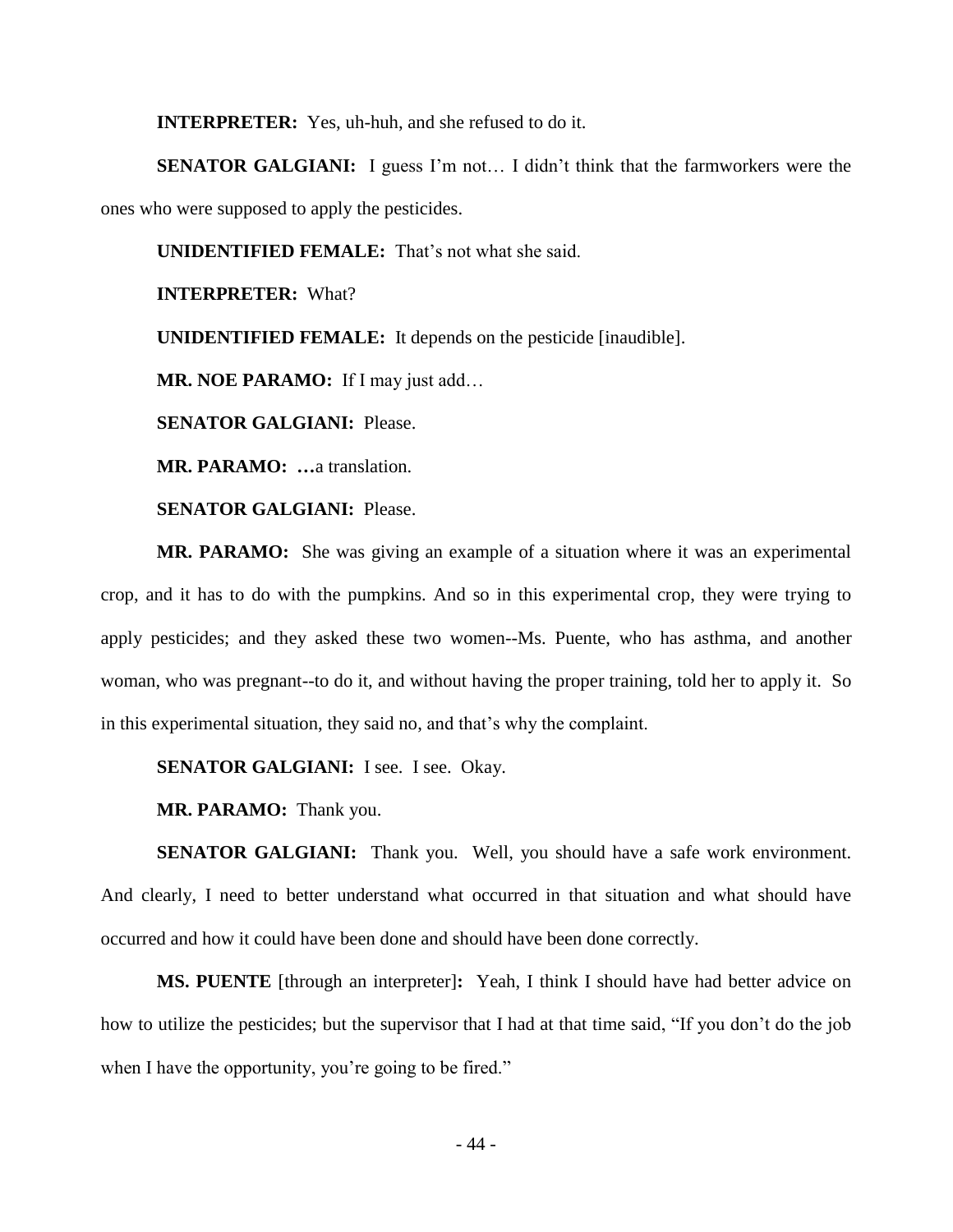**INTERPRETER:** Yes, uh-huh, and she refused to do it.

**SENATOR GALGIANI:** I guess I'm not… I didn't think that the farmworkers were the ones who were supposed to apply the pesticides.

**UNIDENTIFIED FEMALE:** That's not what she said.

**INTERPRETER:** What?

**UNIDENTIFIED FEMALE:** It depends on the pesticide [inaudible].

**MR. NOE PARAMO:** If I may just add…

**SENATOR GALGIANI:** Please.

**MR. PARAMO: …**a translation.

**SENATOR GALGIANI:** Please.

**MR. PARAMO:** She was giving an example of a situation where it was an experimental crop, and it has to do with the pumpkins. And so in this experimental crop, they were trying to apply pesticides; and they asked these two women--Ms. Puente, who has asthma, and another woman, who was pregnant--to do it, and without having the proper training, told her to apply it. So in this experimental situation, they said no, and that's why the complaint.

**SENATOR GALGIANI:** I see. I see. Okay.

**MR. PARAMO:** Thank you.

**SENATOR GALGIANI:** Thank you. Well, you should have a safe work environment. And clearly, I need to better understand what occurred in that situation and what should have occurred and how it could have been done and should have been done correctly.

**MS. PUENTE** [through an interpreter]**:** Yeah, I think I should have had better advice on how to utilize the pesticides; but the supervisor that I had at that time said, "If you don't do the job when I have the opportunity, you're going to be fired."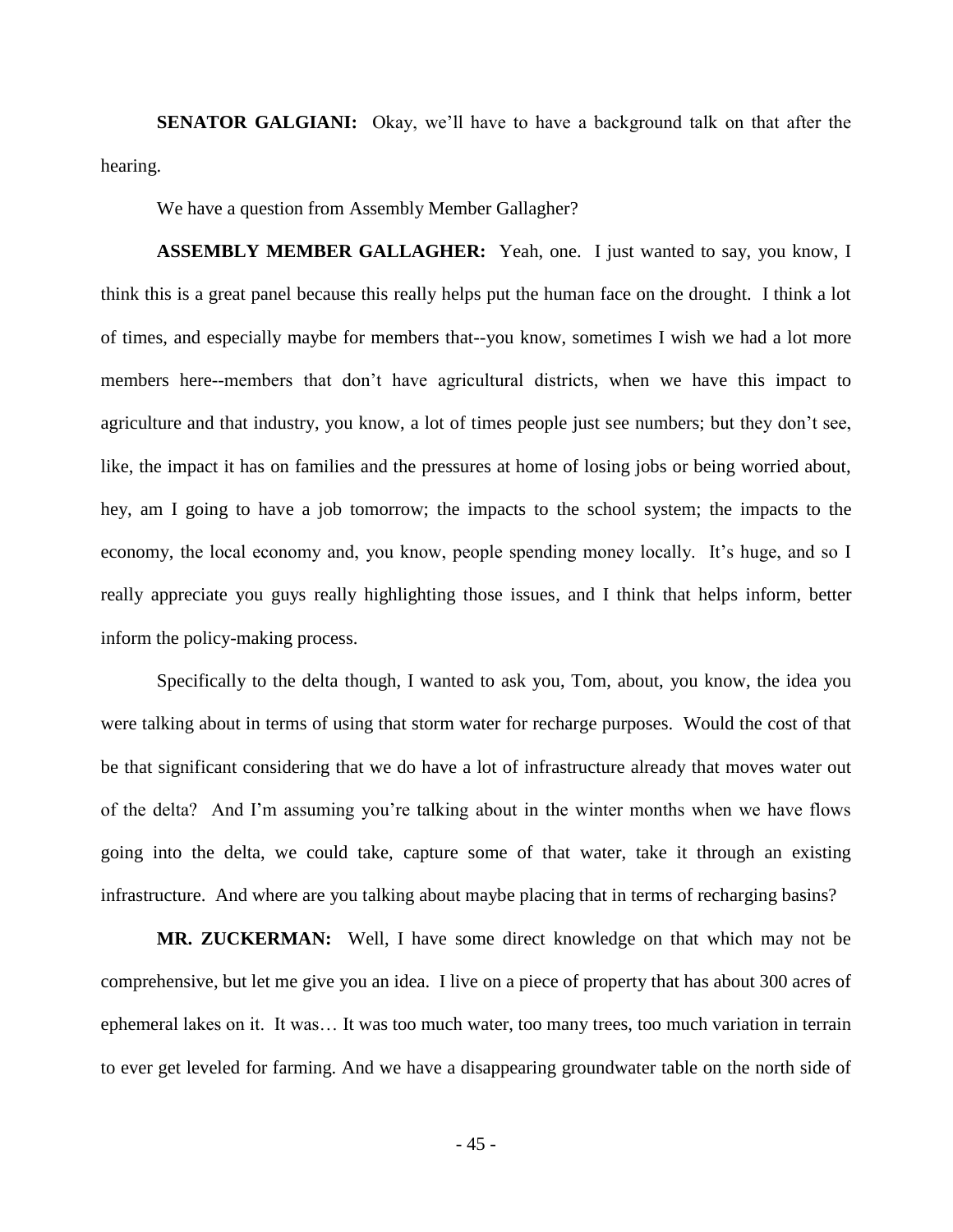**SENATOR GALGIANI:** Okay, we'll have to have a background talk on that after the hearing.

We have a question from Assembly Member Gallagher?

**ASSEMBLY MEMBER GALLAGHER:** Yeah, one. I just wanted to say, you know, I think this is a great panel because this really helps put the human face on the drought. I think a lot of times, and especially maybe for members that--you know, sometimes I wish we had a lot more members here--members that don't have agricultural districts, when we have this impact to agriculture and that industry, you know, a lot of times people just see numbers; but they don't see, like, the impact it has on families and the pressures at home of losing jobs or being worried about, hey, am I going to have a job tomorrow; the impacts to the school system; the impacts to the economy, the local economy and, you know, people spending money locally. It's huge, and so I really appreciate you guys really highlighting those issues, and I think that helps inform, better inform the policy-making process.

Specifically to the delta though, I wanted to ask you, Tom, about, you know, the idea you were talking about in terms of using that storm water for recharge purposes. Would the cost of that be that significant considering that we do have a lot of infrastructure already that moves water out of the delta? And I'm assuming you're talking about in the winter months when we have flows going into the delta, we could take, capture some of that water, take it through an existing infrastructure. And where are you talking about maybe placing that in terms of recharging basins?

**MR. ZUCKERMAN:** Well, I have some direct knowledge on that which may not be comprehensive, but let me give you an idea. I live on a piece of property that has about 300 acres of ephemeral lakes on it. It was… It was too much water, too many trees, too much variation in terrain to ever get leveled for farming. And we have a disappearing groundwater table on the north side of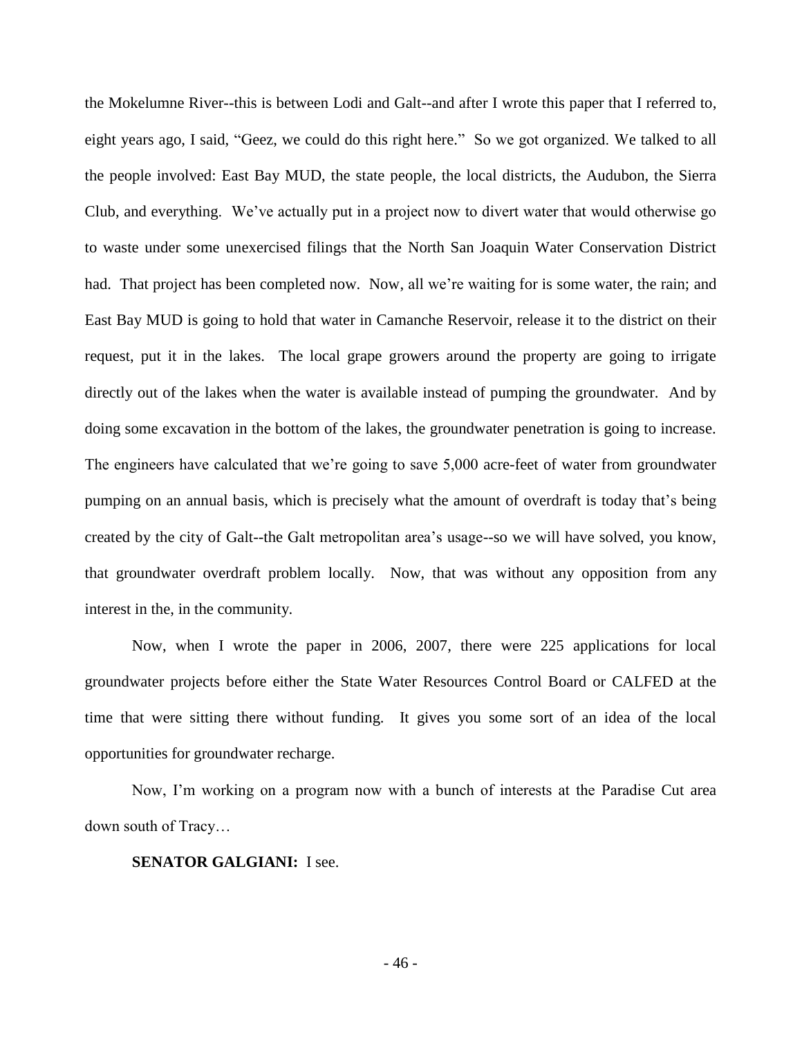the Mokelumne River--this is between Lodi and Galt--and after I wrote this paper that I referred to, eight years ago, I said, "Geez, we could do this right here." So we got organized. We talked to all the people involved: East Bay MUD, the state people, the local districts, the Audubon, the Sierra Club, and everything. We've actually put in a project now to divert water that would otherwise go to waste under some unexercised filings that the North San Joaquin Water Conservation District had. That project has been completed now. Now, all we're waiting for is some water, the rain; and East Bay MUD is going to hold that water in Camanche Reservoir, release it to the district on their request, put it in the lakes. The local grape growers around the property are going to irrigate directly out of the lakes when the water is available instead of pumping the groundwater. And by doing some excavation in the bottom of the lakes, the groundwater penetration is going to increase. The engineers have calculated that we're going to save 5,000 acre-feet of water from groundwater pumping on an annual basis, which is precisely what the amount of overdraft is today that's being created by the city of Galt--the Galt metropolitan area's usage--so we will have solved, you know, that groundwater overdraft problem locally. Now, that was without any opposition from any interest in the, in the community.

Now, when I wrote the paper in 2006, 2007, there were 225 applications for local groundwater projects before either the State Water Resources Control Board or CALFED at the time that were sitting there without funding. It gives you some sort of an idea of the local opportunities for groundwater recharge.

Now, I'm working on a program now with a bunch of interests at the Paradise Cut area down south of Tracy…

**SENATOR GALGIANI:** I see.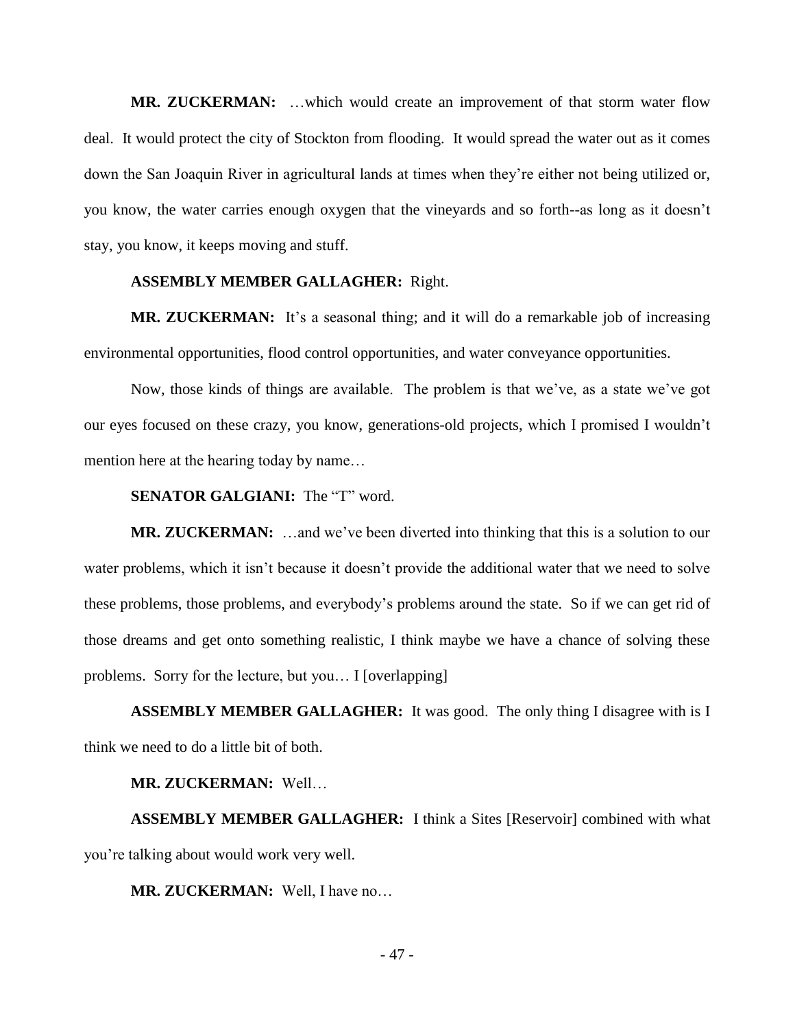**MR. ZUCKERMAN:** …which would create an improvement of that storm water flow deal. It would protect the city of Stockton from flooding. It would spread the water out as it comes down the San Joaquin River in agricultural lands at times when they're either not being utilized or, you know, the water carries enough oxygen that the vineyards and so forth--as long as it doesn't stay, you know, it keeps moving and stuff.

**ASSEMBLY MEMBER GALLAGHER:** Right.

**MR. ZUCKERMAN:** It's a seasonal thing; and it will do a remarkable job of increasing environmental opportunities, flood control opportunities, and water conveyance opportunities.

Now, those kinds of things are available. The problem is that we've, as a state we've got our eyes focused on these crazy, you know, generations-old projects, which I promised I wouldn't mention here at the hearing today by name…

**SENATOR GALGIANI:** The "T" word.

**MR. ZUCKERMAN:** …and we've been diverted into thinking that this is a solution to our water problems, which it isn't because it doesn't provide the additional water that we need to solve these problems, those problems, and everybody's problems around the state. So if we can get rid of those dreams and get onto something realistic, I think maybe we have a chance of solving these problems. Sorry for the lecture, but you… I [overlapping]

**ASSEMBLY MEMBER GALLAGHER:** It was good. The only thing I disagree with is I think we need to do a little bit of both.

**MR. ZUCKERMAN:** Well…

**ASSEMBLY MEMBER GALLAGHER:** I think a Sites [Reservoir] combined with what you're talking about would work very well.

**MR. ZUCKERMAN:** Well, I have no…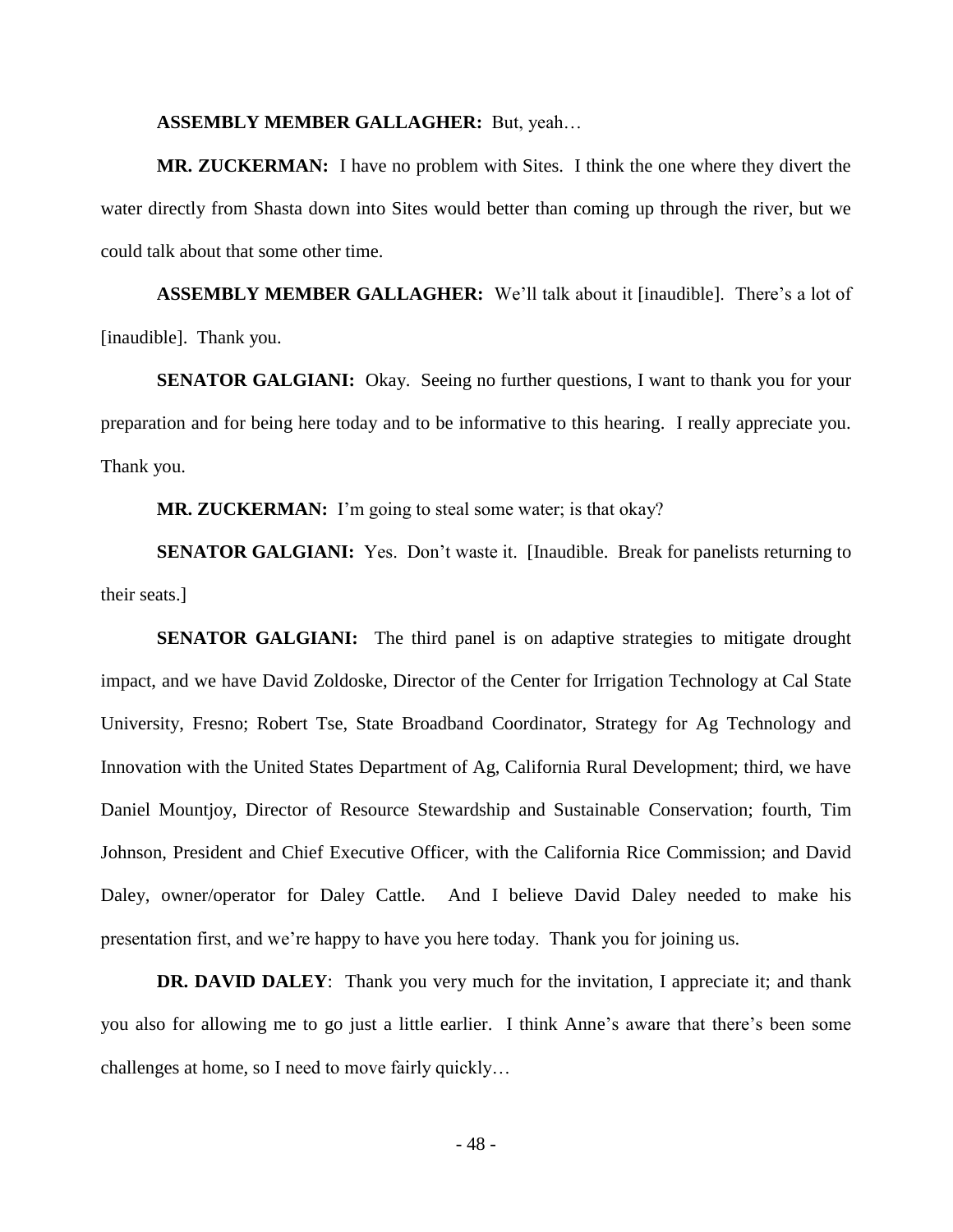**ASSEMBLY MEMBER GALLAGHER:** But, yeah…

**MR. ZUCKERMAN:** I have no problem with Sites. I think the one where they divert the water directly from Shasta down into Sites would better than coming up through the river, but we could talk about that some other time.

**ASSEMBLY MEMBER GALLAGHER:** We'll talk about it [inaudible]. There's a lot of [inaudible]. Thank you.

**SENATOR GALGIANI:** Okay. Seeing no further questions, I want to thank you for your preparation and for being here today and to be informative to this hearing. I really appreciate you. Thank you.

**MR. ZUCKERMAN:** I'm going to steal some water; is that okay?

**SENATOR GALGIANI:** Yes. Don't waste it. [Inaudible. Break for panelists returning to their seats.]

**SENATOR GALGIANI:** The third panel is on adaptive strategies to mitigate drought impact, and we have David Zoldoske, Director of the Center for Irrigation Technology at Cal State University, Fresno; Robert Tse, State Broadband Coordinator, Strategy for Ag Technology and Innovation with the United States Department of Ag, California Rural Development; third, we have Daniel Mountjoy, Director of Resource Stewardship and Sustainable Conservation; fourth, Tim Johnson, President and Chief Executive Officer, with the California Rice Commission; and David Daley, owner/operator for Daley Cattle. And I believe David Daley needed to make his presentation first, and we're happy to have you here today. Thank you for joining us.

**DR. DAVID DALEY**: Thank you very much for the invitation, I appreciate it; and thank you also for allowing me to go just a little earlier. I think Anne's aware that there's been some challenges at home, so I need to move fairly quickly…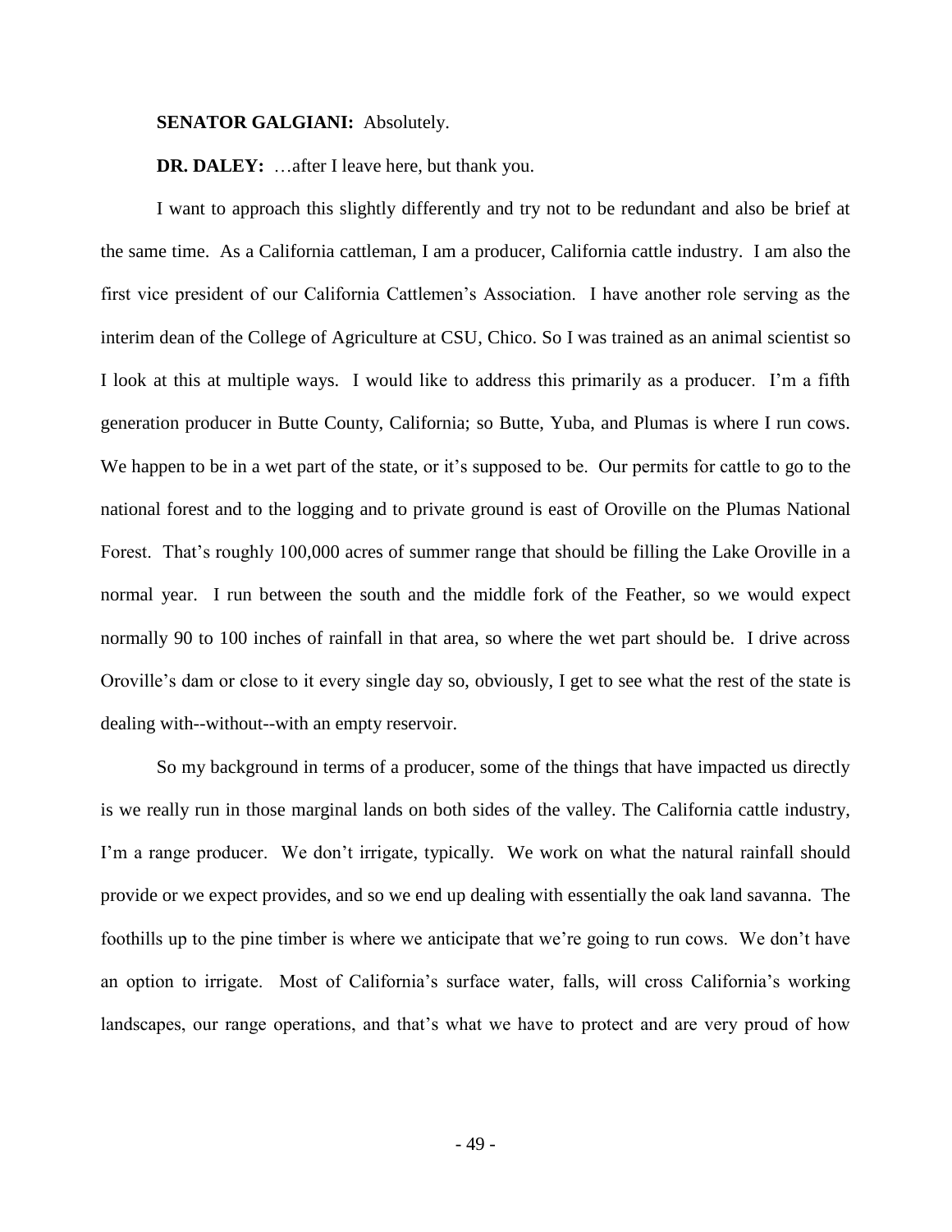**SENATOR GALGIANI:** Absolutely.

**DR. DALEY:** …after I leave here, but thank you.

I want to approach this slightly differently and try not to be redundant and also be brief at the same time. As a California cattleman, I am a producer, California cattle industry. I am also the first vice president of our California Cattlemen's Association. I have another role serving as the interim dean of the College of Agriculture at CSU, Chico. So I was trained as an animal scientist so I look at this at multiple ways. I would like to address this primarily as a producer. I'm a fifth generation producer in Butte County, California; so Butte, Yuba, and Plumas is where I run cows. We happen to be in a wet part of the state, or it's supposed to be. Our permits for cattle to go to the national forest and to the logging and to private ground is east of Oroville on the Plumas National Forest. That's roughly 100,000 acres of summer range that should be filling the Lake Oroville in a normal year. I run between the south and the middle fork of the Feather, so we would expect normally 90 to 100 inches of rainfall in that area, so where the wet part should be. I drive across Oroville's dam or close to it every single day so, obviously, I get to see what the rest of the state is dealing with--without--with an empty reservoir.

So my background in terms of a producer, some of the things that have impacted us directly is we really run in those marginal lands on both sides of the valley. The California cattle industry, I'm a range producer. We don't irrigate, typically. We work on what the natural rainfall should provide or we expect provides, and so we end up dealing with essentially the oak land savanna. The foothills up to the pine timber is where we anticipate that we're going to run cows. We don't have an option to irrigate. Most of California's surface water, falls, will cross California's working landscapes, our range operations, and that's what we have to protect and are very proud of how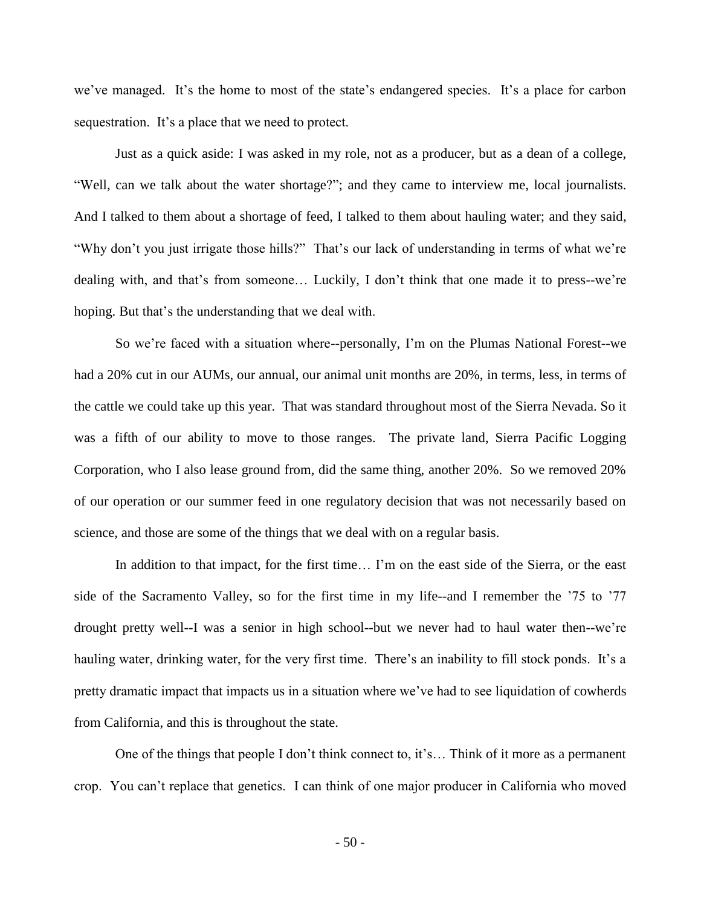we've managed. It's the home to most of the state's endangered species. It's a place for carbon sequestration. It's a place that we need to protect.

Just as a quick aside: I was asked in my role, not as a producer, but as a dean of a college, "Well, can we talk about the water shortage?"; and they came to interview me, local journalists. And I talked to them about a shortage of feed, I talked to them about hauling water; and they said, "Why don't you just irrigate those hills?" That's our lack of understanding in terms of what we're dealing with, and that's from someone… Luckily, I don't think that one made it to press--we're hoping. But that's the understanding that we deal with.

So we're faced with a situation where--personally, I'm on the Plumas National Forest--we had a 20% cut in our AUMs, our annual, our animal unit months are 20%, in terms, less, in terms of the cattle we could take up this year. That was standard throughout most of the Sierra Nevada. So it was a fifth of our ability to move to those ranges. The private land, Sierra Pacific Logging Corporation, who I also lease ground from, did the same thing, another 20%. So we removed 20% of our operation or our summer feed in one regulatory decision that was not necessarily based on science, and those are some of the things that we deal with on a regular basis.

In addition to that impact, for the first time… I'm on the east side of the Sierra, or the east side of the Sacramento Valley, so for the first time in my life--and I remember the '75 to '77 drought pretty well--I was a senior in high school--but we never had to haul water then--we're hauling water, drinking water, for the very first time. There's an inability to fill stock ponds. It's a pretty dramatic impact that impacts us in a situation where we've had to see liquidation of cowherds from California, and this is throughout the state.

One of the things that people I don't think connect to, it's… Think of it more as a permanent crop. You can't replace that genetics. I can think of one major producer in California who moved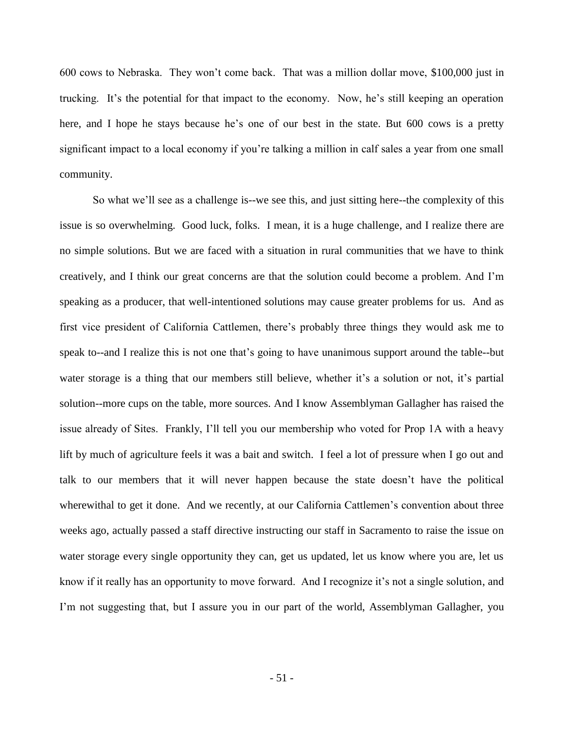600 cows to Nebraska. They won't come back. That was a million dollar move, $100,000 just in trucking. It's the potential for that impact to the economy. Now, he's still keeping an operation here, and I hope he stays because he's one of our best in the state. But 600 cows is a pretty significant impact to a local economy if you're talking a million in calf sales a year from one small community.

So what we'll see as a challenge is--we see this, and just sitting here--the complexity of this issue is so overwhelming. Good luck, folks. I mean, it is a huge challenge, and I realize there are no simple solutions. But we are faced with a situation in rural communities that we have to think creatively, and I think our great concerns are that the solution could become a problem. And I'm speaking as a producer, that well-intentioned solutions may cause greater problems for us. And as first vice president of California Cattlemen, there's probably three things they would ask me to speak to--and I realize this is not one that's going to have unanimous support around the table--but water storage is a thing that our members still believe, whether it's a solution or not, it's partial solution--more cups on the table, more sources. And I know Assemblyman Gallagher has raised the issue already of Sites. Frankly, I'll tell you our membership who voted for Prop 1A with a heavy lift by much of agriculture feels it was a bait and switch. I feel a lot of pressure when I go out and talk to our members that it will never happen because the state doesn't have the political wherewithal to get it done. And we recently, at our California Cattlemen's convention about three weeks ago, actually passed a staff directive instructing our staff in Sacramento to raise the issue on water storage every single opportunity they can, get us updated, let us know where you are, let us know if it really has an opportunity to move forward. And I recognize it's not a single solution, and I'm not suggesting that, but I assure you in our part of the world, Assemblyman Gallagher, you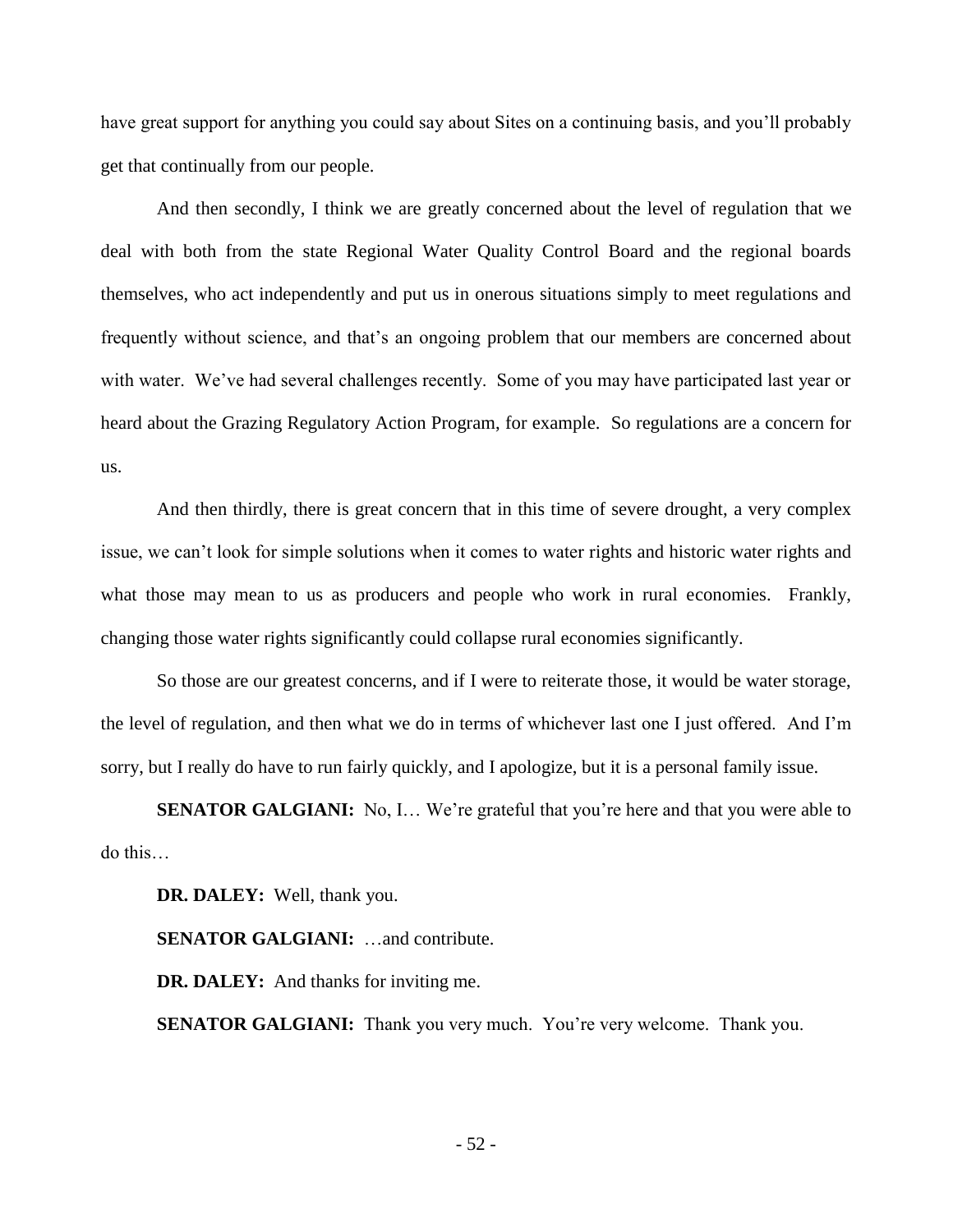have great support for anything you could say about Sites on a continuing basis, and you'll probably get that continually from our people.

And then secondly, I think we are greatly concerned about the level of regulation that we deal with both from the state Regional Water Quality Control Board and the regional boards themselves, who act independently and put us in onerous situations simply to meet regulations and frequently without science, and that's an ongoing problem that our members are concerned about with water. We've had several challenges recently. Some of you may have participated last year or heard about the Grazing Regulatory Action Program, for example. So regulations are a concern for us.

And then thirdly, there is great concern that in this time of severe drought, a very complex issue, we can't look for simple solutions when it comes to water rights and historic water rights and what those may mean to us as producers and people who work in rural economies. Frankly, changing those water rights significantly could collapse rural economies significantly.

So those are our greatest concerns, and if I were to reiterate those, it would be water storage, the level of regulation, and then what we do in terms of whichever last one I just offered. And I'm sorry, but I really do have to run fairly quickly, and I apologize, but it is a personal family issue.

**SENATOR GALGIANI:** No, I… We're grateful that you're here and that you were able to do this…

**DR. DALEY:** Well, thank you.

**SENATOR GALGIANI:** …and contribute.

**DR. DALEY:** And thanks for inviting me.

**SENATOR GALGIANI:** Thank you very much. You're very welcome. Thank you.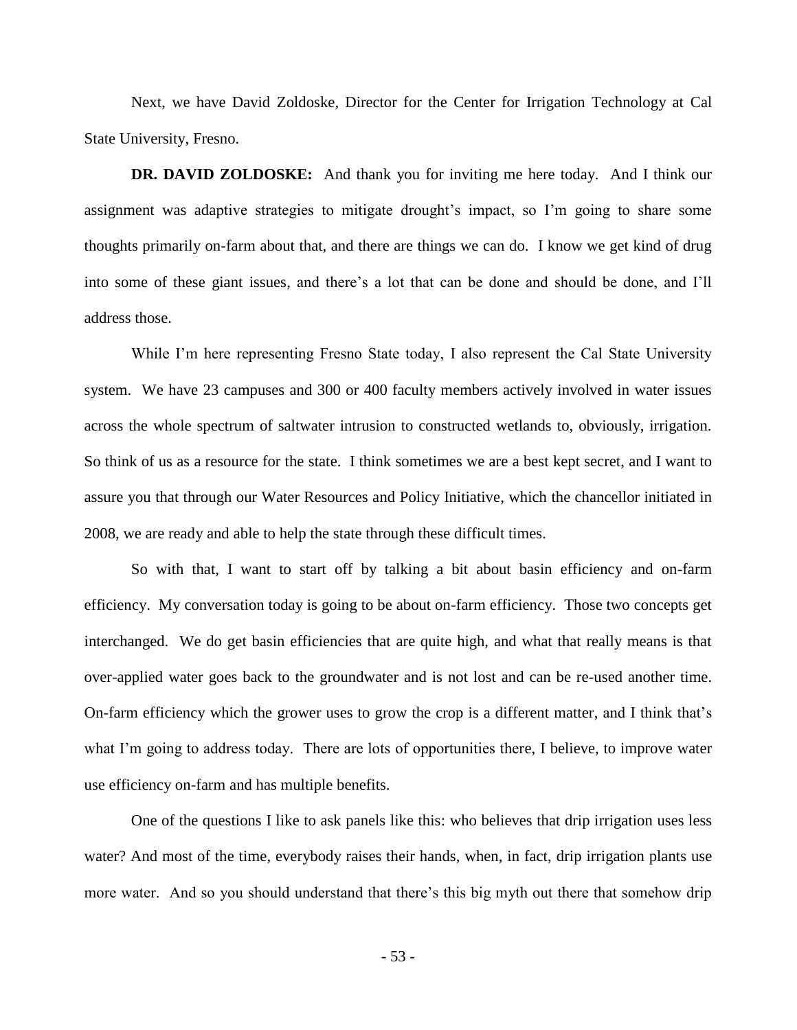Next, we have David Zoldoske, Director for the Center for Irrigation Technology at Cal State University, Fresno.

**DR. DAVID ZOLDOSKE:** And thank you for inviting me here today. And I think our assignment was adaptive strategies to mitigate drought's impact, so I'm going to share some thoughts primarily on-farm about that, and there are things we can do. I know we get kind of drug into some of these giant issues, and there's a lot that can be done and should be done, and I'll address those.

While I'm here representing Fresno State today, I also represent the Cal State University system. We have 23 campuses and 300 or 400 faculty members actively involved in water issues across the whole spectrum of saltwater intrusion to constructed wetlands to, obviously, irrigation. So think of us as a resource for the state. I think sometimes we are a best kept secret, and I want to assure you that through our Water Resources and Policy Initiative, which the chancellor initiated in 2008, we are ready and able to help the state through these difficult times.

So with that, I want to start off by talking a bit about basin efficiency and on-farm efficiency. My conversation today is going to be about on-farm efficiency. Those two concepts get interchanged. We do get basin efficiencies that are quite high, and what that really means is that over-applied water goes back to the groundwater and is not lost and can be re-used another time. On-farm efficiency which the grower uses to grow the crop is a different matter, and I think that's what I'm going to address today. There are lots of opportunities there, I believe, to improve water use efficiency on-farm and has multiple benefits.

One of the questions I like to ask panels like this: who believes that drip irrigation uses less water? And most of the time, everybody raises their hands, when, in fact, drip irrigation plants use more water. And so you should understand that there's this big myth out there that somehow drip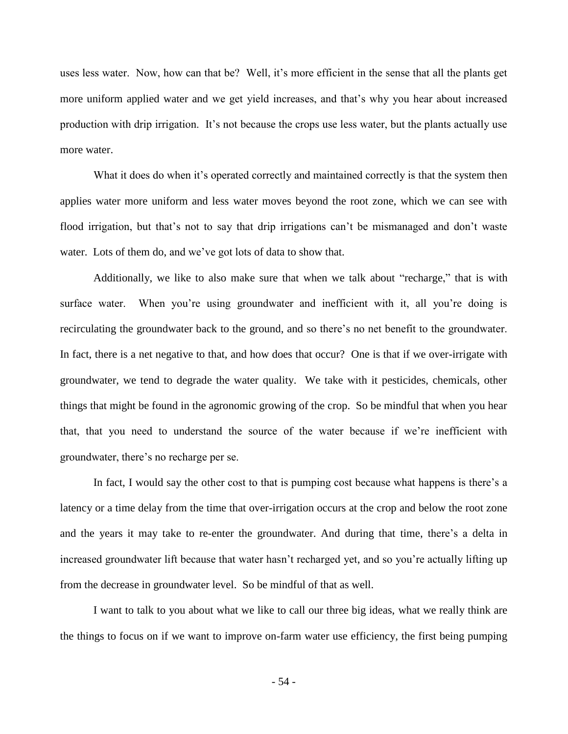uses less water. Now, how can that be? Well, it's more efficient in the sense that all the plants get more uniform applied water and we get yield increases, and that's why you hear about increased production with drip irrigation. It's not because the crops use less water, but the plants actually use more water.

What it does do when it's operated correctly and maintained correctly is that the system then applies water more uniform and less water moves beyond the root zone, which we can see with flood irrigation, but that's not to say that drip irrigations can't be mismanaged and don't waste water. Lots of them do, and we've got lots of data to show that.

Additionally, we like to also make sure that when we talk about "recharge," that is with surface water. When you're using groundwater and inefficient with it, all you're doing is recirculating the groundwater back to the ground, and so there's no net benefit to the groundwater. In fact, there is a net negative to that, and how does that occur? One is that if we over-irrigate with groundwater, we tend to degrade the water quality. We take with it pesticides, chemicals, other things that might be found in the agronomic growing of the crop. So be mindful that when you hear that, that you need to understand the source of the water because if we're inefficient with groundwater, there's no recharge per se.

In fact, I would say the other cost to that is pumping cost because what happens is there's a latency or a time delay from the time that over-irrigation occurs at the crop and below the root zone and the years it may take to re-enter the groundwater. And during that time, there's a delta in increased groundwater lift because that water hasn't recharged yet, and so you're actually lifting up from the decrease in groundwater level. So be mindful of that as well.

I want to talk to you about what we like to call our three big ideas, what we really think are the things to focus on if we want to improve on-farm water use efficiency, the first being pumping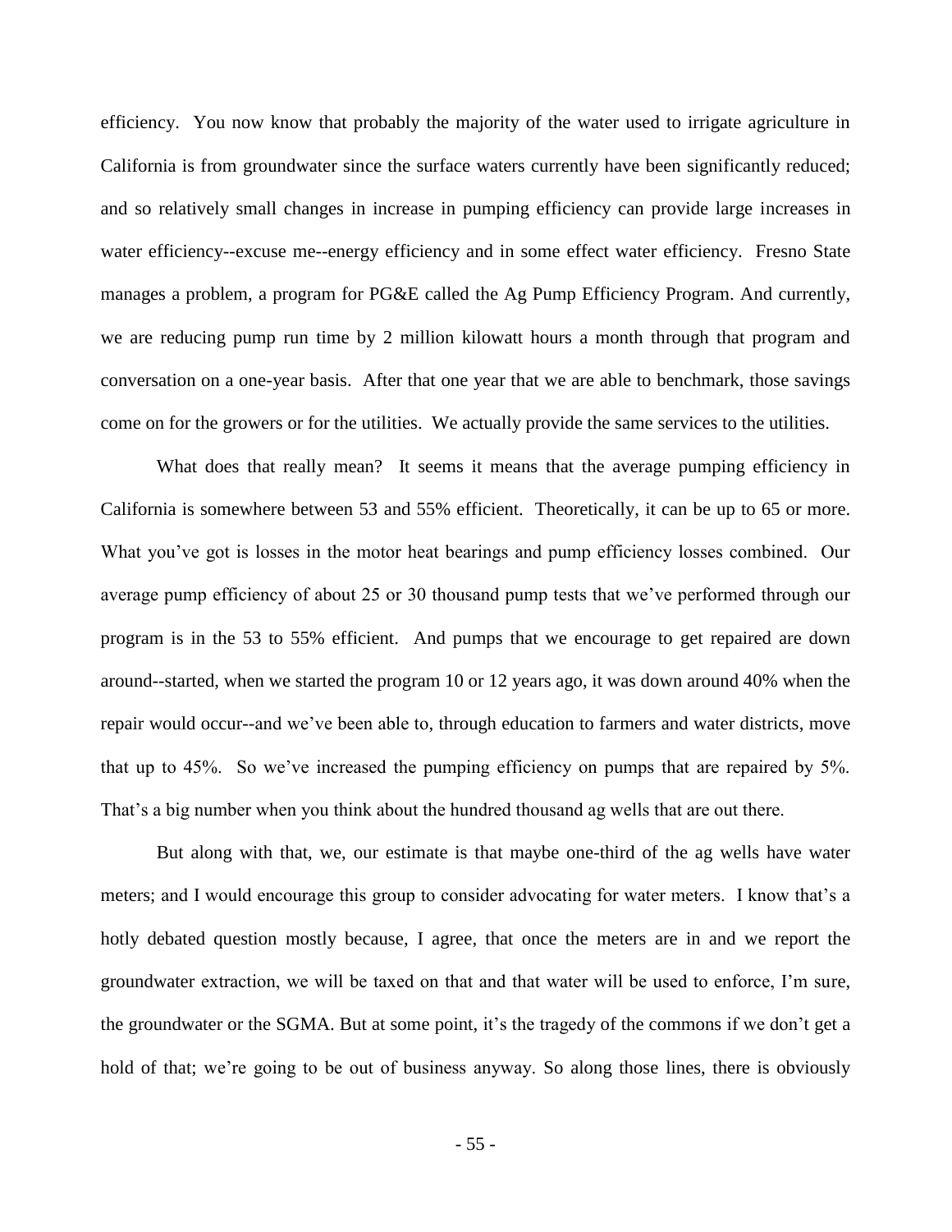efficiency. You now know that probably the majority of the water used to irrigate agriculture in California is from groundwater since the surface waters currently have been significantly reduced; and so relatively small changes in increase in pumping efficiency can provide large increases in water efficiency--excuse me--energy efficiency and in some effect water efficiency. Fresno State manages a problem, a program for PG&E called the Ag Pump Efficiency Program. And currently, we are reducing pump run time by 2 million kilowatt hours a month through that program and conversation on a one-year basis. After that one year that we are able to benchmark, those savings come on for the growers or for the utilities. We actually provide the same services to the utilities.

What does that really mean? It seems it means that the average pumping efficiency in California is somewhere between 53 and 55% efficient. Theoretically, it can be up to 65 or more. What you've got is losses in the motor heat bearings and pump efficiency losses combined. Our average pump efficiency of about 25 or 30 thousand pump tests that we've performed through our program is in the 53 to 55% efficient. And pumps that we encourage to get repaired are down around--started, when we started the program 10 or 12 years ago, it was down around 40% when the repair would occur--and we've been able to, through education to farmers and water districts, move that up to 45%. So we've increased the pumping efficiency on pumps that are repaired by 5%. That's a big number when you think about the hundred thousand ag wells that are out there.

But along with that, we, our estimate is that maybe one-third of the ag wells have water meters; and I would encourage this group to consider advocating for water meters. I know that's a hotly debated question mostly because, I agree, that once the meters are in and we report the groundwater extraction, we will be taxed on that and that water will be used to enforce, I'm sure, the groundwater or the SGMA. But at some point, it's the tragedy of the commons if we don't get a hold of that; we're going to be out of business anyway. So along those lines, there is obviously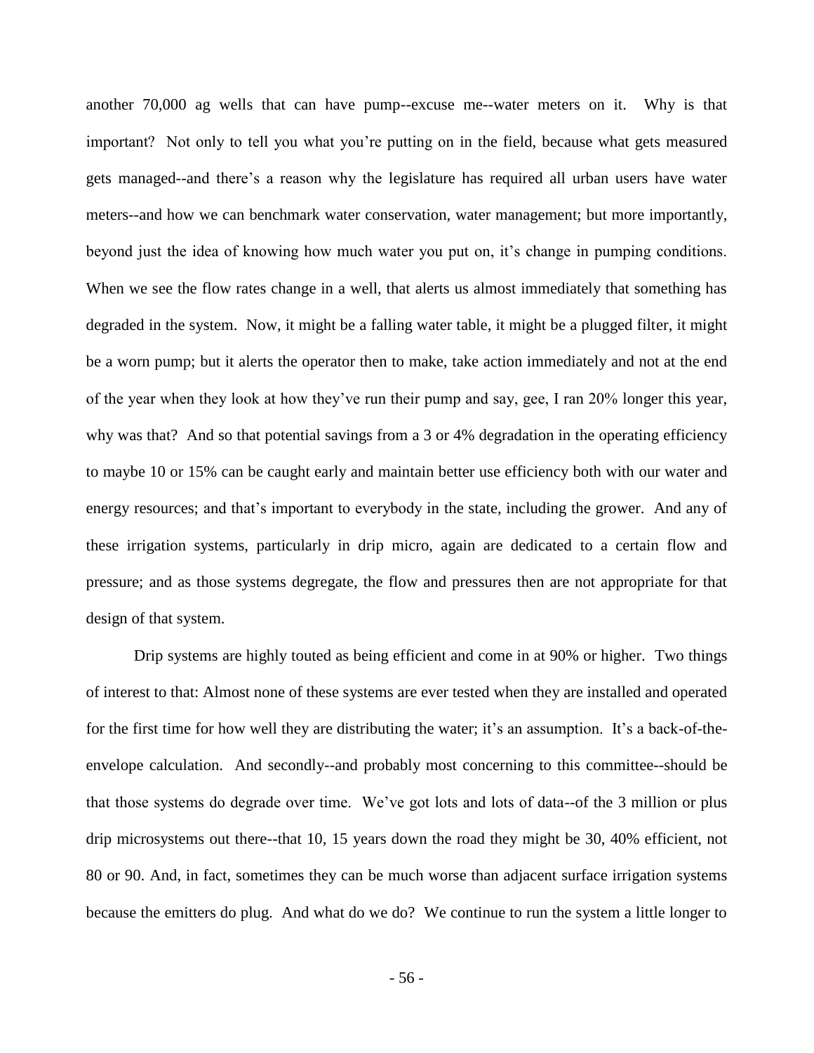another 70,000 ag wells that can have pump--excuse me--water meters on it. Why is that important? Not only to tell you what you're putting on in the field, because what gets measured gets managed--and there's a reason why the legislature has required all urban users have water meters--and how we can benchmark water conservation, water management; but more importantly, beyond just the idea of knowing how much water you put on, it's change in pumping conditions. When we see the flow rates change in a well, that alerts us almost immediately that something has degraded in the system. Now, it might be a falling water table, it might be a plugged filter, it might be a worn pump; but it alerts the operator then to make, take action immediately and not at the end of the year when they look at how they've run their pump and say, gee, I ran 20% longer this year, why was that? And so that potential savings from a 3 or 4% degradation in the operating efficiency to maybe 10 or 15% can be caught early and maintain better use efficiency both with our water and energy resources; and that's important to everybody in the state, including the grower. And any of these irrigation systems, particularly in drip micro, again are dedicated to a certain flow and pressure; and as those systems degregate, the flow and pressures then are not appropriate for that design of that system.

Drip systems are highly touted as being efficient and come in at 90% or higher. Two things of interest to that: Almost none of these systems are ever tested when they are installed and operated for the first time for how well they are distributing the water; it's an assumption. It's a back-of-the-envelope calculation. And secondly--and probably most concerning to this committee--should be that those systems do degrade over time. We've got lots and lots of data--of the 3 million or plus drip microsystems out there--that 10, 15 years down the road they might be 30, 40% efficient, not 80 or 90. And, in fact, sometimes they can be much worse than adjacent surface irrigation systems because the emitters do plug. And what do we do? We continue to run the system a little longer to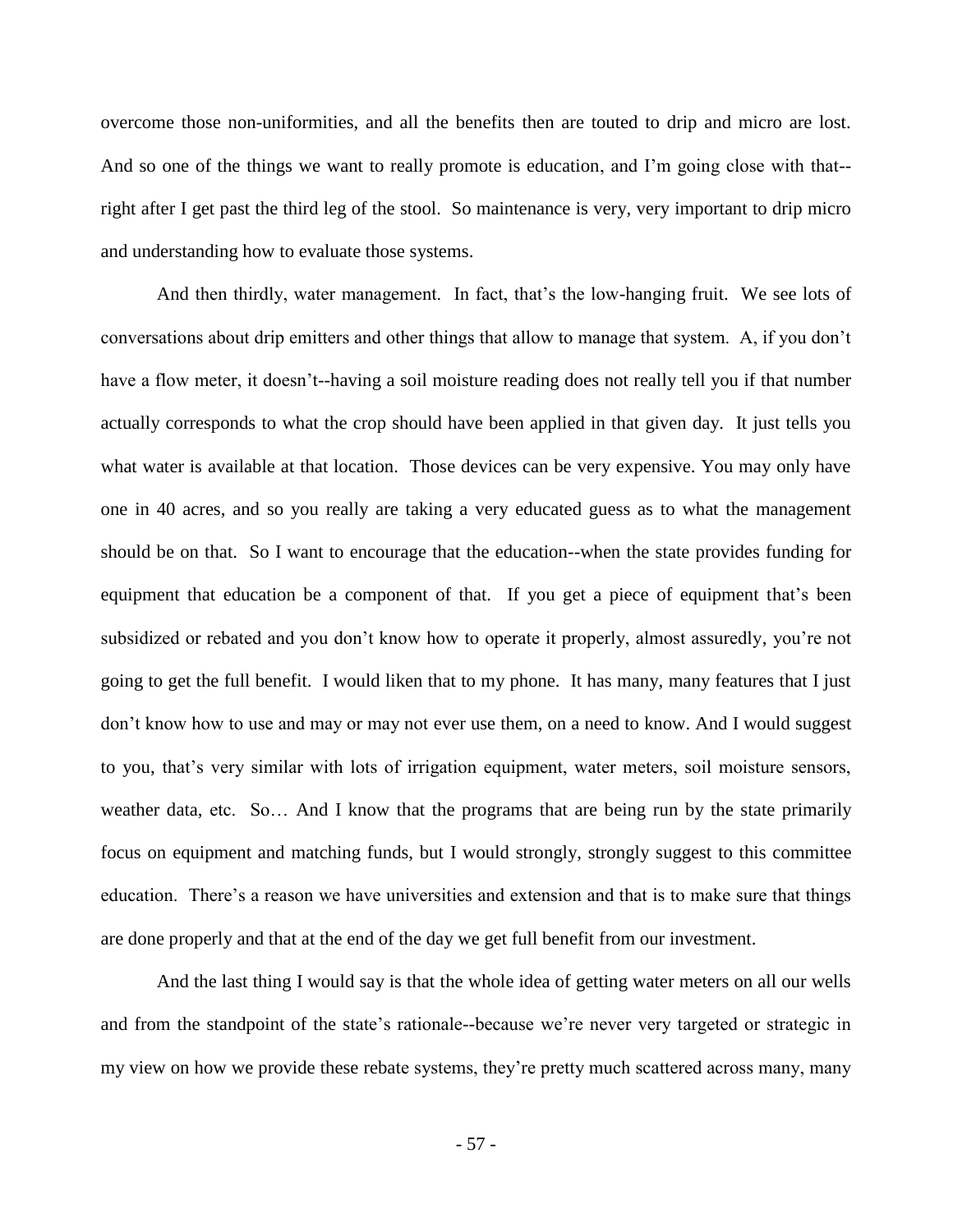overcome those non-uniformities, and all the benefits then are touted to drip and micro are lost. And so one of the things we want to really promote is education, and I'm going close with that--right after I get past the third leg of the stool. So maintenance is very, very important to drip micro and understanding how to evaluate those systems.

And then thirdly, water management. In fact, that's the low-hanging fruit. We see lots of conversations about drip emitters and other things that allow to manage that system. A, if you don't have a flow meter, it doesn't--having a soil moisture reading does not really tell you if that number actually corresponds to what the crop should have been applied in that given day. It just tells you what water is available at that location. Those devices can be very expensive. You may only have one in 40 acres, and so you really are taking a very educated guess as to what the management should be on that. So I want to encourage that the education--when the state provides funding for equipment that education be a component of that. If you get a piece of equipment that's been subsidized or rebated and you don't know how to operate it properly, almost assuredly, you're not going to get the full benefit. I would liken that to my phone. It has many, many features that I just don't know how to use and may or may not ever use them, on a need to know. And I would suggest to you, that's very similar with lots of irrigation equipment, water meters, soil moisture sensors, weather data, etc. So… And I know that the programs that are being run by the state primarily focus on equipment and matching funds, but I would strongly, strongly suggest to this committee education. There's a reason we have universities and extension and that is to make sure that things are done properly and that at the end of the day we get full benefit from our investment.

And the last thing I would say is that the whole idea of getting water meters on all our wells and from the standpoint of the state's rationale--because we're never very targeted or strategic in my view on how we provide these rebate systems, they're pretty much scattered across many, many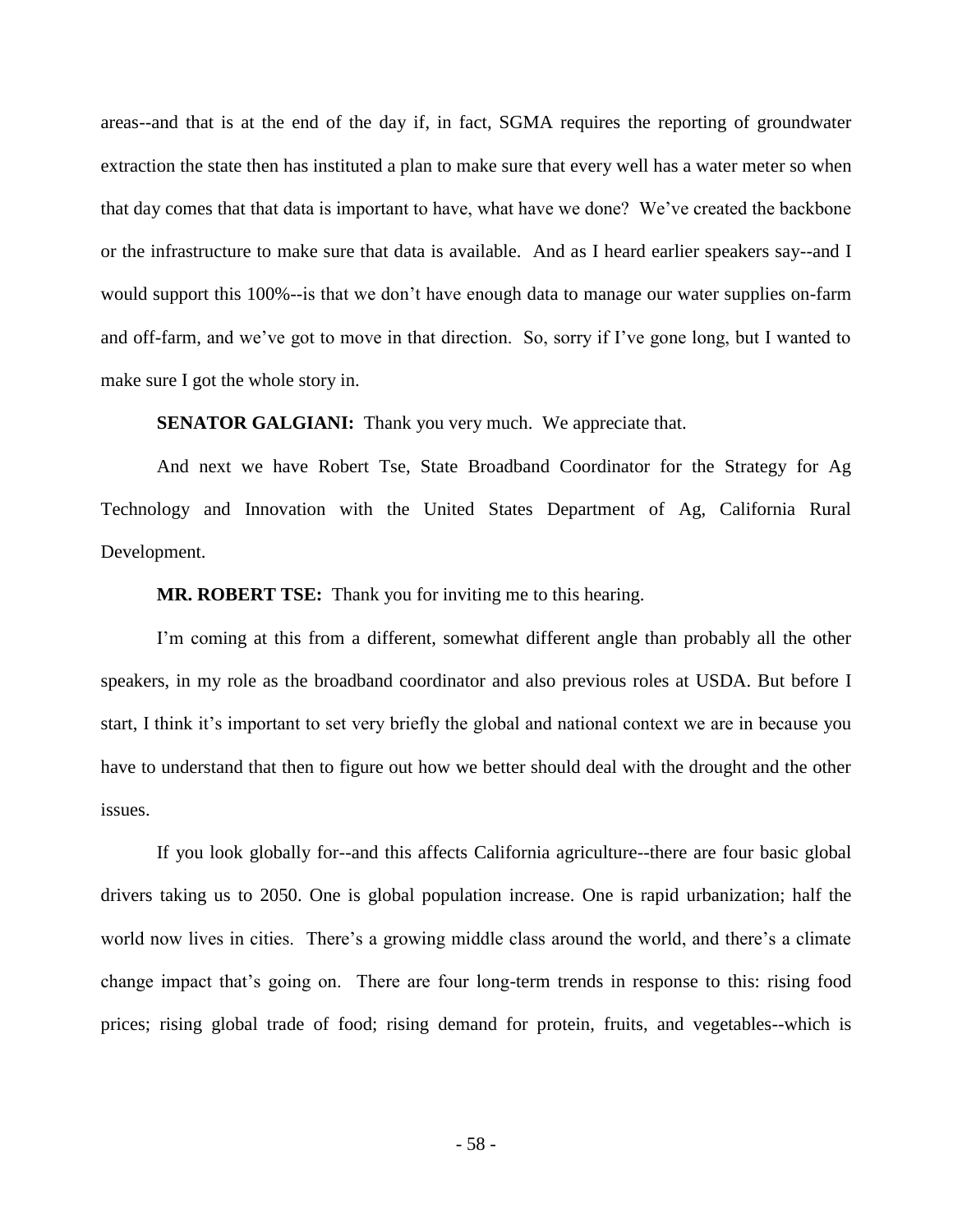areas--and that is at the end of the day if, in fact, SGMA requires the reporting of groundwater extraction the state then has instituted a plan to make sure that every well has a water meter so when that day comes that that data is important to have, what have we done? We've created the backbone or the infrastructure to make sure that data is available. And as I heard earlier speakers say--and I would support this 100%--is that we don't have enough data to manage our water supplies on-farm and off-farm, and we've got to move in that direction. So, sorry if I've gone long, but I wanted to make sure I got the whole story in.

**SENATOR GALGIANI:** Thank you very much. We appreciate that.

And next we have Robert Tse, State Broadband Coordinator for the Strategy for Ag Technology and Innovation with the United States Department of Ag, California Rural Development.

**MR. ROBERT TSE:** Thank you for inviting me to this hearing.

I'm coming at this from a different, somewhat different angle than probably all the other speakers, in my role as the broadband coordinator and also previous roles at USDA. But before I start, I think it's important to set very briefly the global and national context we are in because you have to understand that then to figure out how we better should deal with the drought and the other issues.

If you look globally for--and this affects California agriculture--there are four basic global drivers taking us to 2050. One is global population increase. One is rapid urbanization; half the world now lives in cities. There's a growing middle class around the world, and there's a climate change impact that's going on. There are four long-term trends in response to this: rising food prices; rising global trade of food; rising demand for protein, fruits, and vegetables--which is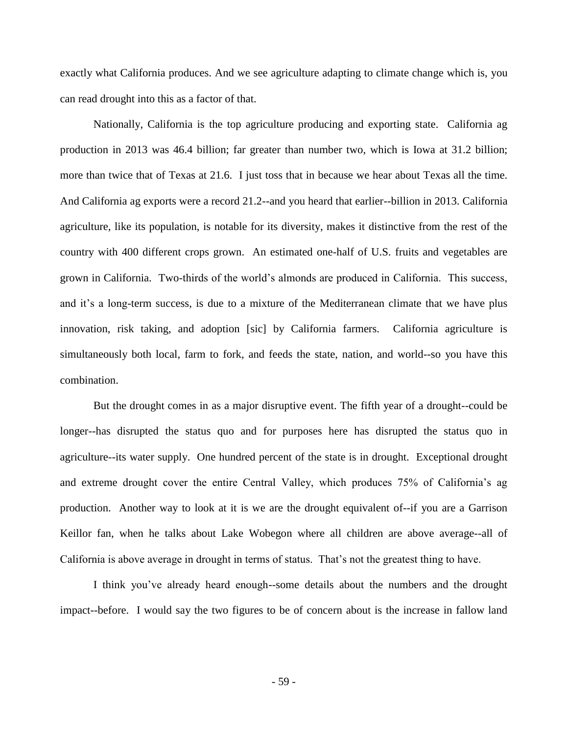exactly what California produces. And we see agriculture adapting to climate change which is, you can read drought into this as a factor of that.

Nationally, California is the top agriculture producing and exporting state. California ag production in 2013 was 46.4 billion; far greater than number two, which is Iowa at 31.2 billion; more than twice that of Texas at 21.6. I just toss that in because we hear about Texas all the time. And California ag exports were a record 21.2--and you heard that earlier--billion in 2013. California agriculture, like its population, is notable for its diversity, makes it distinctive from the rest of the country with 400 different crops grown. An estimated one-half of U.S. fruits and vegetables are grown in California. Two-thirds of the world's almonds are produced in California. This success, and it's a long-term success, is due to a mixture of the Mediterranean climate that we have plus innovation, risk taking, and adoption [sic] by California farmers. California agriculture is simultaneously both local, farm to fork, and feeds the state, nation, and world--so you have this combination.

But the drought comes in as a major disruptive event. The fifth year of a drought--could be longer--has disrupted the status quo and for purposes here has disrupted the status quo in agriculture--its water supply. One hundred percent of the state is in drought. Exceptional drought and extreme drought cover the entire Central Valley, which produces 75% of California's ag production. Another way to look at it is we are the drought equivalent of--if you are a Garrison Keillor fan, when he talks about Lake Wobegon where all children are above average--all of California is above average in drought in terms of status. That's not the greatest thing to have.

I think you've already heard enough--some details about the numbers and the drought impact--before. I would say the two figures to be of concern about is the increase in fallow land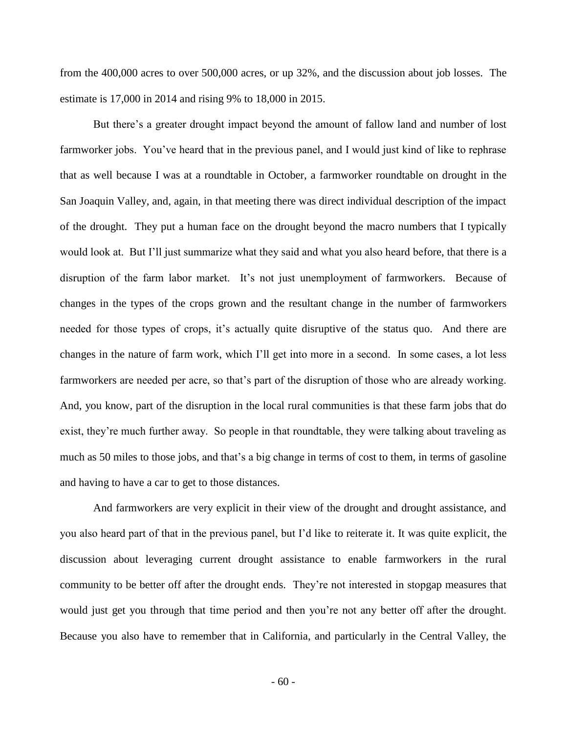from the 400,000 acres to over 500,000 acres, or up 32%, and the discussion about job losses. The estimate is 17,000 in 2014 and rising 9% to 18,000 in 2015.

But there's a greater drought impact beyond the amount of fallow land and number of lost farmworker jobs. You've heard that in the previous panel, and I would just kind of like to rephrase that as well because I was at a roundtable in October, a farmworker roundtable on drought in the San Joaquin Valley, and, again, in that meeting there was direct individual description of the impact of the drought. They put a human face on the drought beyond the macro numbers that I typically would look at. But I'll just summarize what they said and what you also heard before, that there is a disruption of the farm labor market. It's not just unemployment of farmworkers. Because of changes in the types of the crops grown and the resultant change in the number of farmworkers needed for those types of crops, it's actually quite disruptive of the status quo. And there are changes in the nature of farm work, which I'll get into more in a second. In some cases, a lot less farmworkers are needed per acre, so that's part of the disruption of those who are already working. And, you know, part of the disruption in the local rural communities is that these farm jobs that do exist, they're much further away. So people in that roundtable, they were talking about traveling as much as 50 miles to those jobs, and that's a big change in terms of cost to them, in terms of gasoline and having to have a car to get to those distances.

And farmworkers are very explicit in their view of the drought and drought assistance, and you also heard part of that in the previous panel, but I'd like to reiterate it. It was quite explicit, the discussion about leveraging current drought assistance to enable farmworkers in the rural community to be better off after the drought ends. They're not interested in stopgap measures that would just get you through that time period and then you're not any better off after the drought. Because you also have to remember that in California, and particularly in the Central Valley, the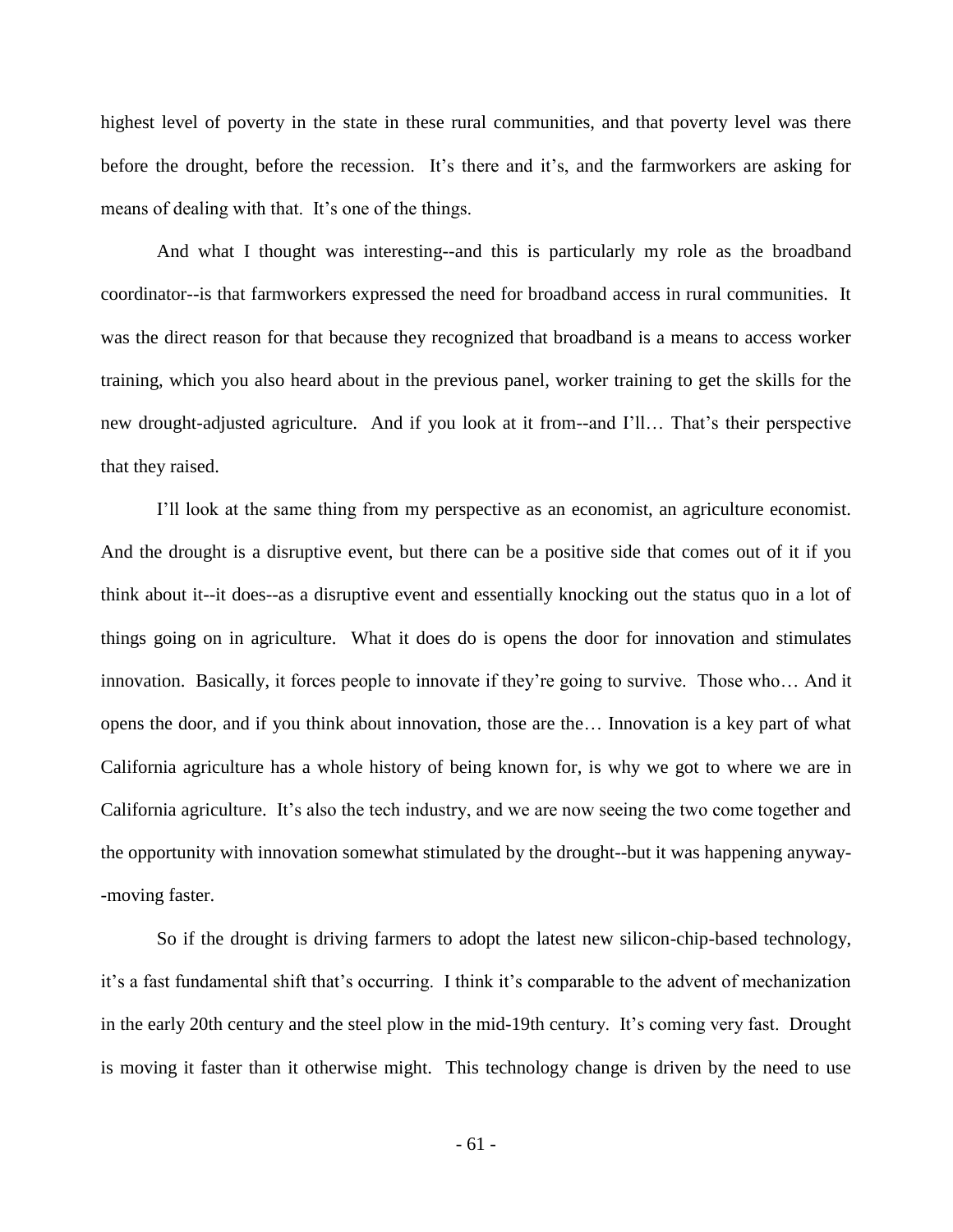highest level of poverty in the state in these rural communities, and that poverty level was there before the drought, before the recession. It's there and it's, and the farmworkers are asking for means of dealing with that. It's one of the things.

And what I thought was interesting--and this is particularly my role as the broadband coordinator--is that farmworkers expressed the need for broadband access in rural communities. It was the direct reason for that because they recognized that broadband is a means to access worker training, which you also heard about in the previous panel, worker training to get the skills for the new drought-adjusted agriculture. And if you look at it from--and I'll… That's their perspective that they raised.

I'll look at the same thing from my perspective as an economist, an agriculture economist. And the drought is a disruptive event, but there can be a positive side that comes out of it if you think about it--it does--as a disruptive event and essentially knocking out the status quo in a lot of things going on in agriculture. What it does do is opens the door for innovation and stimulates innovation. Basically, it forces people to innovate if they're going to survive. Those who… And it opens the door, and if you think about innovation, those are the… Innovation is a key part of what California agriculture has a whole history of being known for, is why we got to where we are in California agriculture. It's also the tech industry, and we are now seeing the two come together and the opportunity with innovation somewhat stimulated by the drought--but it was happening anyway--moving faster.

So if the drought is driving farmers to adopt the latest new silicon-chip-based technology, it's a fast fundamental shift that's occurring. I think it's comparable to the advent of mechanization in the early 20th century and the steel plow in the mid-19th century. It's coming very fast. Drought is moving it faster than it otherwise might. This technology change is driven by the need to use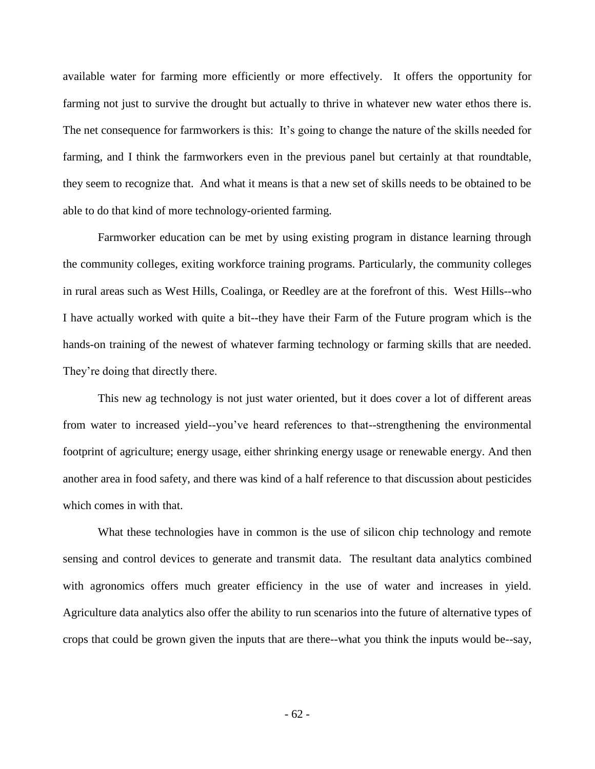available water for farming more efficiently or more effectively. It offers the opportunity for farming not just to survive the drought but actually to thrive in whatever new water ethos there is. The net consequence for farmworkers is this: It's going to change the nature of the skills needed for farming, and I think the farmworkers even in the previous panel but certainly at that roundtable, they seem to recognize that. And what it means is that a new set of skills needs to be obtained to be able to do that kind of more technology-oriented farming.

Farmworker education can be met by using existing program in distance learning through the community colleges, exiting workforce training programs. Particularly, the community colleges in rural areas such as West Hills, Coalinga, or Reedley are at the forefront of this. West Hills--who I have actually worked with quite a bit--they have their Farm of the Future program which is the hands-on training of the newest of whatever farming technology or farming skills that are needed. They're doing that directly there.

This new ag technology is not just water oriented, but it does cover a lot of different areas from water to increased yield--you've heard references to that--strengthening the environmental footprint of agriculture; energy usage, either shrinking energy usage or renewable energy. And then another area in food safety, and there was kind of a half reference to that discussion about pesticides which comes in with that.

What these technologies have in common is the use of silicon chip technology and remote sensing and control devices to generate and transmit data. The resultant data analytics combined with agronomics offers much greater efficiency in the use of water and increases in yield. Agriculture data analytics also offer the ability to run scenarios into the future of alternative types of crops that could be grown given the inputs that are there--what you think the inputs would be--say,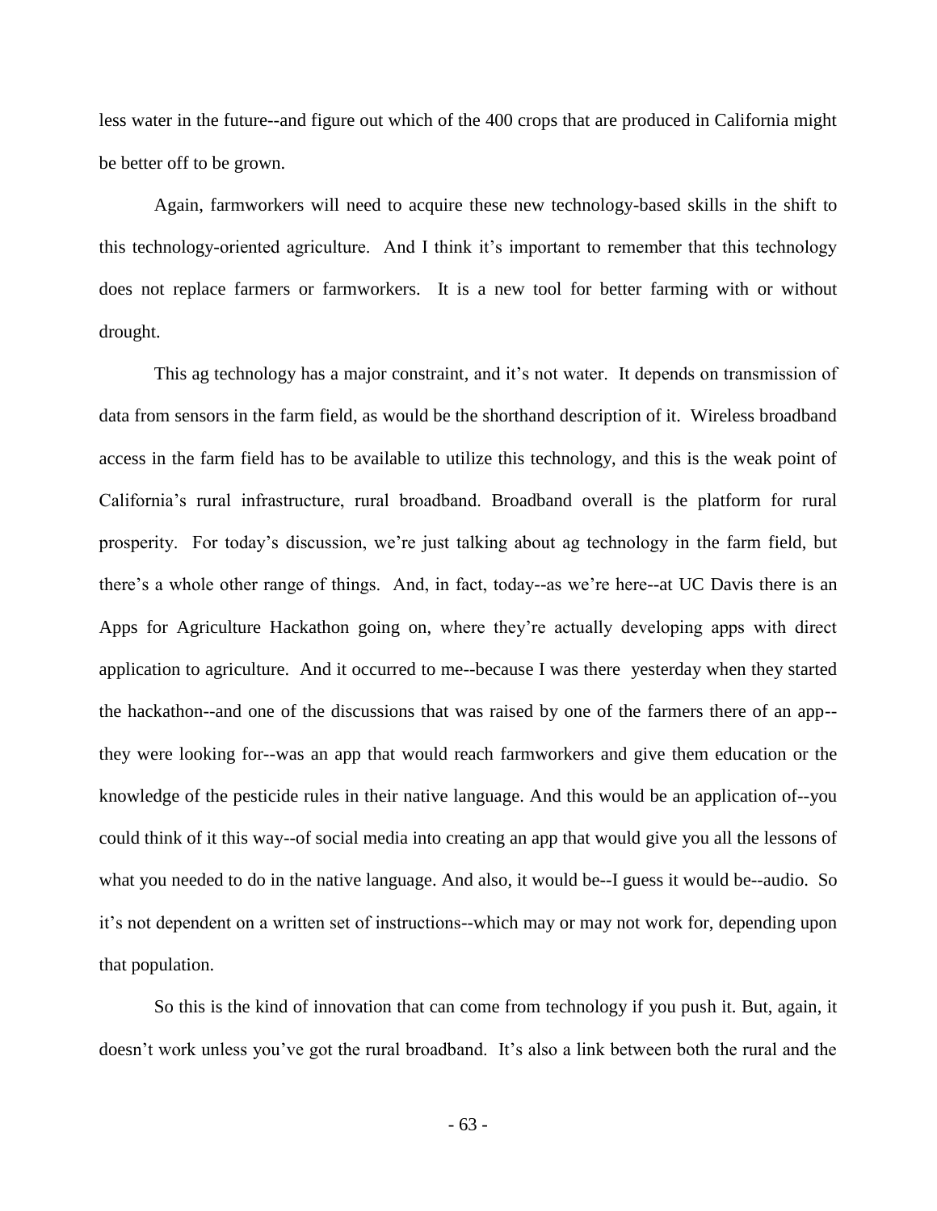less water in the future--and figure out which of the 400 crops that are produced in California might be better off to be grown.

Again, farmworkers will need to acquire these new technology-based skills in the shift to this technology-oriented agriculture. And I think it's important to remember that this technology does not replace farmers or farmworkers. It is a new tool for better farming with or without drought.

This ag technology has a major constraint, and it's not water. It depends on transmission of data from sensors in the farm field, as would be the shorthand description of it. Wireless broadband access in the farm field has to be available to utilize this technology, and this is the weak point of California's rural infrastructure, rural broadband. Broadband overall is the platform for rural prosperity. For today's discussion, we're just talking about ag technology in the farm field, but there's a whole other range of things. And, in fact, today--as we're here--at UC Davis there is an Apps for Agriculture Hackathon going on, where they're actually developing apps with direct application to agriculture. And it occurred to me--because I was there yesterday when they started the hackathon--and one of the discussions that was raised by one of the farmers there of an app--they were looking for--was an app that would reach farmworkers and give them education or the knowledge of the pesticide rules in their native language. And this would be an application of--you could think of it this way--of social media into creating an app that would give you all the lessons of what you needed to do in the native language. And also, it would be--I guess it would be--audio. So it's not dependent on a written set of instructions--which may or may not work for, depending upon that population.

So this is the kind of innovation that can come from technology if you push it. But, again, it doesn't work unless you've got the rural broadband. It's also a link between both the rural and the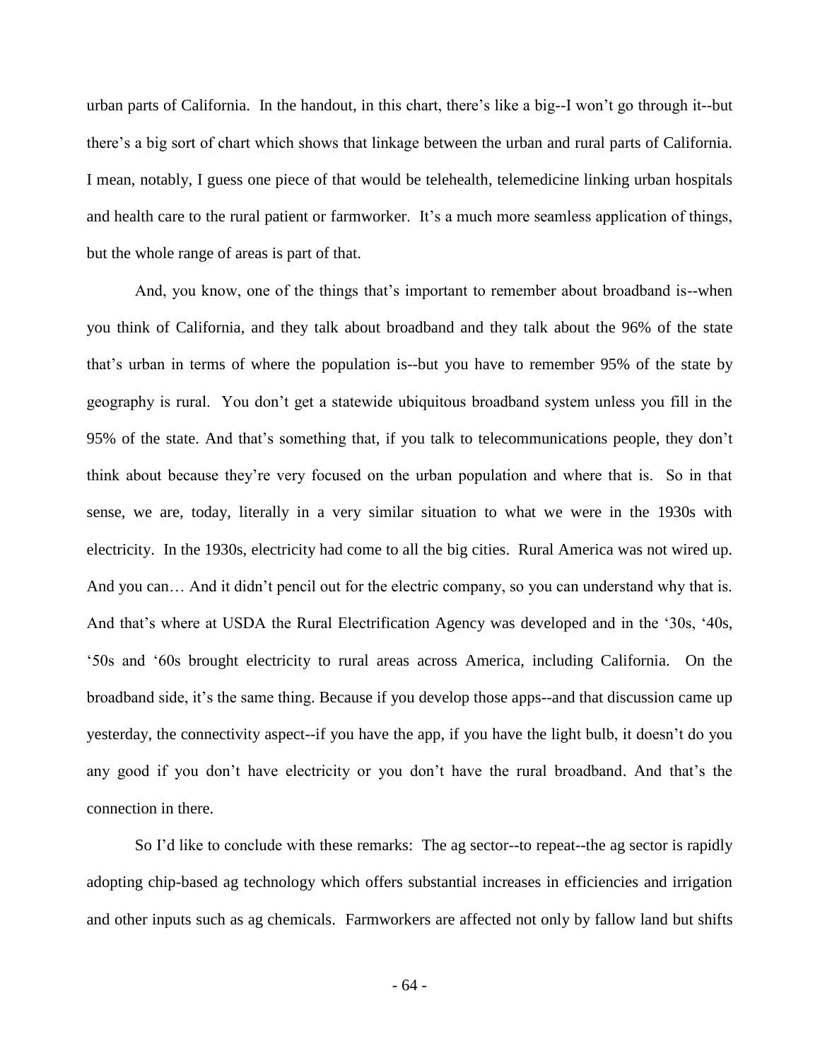urban parts of California. In the handout, in this chart, there's like a big--I won't go through it--but there's a big sort of chart which shows that linkage between the urban and rural parts of California. I mean, notably, I guess one piece of that would be telehealth, telemedicine linking urban hospitals and health care to the rural patient or farmworker. It's a much more seamless application of things, but the whole range of areas is part of that.

And, you know, one of the things that's important to remember about broadband is--when you think of California, and they talk about broadband and they talk about the 96% of the state that's urban in terms of where the population is--but you have to remember 95% of the state by geography is rural. You don't get a statewide ubiquitous broadband system unless you fill in the 95% of the state. And that's something that, if you talk to telecommunications people, they don't think about because they're very focused on the urban population and where that is. So in that sense, we are, today, literally in a very similar situation to what we were in the 1930s with electricity. In the 1930s, electricity had come to all the big cities. Rural America was not wired up. And you can… And it didn't pencil out for the electric company, so you can understand why that is. And that's where at USDA the Rural Electrification Agency was developed and in the '30s, '40s, '50s and '60s brought electricity to rural areas across America, including California. On the broadband side, it's the same thing. Because if you develop those apps--and that discussion came up yesterday, the connectivity aspect--if you have the app, if you have the light bulb, it doesn't do you any good if you don't have electricity or you don't have the rural broadband. And that's the connection in there.

So I'd like to conclude with these remarks: The ag sector--to repeat--the ag sector is rapidly adopting chip-based ag technology which offers substantial increases in efficiencies and irrigation and other inputs such as ag chemicals. Farmworkers are affected not only by fallow land but shifts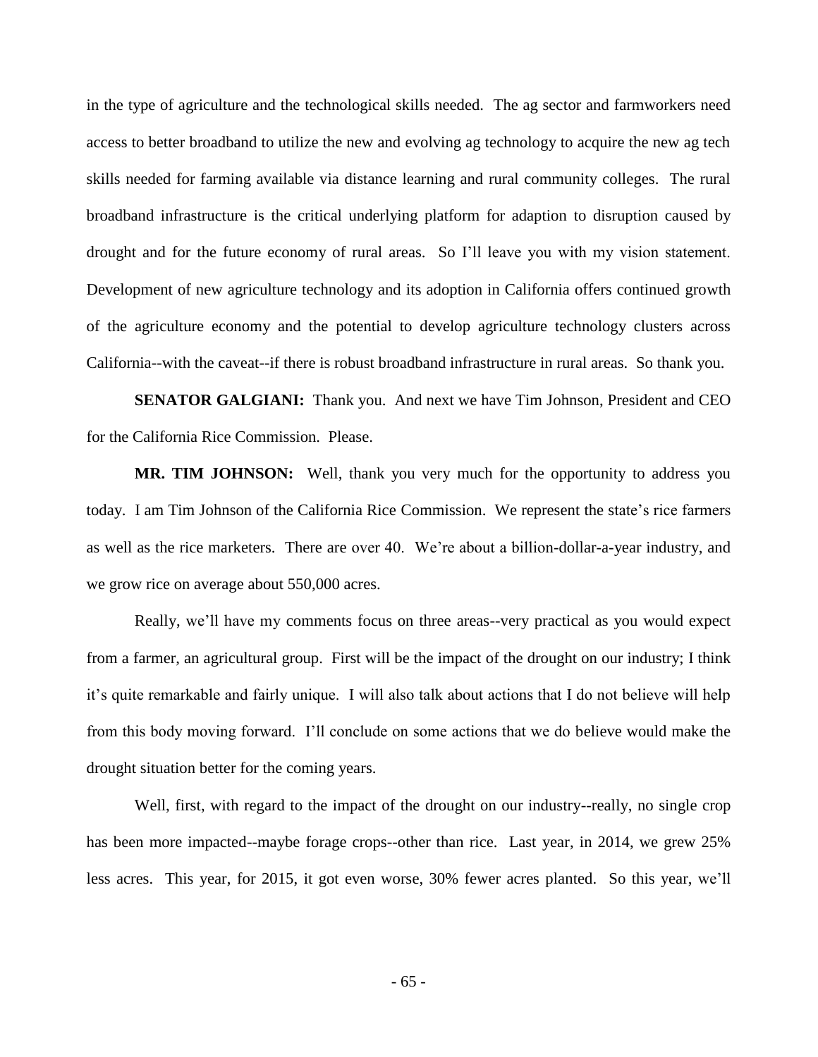in the type of agriculture and the technological skills needed. The ag sector and farmworkers need access to better broadband to utilize the new and evolving ag technology to acquire the new ag tech skills needed for farming available via distance learning and rural community colleges. The rural broadband infrastructure is the critical underlying platform for adaption to disruption caused by drought and for the future economy of rural areas. So I'll leave you with my vision statement. Development of new agriculture technology and its adoption in California offers continued growth of the agriculture economy and the potential to develop agriculture technology clusters across California--with the caveat--if there is robust broadband infrastructure in rural areas. So thank you.

**SENATOR GALGIANI:** Thank you. And next we have Tim Johnson, President and CEO for the California Rice Commission. Please.

**MR. TIM JOHNSON:** Well, thank you very much for the opportunity to address you today. I am Tim Johnson of the California Rice Commission. We represent the state's rice farmers as well as the rice marketers. There are over 40. We're about a billion-dollar-a-year industry, and we grow rice on average about 550,000 acres.

Really, we'll have my comments focus on three areas--very practical as you would expect from a farmer, an agricultural group. First will be the impact of the drought on our industry; I think it's quite remarkable and fairly unique. I will also talk about actions that I do not believe will help from this body moving forward. I'll conclude on some actions that we do believe would make the drought situation better for the coming years.

Well, first, with regard to the impact of the drought on our industry--really, no single crop has been more impacted--maybe forage crops--other than rice. Last year, in 2014, we grew 25% less acres. This year, for 2015, it got even worse, 30% fewer acres planted. So this year, we'll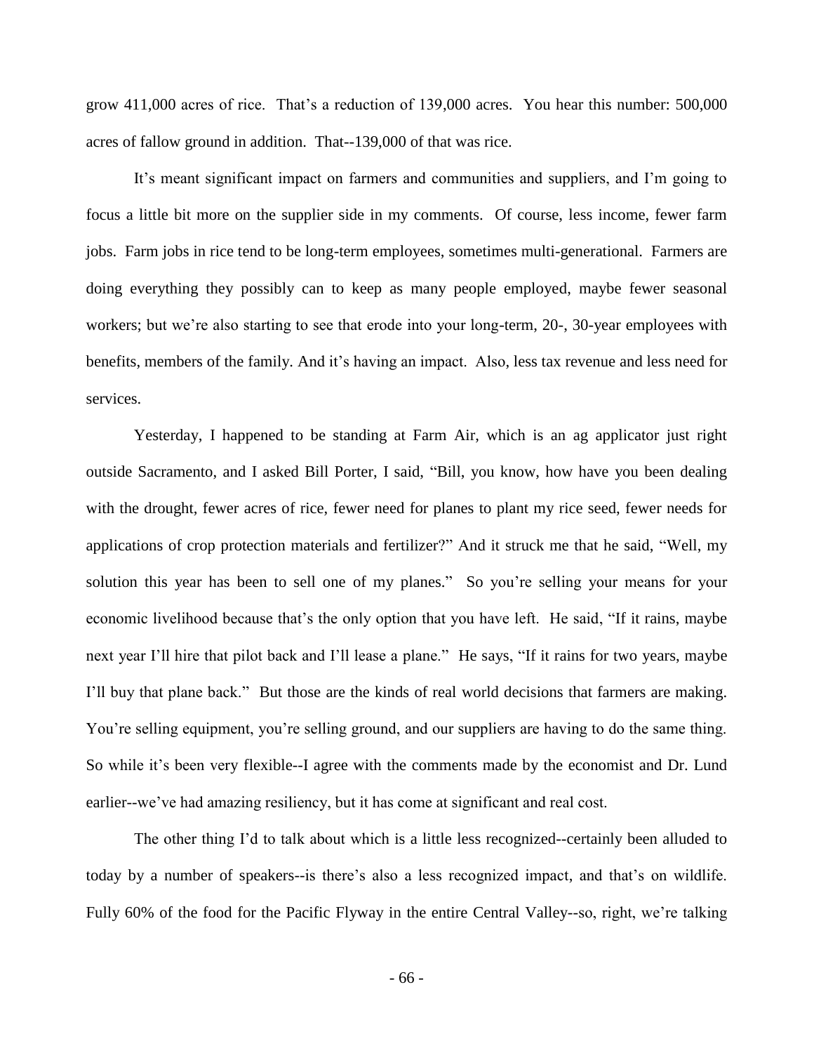grow 411,000 acres of rice. That's a reduction of 139,000 acres. You hear this number: 500,000 acres of fallow ground in addition. That--139,000 of that was rice.

It's meant significant impact on farmers and communities and suppliers, and I'm going to focus a little bit more on the supplier side in my comments. Of course, less income, fewer farm jobs. Farm jobs in rice tend to be long-term employees, sometimes multi-generational. Farmers are doing everything they possibly can to keep as many people employed, maybe fewer seasonal workers; but we're also starting to see that erode into your long-term, 20-, 30-year employees with benefits, members of the family. And it's having an impact. Also, less tax revenue and less need for services.

Yesterday, I happened to be standing at Farm Air, which is an ag applicator just right outside Sacramento, and I asked Bill Porter, I said, "Bill, you know, how have you been dealing with the drought, fewer acres of rice, fewer need for planes to plant my rice seed, fewer needs for applications of crop protection materials and fertilizer?" And it struck me that he said, "Well, my solution this year has been to sell one of my planes." So you're selling your means for your economic livelihood because that's the only option that you have left. He said, "If it rains, maybe next year I'll hire that pilot back and I'll lease a plane." He says, "If it rains for two years, maybe I'll buy that plane back." But those are the kinds of real world decisions that farmers are making. You're selling equipment, you're selling ground, and our suppliers are having to do the same thing. So while it's been very flexible--I agree with the comments made by the economist and Dr. Lund earlier--we've had amazing resiliency, but it has come at significant and real cost.

The other thing I'd to talk about which is a little less recognized--certainly been alluded to today by a number of speakers--is there's also a less recognized impact, and that's on wildlife. Fully 60% of the food for the Pacific Flyway in the entire Central Valley--so, right, we're talking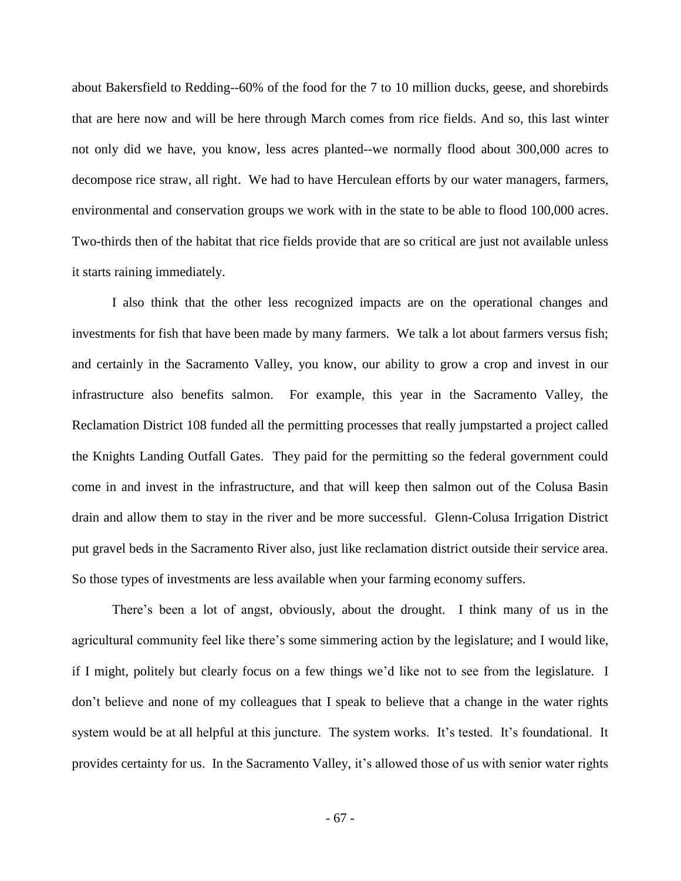about Bakersfield to Redding--60% of the food for the 7 to 10 million ducks, geese, and shorebirds that are here now and will be here through March comes from rice fields. And so, this last winter not only did we have, you know, less acres planted--we normally flood about 300,000 acres to decompose rice straw, all right. We had to have Herculean efforts by our water managers, farmers, environmental and conservation groups we work with in the state to be able to flood 100,000 acres. Two-thirds then of the habitat that rice fields provide that are so critical are just not available unless it starts raining immediately.

I also think that the other less recognized impacts are on the operational changes and investments for fish that have been made by many farmers. We talk a lot about farmers versus fish; and certainly in the Sacramento Valley, you know, our ability to grow a crop and invest in our infrastructure also benefits salmon. For example, this year in the Sacramento Valley, the Reclamation District 108 funded all the permitting processes that really jumpstarted a project called the Knights Landing Outfall Gates. They paid for the permitting so the federal government could come in and invest in the infrastructure, and that will keep then salmon out of the Colusa Basin drain and allow them to stay in the river and be more successful. Glenn-Colusa Irrigation District put gravel beds in the Sacramento River also, just like reclamation district outside their service area. So those types of investments are less available when your farming economy suffers.

There's been a lot of angst, obviously, about the drought. I think many of us in the agricultural community feel like there's some simmering action by the legislature; and I would like, if I might, politely but clearly focus on a few things we'd like not to see from the legislature. I don't believe and none of my colleagues that I speak to believe that a change in the water rights system would be at all helpful at this juncture. The system works. It's tested. It's foundational. It provides certainty for us. In the Sacramento Valley, it's allowed those of us with senior water rights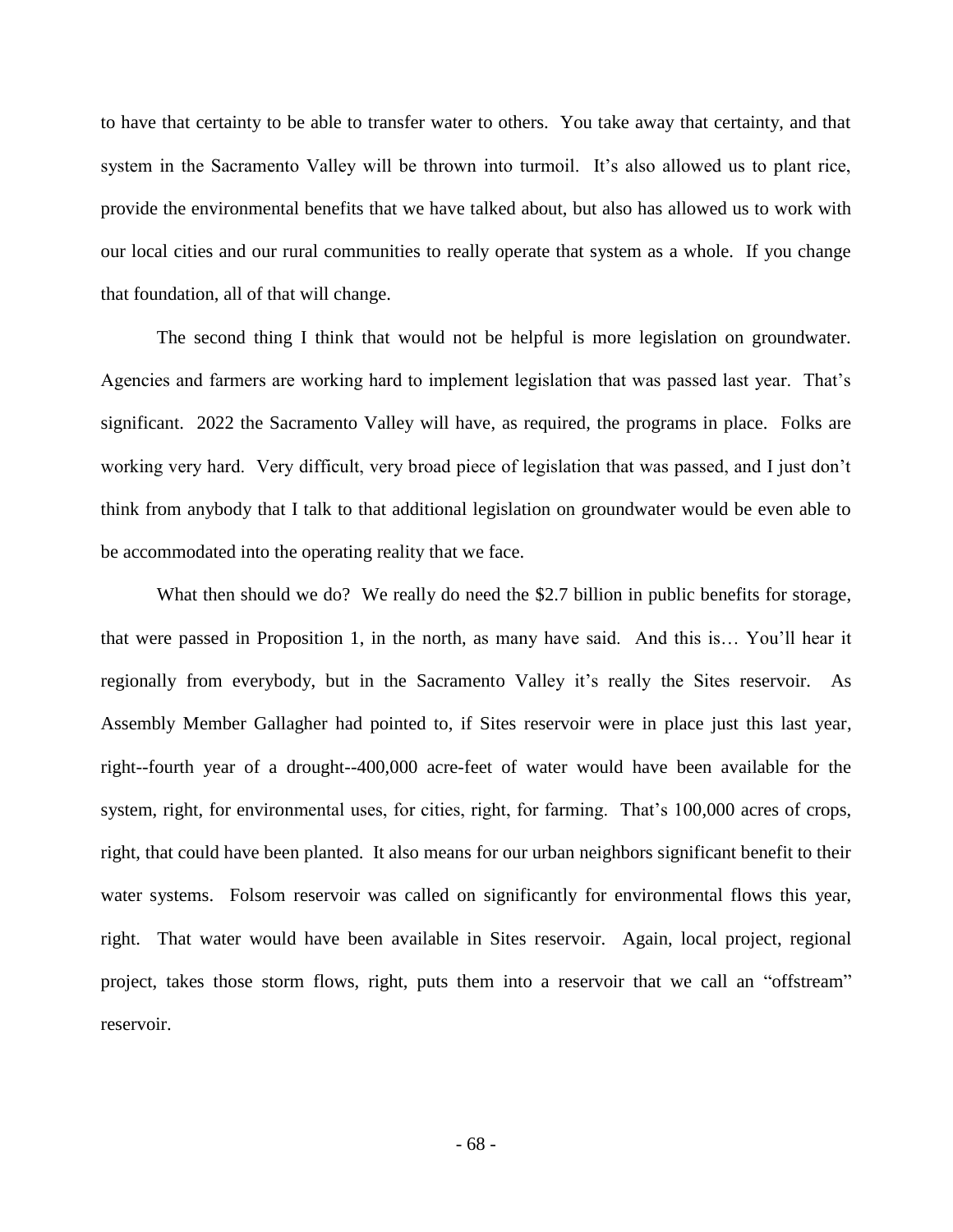to have that certainty to be able to transfer water to others. You take away that certainty, and that system in the Sacramento Valley will be thrown into turmoil. It's also allowed us to plant rice, provide the environmental benefits that we have talked about, but also has allowed us to work with our local cities and our rural communities to really operate that system as a whole. If you change that foundation, all of that will change.

The second thing I think that would not be helpful is more legislation on groundwater. Agencies and farmers are working hard to implement legislation that was passed last year. That's significant. 2022 the Sacramento Valley will have, as required, the programs in place. Folks are working very hard. Very difficult, very broad piece of legislation that was passed, and I just don't think from anybody that I talk to that additional legislation on groundwater would be even able to be accommodated into the operating reality that we face.

What then should we do? We really do need the $2.7 billion in public benefits for storage, that were passed in Proposition 1, in the north, as many have said. And this is… You'll hear it regionally from everybody, but in the Sacramento Valley it's really the Sites reservoir. As Assembly Member Gallagher had pointed to, if Sites reservoir were in place just this last year, right--fourth year of a drought--400,000 acre-feet of water would have been available for the system, right, for environmental uses, for cities, right, for farming. That's 100,000 acres of crops, right, that could have been planted. It also means for our urban neighbors significant benefit to their water systems. Folsom reservoir was called on significantly for environmental flows this year, right. That water would have been available in Sites reservoir. Again, local project, regional project, takes those storm flows, right, puts them into a reservoir that we call an "offstream" reservoir.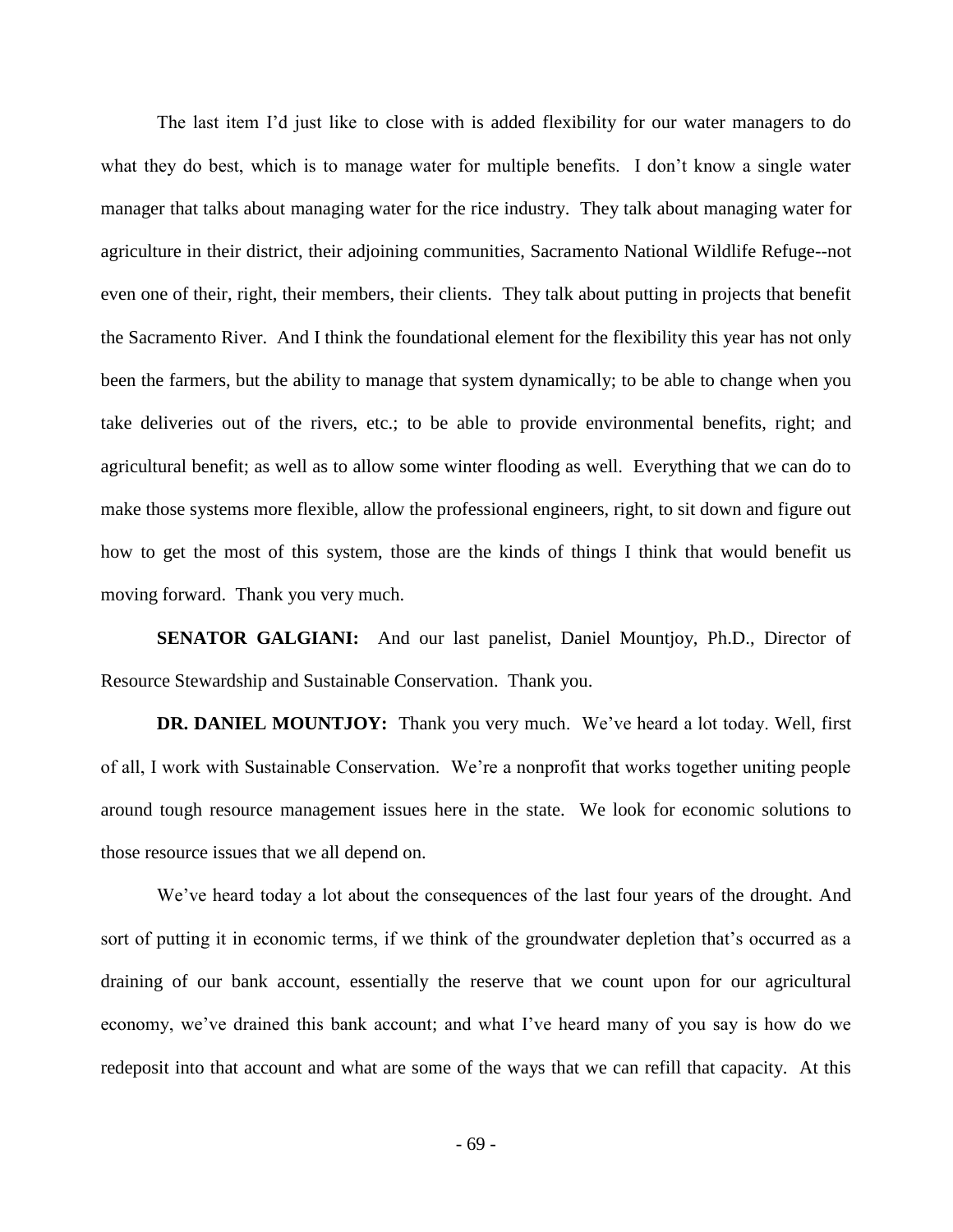The last item I'd just like to close with is added flexibility for our water managers to do what they do best, which is to manage water for multiple benefits. I don't know a single water manager that talks about managing water for the rice industry. They talk about managing water for agriculture in their district, their adjoining communities, Sacramento National Wildlife Refuge--not even one of their, right, their members, their clients. They talk about putting in projects that benefit the Sacramento River. And I think the foundational element for the flexibility this year has not only been the farmers, but the ability to manage that system dynamically; to be able to change when you take deliveries out of the rivers, etc.; to be able to provide environmental benefits, right; and agricultural benefit; as well as to allow some winter flooding as well. Everything that we can do to make those systems more flexible, allow the professional engineers, right, to sit down and figure out how to get the most of this system, those are the kinds of things I think that would benefit us moving forward. Thank you very much.

**SENATOR GALGIANI:** And our last panelist, Daniel Mountjoy, Ph.D., Director of Resource Stewardship and Sustainable Conservation. Thank you.

**DR. DANIEL MOUNTJOY:** Thank you very much. We've heard a lot today. Well, first of all, I work with Sustainable Conservation. We're a nonprofit that works together uniting people around tough resource management issues here in the state. We look for economic solutions to those resource issues that we all depend on.

We've heard today a lot about the consequences of the last four years of the drought. And sort of putting it in economic terms, if we think of the groundwater depletion that's occurred as a draining of our bank account, essentially the reserve that we count upon for our agricultural economy, we've drained this bank account; and what I've heard many of you say is how do we redeposit into that account and what are some of the ways that we can refill that capacity. At this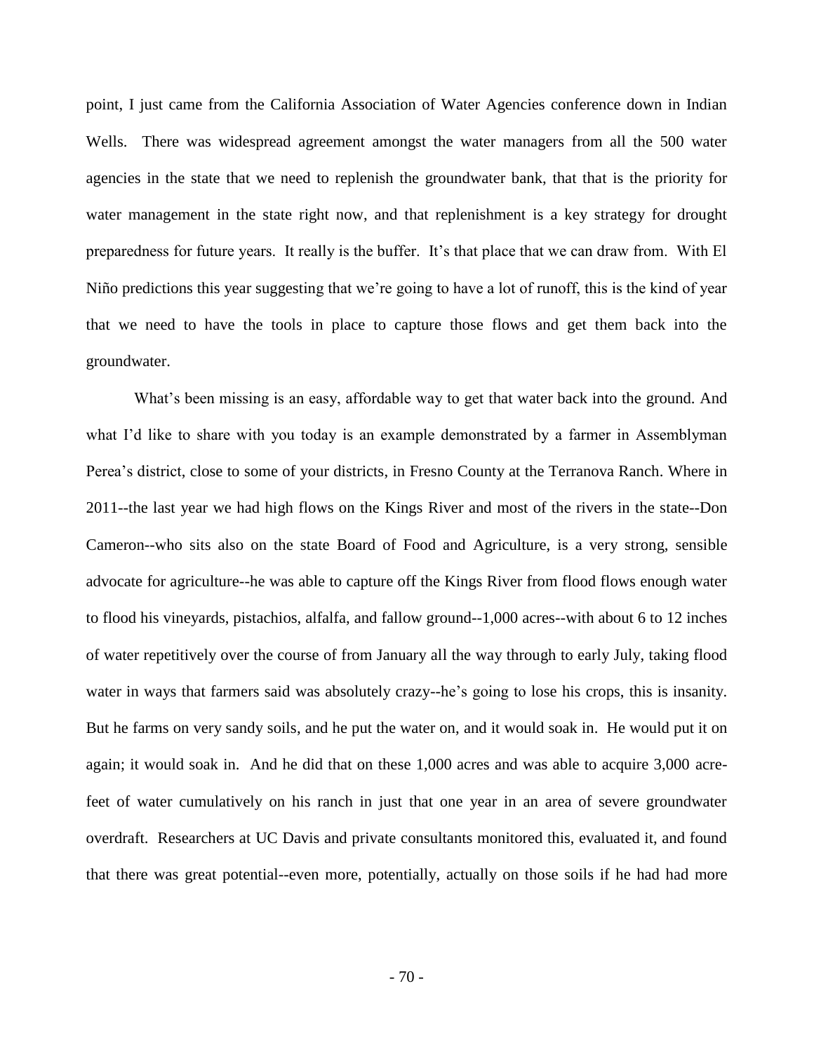point, I just came from the California Association of Water Agencies conference down in Indian Wells. There was widespread agreement amongst the water managers from all the 500 water agencies in the state that we need to replenish the groundwater bank, that that is the priority for water management in the state right now, and that replenishment is a key strategy for drought preparedness for future years. It really is the buffer. It's that place that we can draw from. With El Niño predictions this year suggesting that we're going to have a lot of runoff, this is the kind of year that we need to have the tools in place to capture those flows and get them back into the groundwater.

What's been missing is an easy, affordable way to get that water back into the ground. And what I'd like to share with you today is an example demonstrated by a farmer in Assemblyman Perea's district, close to some of your districts, in Fresno County at the Terranova Ranch. Where in 2011--the last year we had high flows on the Kings River and most of the rivers in the state--Don Cameron--who sits also on the state Board of Food and Agriculture, is a very strong, sensible advocate for agriculture--he was able to capture off the Kings River from flood flows enough water to flood his vineyards, pistachios, alfalfa, and fallow ground--1,000 acres--with about 6 to 12 inches of water repetitively over the course of from January all the way through to early July, taking flood water in ways that farmers said was absolutely crazy--he's going to lose his crops, this is insanity. But he farms on very sandy soils, and he put the water on, and it would soak in. He would put it on again; it would soak in. And he did that on these 1,000 acres and was able to acquire 3,000 acre-feet of water cumulatively on his ranch in just that one year in an area of severe groundwater overdraft. Researchers at UC Davis and private consultants monitored this, evaluated it, and found that there was great potential--even more, potentially, actually on those soils if he had had more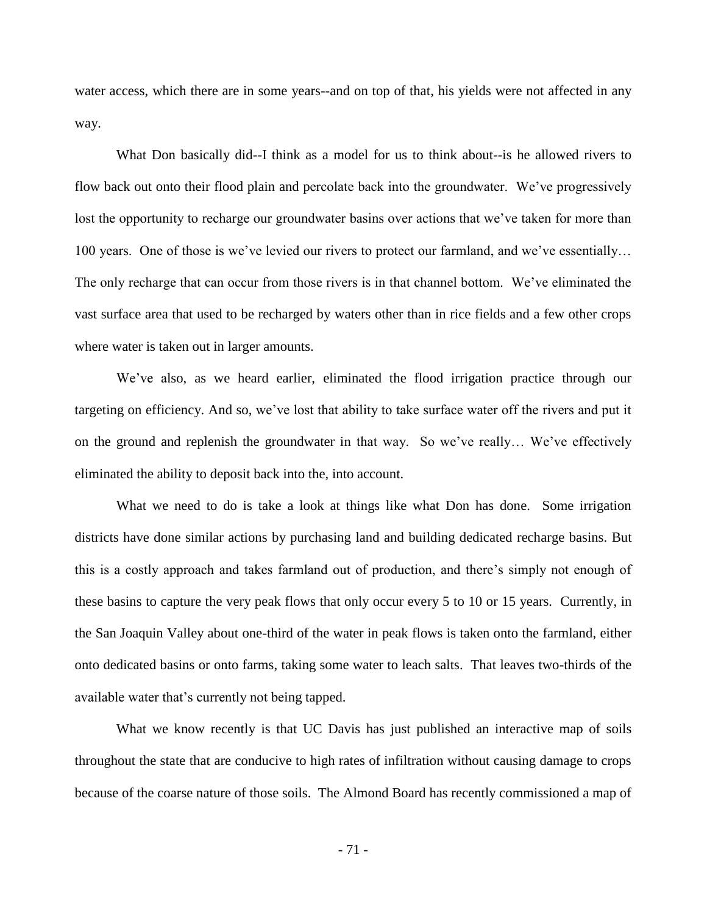water access, which there are in some years--and on top of that, his yields were not affected in any way.

What Don basically did--I think as a model for us to think about--is he allowed rivers to flow back out onto their flood plain and percolate back into the groundwater. We've progressively lost the opportunity to recharge our groundwater basins over actions that we've taken for more than 100 years. One of those is we've levied our rivers to protect our farmland, and we've essentially… The only recharge that can occur from those rivers is in that channel bottom. We've eliminated the vast surface area that used to be recharged by waters other than in rice fields and a few other crops where water is taken out in larger amounts.

We've also, as we heard earlier, eliminated the flood irrigation practice through our targeting on efficiency. And so, we've lost that ability to take surface water off the rivers and put it on the ground and replenish the groundwater in that way. So we've really… We've effectively eliminated the ability to deposit back into the, into account.

What we need to do is take a look at things like what Don has done. Some irrigation districts have done similar actions by purchasing land and building dedicated recharge basins. But this is a costly approach and takes farmland out of production, and there's simply not enough of these basins to capture the very peak flows that only occur every 5 to 10 or 15 years. Currently, in the San Joaquin Valley about one-third of the water in peak flows is taken onto the farmland, either onto dedicated basins or onto farms, taking some water to leach salts. That leaves two-thirds of the available water that's currently not being tapped.

What we know recently is that UC Davis has just published an interactive map of soils throughout the state that are conducive to high rates of infiltration without causing damage to crops because of the coarse nature of those soils. The Almond Board has recently commissioned a map of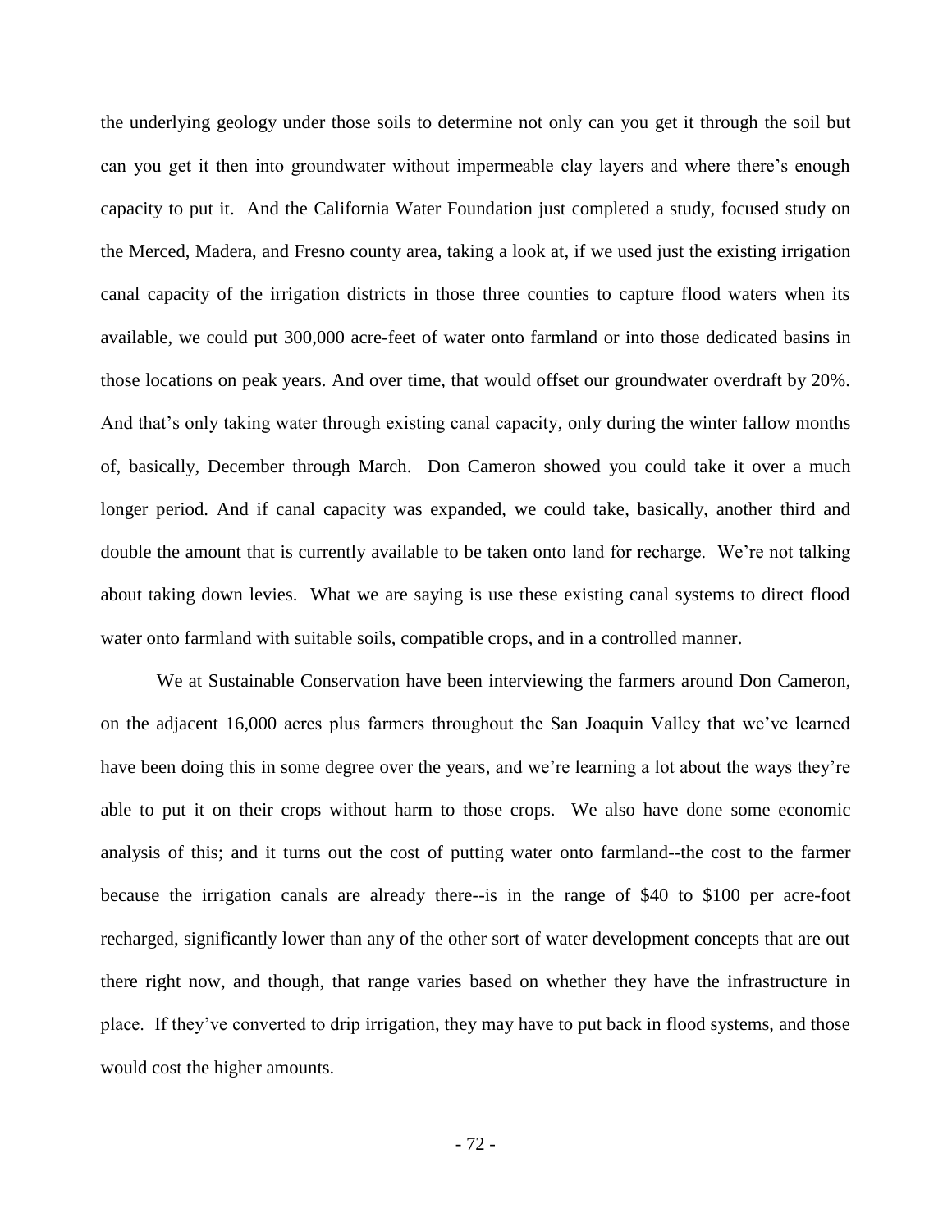the underlying geology under those soils to determine not only can you get it through the soil but can you get it then into groundwater without impermeable clay layers and where there's enough capacity to put it. And the California Water Foundation just completed a study, focused study on the Merced, Madera, and Fresno county area, taking a look at, if we used just the existing irrigation canal capacity of the irrigation districts in those three counties to capture flood waters when its available, we could put 300,000 acre-feet of water onto farmland or into those dedicated basins in those locations on peak years. And over time, that would offset our groundwater overdraft by 20%. And that's only taking water through existing canal capacity, only during the winter fallow months of, basically, December through March. Don Cameron showed you could take it over a much longer period. And if canal capacity was expanded, we could take, basically, another third and double the amount that is currently available to be taken onto land for recharge. We're not talking about taking down levies. What we are saying is use these existing canal systems to direct flood water onto farmland with suitable soils, compatible crops, and in a controlled manner.

We at Sustainable Conservation have been interviewing the farmers around Don Cameron, on the adjacent 16,000 acres plus farmers throughout the San Joaquin Valley that we've learned have been doing this in some degree over the years, and we're learning a lot about the ways they're able to put it on their crops without harm to those crops. We also have done some economic analysis of this; and it turns out the cost of putting water onto farmland--the cost to the farmer because the irrigation canals are already there--is in the range of $40 to $100 per acre-foot recharged, significantly lower than any of the other sort of water development concepts that are out there right now, and though, that range varies based on whether they have the infrastructure in place. If they've converted to drip irrigation, they may have to put back in flood systems, and those would cost the higher amounts.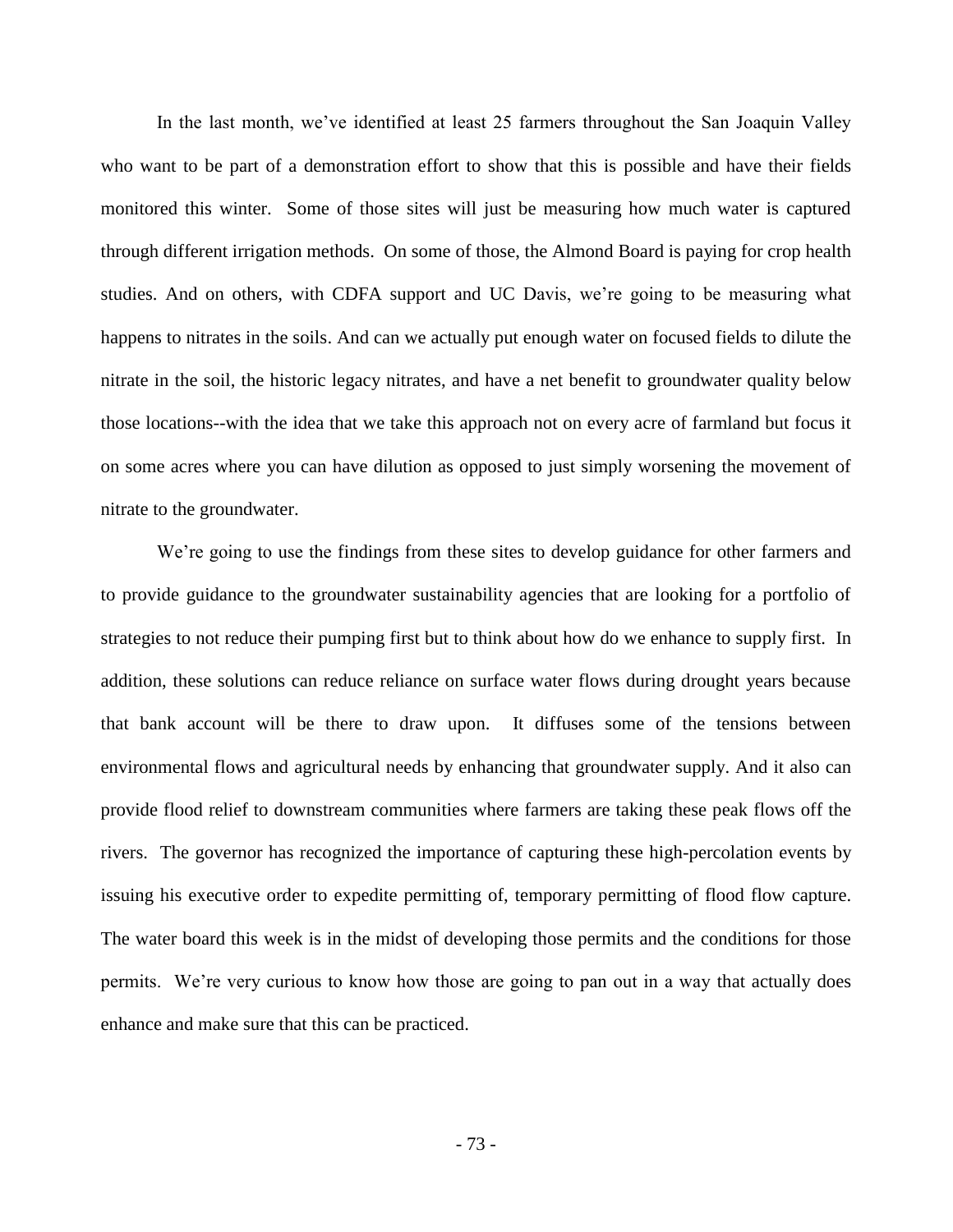In the last month, we've identified at least 25 farmers throughout the San Joaquin Valley who want to be part of a demonstration effort to show that this is possible and have their fields monitored this winter. Some of those sites will just be measuring how much water is captured through different irrigation methods. On some of those, the Almond Board is paying for crop health studies. And on others, with CDFA support and UC Davis, we're going to be measuring what happens to nitrates in the soils. And can we actually put enough water on focused fields to dilute the nitrate in the soil, the historic legacy nitrates, and have a net benefit to groundwater quality below those locations--with the idea that we take this approach not on every acre of farmland but focus it on some acres where you can have dilution as opposed to just simply worsening the movement of nitrate to the groundwater.

We're going to use the findings from these sites to develop guidance for other farmers and to provide guidance to the groundwater sustainability agencies that are looking for a portfolio of strategies to not reduce their pumping first but to think about how do we enhance to supply first. In addition, these solutions can reduce reliance on surface water flows during drought years because that bank account will be there to draw upon. It diffuses some of the tensions between environmental flows and agricultural needs by enhancing that groundwater supply. And it also can provide flood relief to downstream communities where farmers are taking these peak flows off the rivers. The governor has recognized the importance of capturing these high-percolation events by issuing his executive order to expedite permitting of, temporary permitting of flood flow capture. The water board this week is in the midst of developing those permits and the conditions for those permits. We're very curious to know how those are going to pan out in a way that actually does enhance and make sure that this can be practiced.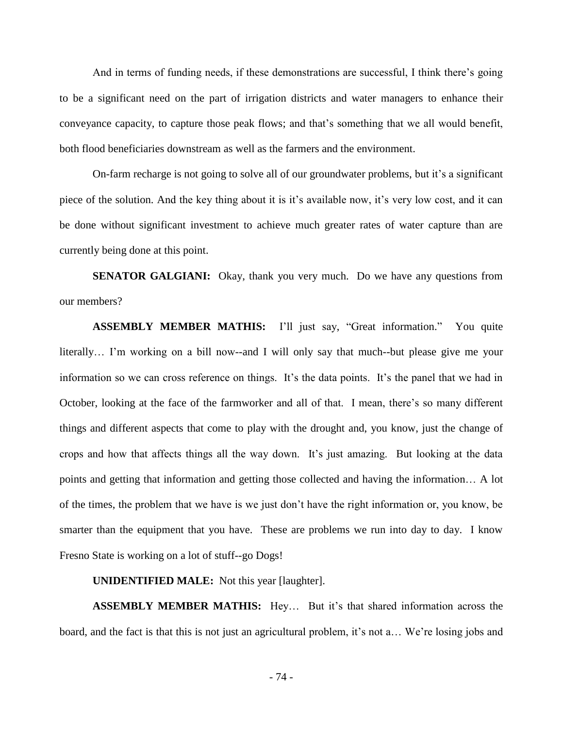And in terms of funding needs, if these demonstrations are successful, I think there's going to be a significant need on the part of irrigation districts and water managers to enhance their conveyance capacity, to capture those peak flows; and that's something that we all would benefit, both flood beneficiaries downstream as well as the farmers and the environment.

On-farm recharge is not going to solve all of our groundwater problems, but it's a significant piece of the solution. And the key thing about it is it's available now, it's very low cost, and it can be done without significant investment to achieve much greater rates of water capture than are currently being done at this point.

**SENATOR GALGIANI:** Okay, thank you very much. Do we have any questions from our members?

**ASSEMBLY MEMBER MATHIS:** I'll just say, "Great information." You quite literally… I'm working on a bill now--and I will only say that much--but please give me your information so we can cross reference on things. It's the data points. It's the panel that we had in October, looking at the face of the farmworker and all of that. I mean, there's so many different things and different aspects that come to play with the drought and, you know, just the change of crops and how that affects things all the way down. It's just amazing. But looking at the data points and getting that information and getting those collected and having the information… A lot of the times, the problem that we have is we just don't have the right information or, you know, be smarter than the equipment that you have. These are problems we run into day to day. I know Fresno State is working on a lot of stuff--go Dogs!

**UNIDENTIFIED MALE:** Not this year [laughter].

**ASSEMBLY MEMBER MATHIS:** Hey… But it's that shared information across the board, and the fact is that this is not just an agricultural problem, it's not a… We're losing jobs and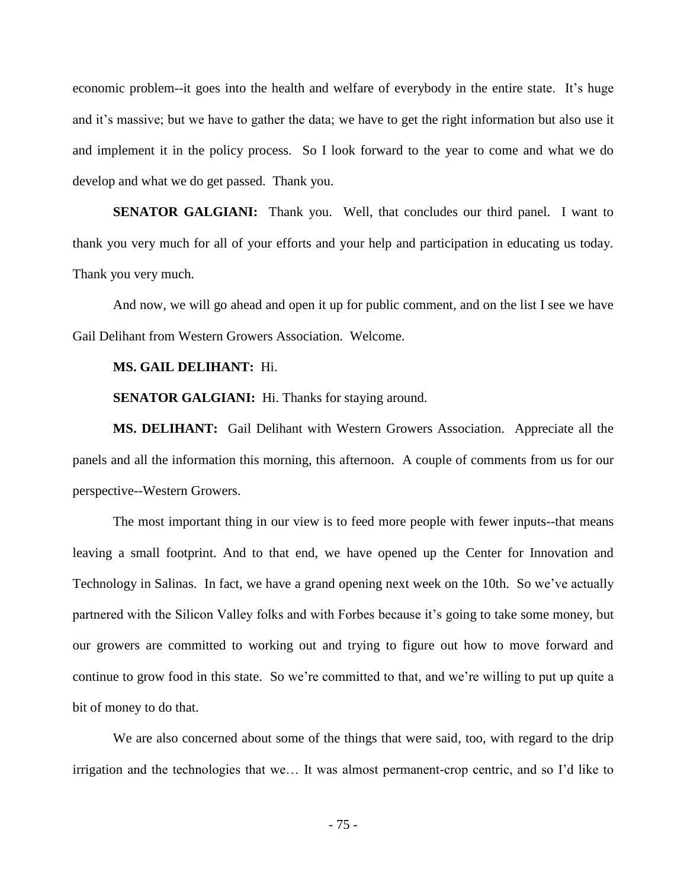economic problem--it goes into the health and welfare of everybody in the entire state. It's huge and it's massive; but we have to gather the data; we have to get the right information but also use it and implement it in the policy process. So I look forward to the year to come and what we do develop and what we do get passed. Thank you.

**SENATOR GALGIANI:** Thank you. Well, that concludes our third panel. I want to thank you very much for all of your efforts and your help and participation in educating us today. Thank you very much.

And now, we will go ahead and open it up for public comment, and on the list I see we have Gail Delihant from Western Growers Association. Welcome.

**MS. GAIL DELIHANT:** Hi.

**SENATOR GALGIANI:** Hi. Thanks for staying around.

**MS. DELIHANT:** Gail Delihant with Western Growers Association. Appreciate all the panels and all the information this morning, this afternoon. A couple of comments from us for our perspective--Western Growers.

The most important thing in our view is to feed more people with fewer inputs--that means leaving a small footprint. And to that end, we have opened up the Center for Innovation and Technology in Salinas. In fact, we have a grand opening next week on the 10th. So we've actually partnered with the Silicon Valley folks and with Forbes because it's going to take some money, but our growers are committed to working out and trying to figure out how to move forward and continue to grow food in this state. So we're committed to that, and we're willing to put up quite a bit of money to do that.

We are also concerned about some of the things that were said, too, with regard to the drip irrigation and the technologies that we… It was almost permanent-crop centric, and so I'd like to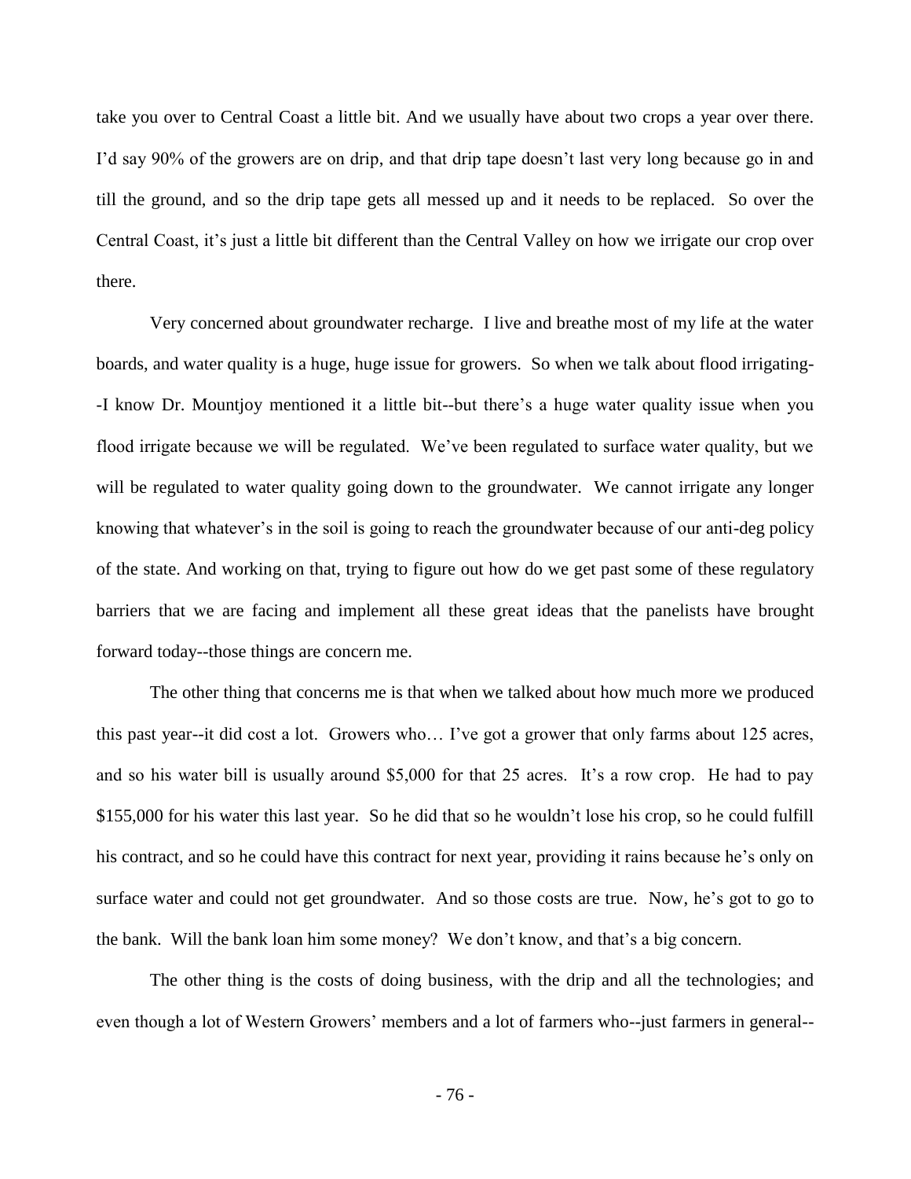take you over to Central Coast a little bit. And we usually have about two crops a year over there. I'd say 90% of the growers are on drip, and that drip tape doesn't last very long because go in and till the ground, and so the drip tape gets all messed up and it needs to be replaced. So over the Central Coast, it's just a little bit different than the Central Valley on how we irrigate our crop over there.

Very concerned about groundwater recharge. I live and breathe most of my life at the water boards, and water quality is a huge, huge issue for growers. So when we talk about flood irrigating--I know Dr. Mountjoy mentioned it a little bit--but there's a huge water quality issue when you flood irrigate because we will be regulated. We've been regulated to surface water quality, but we will be regulated to water quality going down to the groundwater. We cannot irrigate any longer knowing that whatever's in the soil is going to reach the groundwater because of our anti-deg policy of the state. And working on that, trying to figure out how do we get past some of these regulatory barriers that we are facing and implement all these great ideas that the panelists have brought forward today--those things are concern me.

The other thing that concerns me is that when we talked about how much more we produced this past year--it did cost a lot. Growers who… I've got a grower that only farms about 125 acres, and so his water bill is usually around $5,000 for that 25 acres. It's a row crop. He had to pay $155,000 for his water this last year. So he did that so he wouldn't lose his crop, so he could fulfill his contract, and so he could have this contract for next year, providing it rains because he's only on surface water and could not get groundwater. And so those costs are true. Now, he's got to go to the bank. Will the bank loan him some money? We don't know, and that's a big concern.

The other thing is the costs of doing business, with the drip and all the technologies; and even though a lot of Western Growers' members and a lot of farmers who--just farmers in general--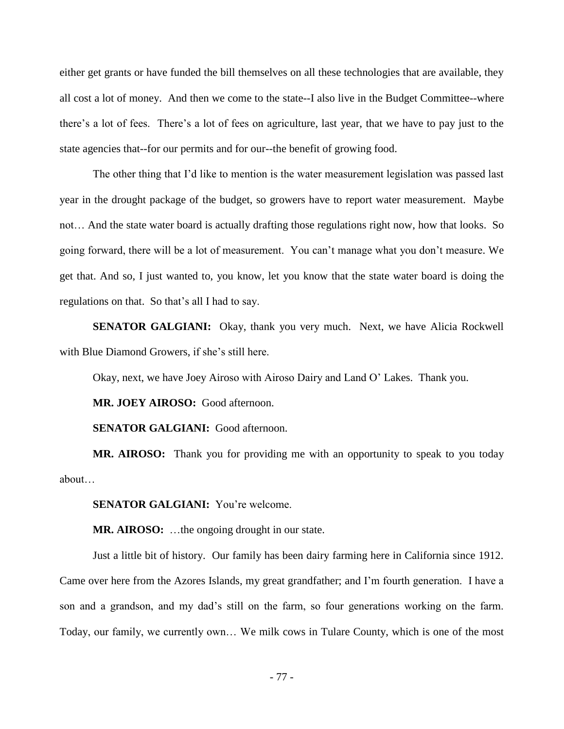either get grants or have funded the bill themselves on all these technologies that are available, they all cost a lot of money. And then we come to the state--I also live in the Budget Committee--where there's a lot of fees. There's a lot of fees on agriculture, last year, that we have to pay just to the state agencies that--for our permits and for our--the benefit of growing food.

The other thing that I'd like to mention is the water measurement legislation was passed last year in the drought package of the budget, so growers have to report water measurement. Maybe not… And the state water board is actually drafting those regulations right now, how that looks. So going forward, there will be a lot of measurement. You can't manage what you don't measure. We get that. And so, I just wanted to, you know, let you know that the state water board is doing the regulations on that. So that's all I had to say.

**SENATOR GALGIANI:** Okay, thank you very much. Next, we have Alicia Rockwell with Blue Diamond Growers, if she's still here.

Okay, next, we have Joey Airoso with Airoso Dairy and Land O' Lakes. Thank you.

**MR. JOEY AIROSO:** Good afternoon.

**SENATOR GALGIANI:** Good afternoon.

**MR. AIROSO:** Thank you for providing me with an opportunity to speak to you today about…

**SENATOR GALGIANI:** You're welcome.

**MR. AIROSO:** …the ongoing drought in our state.

Just a little bit of history. Our family has been dairy farming here in California since 1912. Came over here from the Azores Islands, my great grandfather; and I'm fourth generation. I have a son and a grandson, and my dad's still on the farm, so four generations working on the farm. Today, our family, we currently own… We milk cows in Tulare County, which is one of the most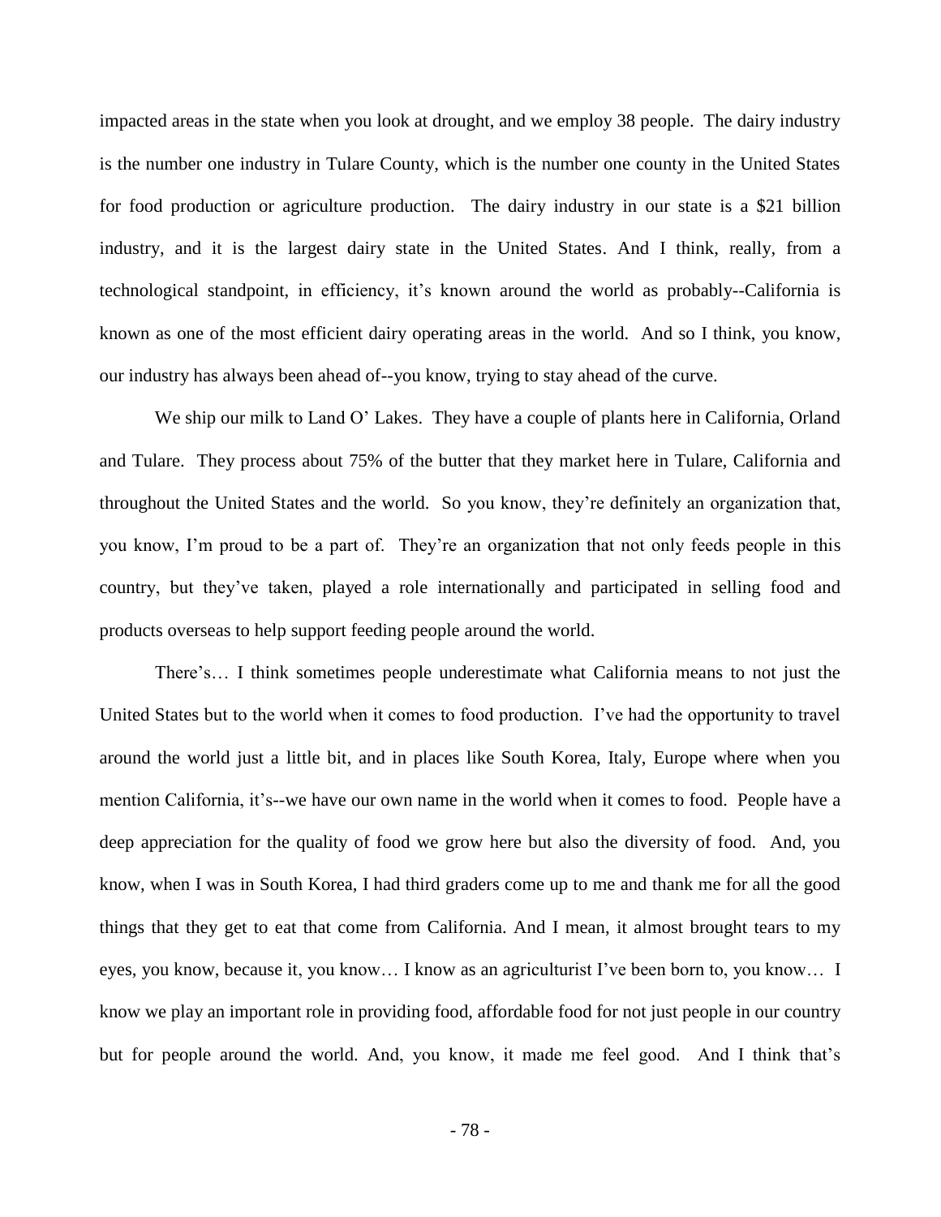impacted areas in the state when you look at drought, and we employ 38 people. The dairy industry is the number one industry in Tulare County, which is the number one county in the United States for food production or agriculture production. The dairy industry in our state is a $21 billion industry, and it is the largest dairy state in the United States. And I think, really, from a technological standpoint, in efficiency, it's known around the world as probably--California is known as one of the most efficient dairy operating areas in the world. And so I think, you know, our industry has always been ahead of--you know, trying to stay ahead of the curve.

We ship our milk to Land O' Lakes. They have a couple of plants here in California, Orland and Tulare. They process about 75% of the butter that they market here in Tulare, California and throughout the United States and the world. So you know, they're definitely an organization that, you know, I'm proud to be a part of. They're an organization that not only feeds people in this country, but they've taken, played a role internationally and participated in selling food and products overseas to help support feeding people around the world.

There's… I think sometimes people underestimate what California means to not just the United States but to the world when it comes to food production. I've had the opportunity to travel around the world just a little bit, and in places like South Korea, Italy, Europe where when you mention California, it's--we have our own name in the world when it comes to food. People have a deep appreciation for the quality of food we grow here but also the diversity of food. And, you know, when I was in South Korea, I had third graders come up to me and thank me for all the good things that they get to eat that come from California. And I mean, it almost brought tears to my eyes, you know, because it, you know… I know as an agriculturist I've been born to, you know… I know we play an important role in providing food, affordable food for not just people in our country but for people around the world. And, you know, it made me feel good. And I think that's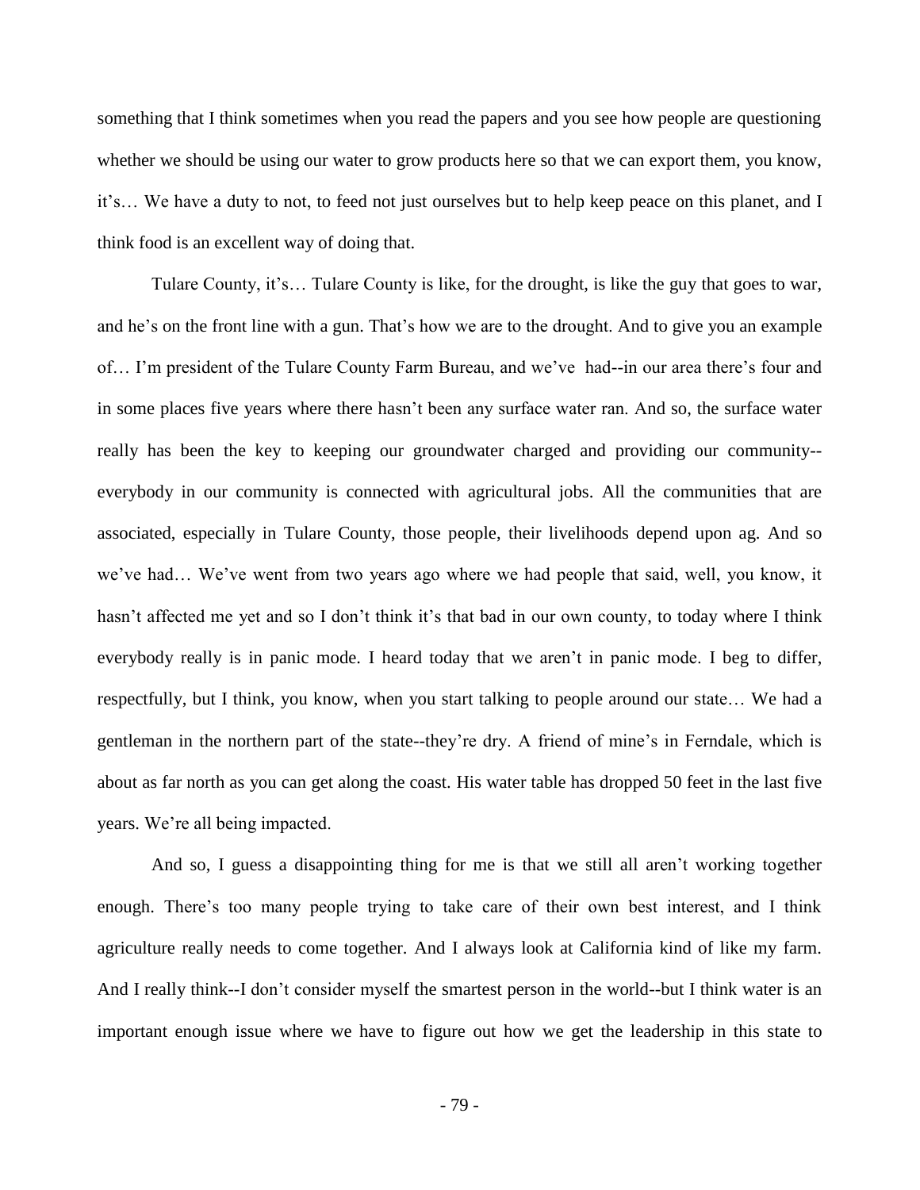something that I think sometimes when you read the papers and you see how people are questioning whether we should be using our water to grow products here so that we can export them, you know, it's… We have a duty to not, to feed not just ourselves but to help keep peace on this planet, and I think food is an excellent way of doing that.

Tulare County, it's… Tulare County is like, for the drought, is like the guy that goes to war, and he's on the front line with a gun. That's how we are to the drought. And to give you an example of… I'm president of the Tulare County Farm Bureau, and we've had--in our area there's four and in some places five years where there hasn't been any surface water ran. And so, the surface water really has been the key to keeping our groundwater charged and providing our community--everybody in our community is connected with agricultural jobs. All the communities that are associated, especially in Tulare County, those people, their livelihoods depend upon ag. And so we've had… We've went from two years ago where we had people that said, well, you know, it hasn't affected me yet and so I don't think it's that bad in our own county, to today where I think everybody really is in panic mode. I heard today that we aren't in panic mode. I beg to differ, respectfully, but I think, you know, when you start talking to people around our state… We had a gentleman in the northern part of the state--they're dry. A friend of mine's in Ferndale, which is about as far north as you can get along the coast. His water table has dropped 50 feet in the last five years. We're all being impacted.

And so, I guess a disappointing thing for me is that we still all aren't working together enough. There's too many people trying to take care of their own best interest, and I think agriculture really needs to come together. And I always look at California kind of like my farm. And I really think--I don't consider myself the smartest person in the world--but I think water is an important enough issue where we have to figure out how we get the leadership in this state to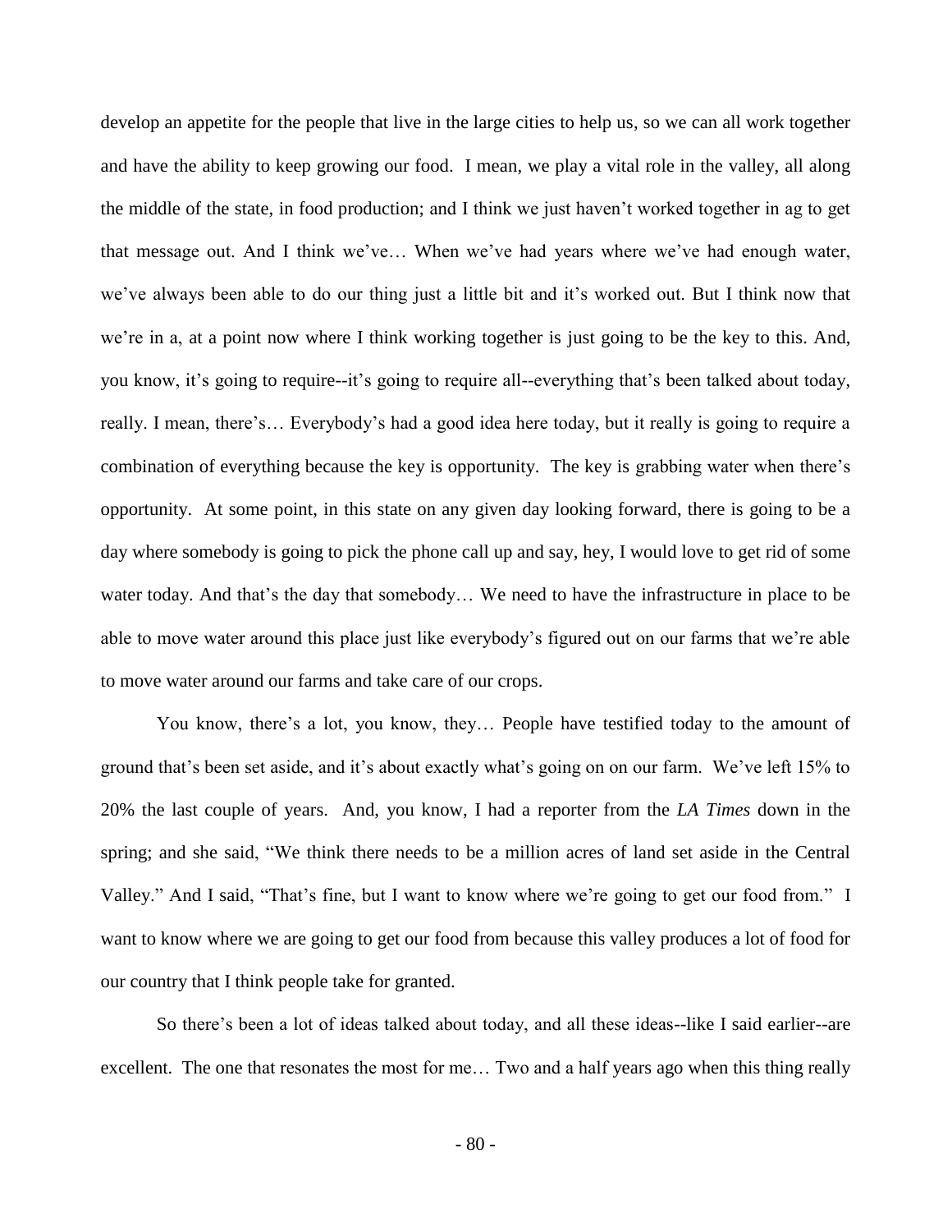develop an appetite for the people that live in the large cities to help us, so we can all work together and have the ability to keep growing our food. I mean, we play a vital role in the valley, all along the middle of the state, in food production; and I think we just haven't worked together in ag to get that message out. And I think we've… When we've had years where we've had enough water, we've always been able to do our thing just a little bit and it's worked out. But I think now that we're in a, at a point now where I think working together is just going to be the key to this. And, you know, it's going to require--it's going to require all--everything that's been talked about today, really. I mean, there's… Everybody's had a good idea here today, but it really is going to require a combination of everything because the key is opportunity. The key is grabbing water when there's opportunity. At some point, in this state on any given day looking forward, there is going to be a day where somebody is going to pick the phone call up and say, hey, I would love to get rid of some water today. And that's the day that somebody… We need to have the infrastructure in place to be able to move water around this place just like everybody's figured out on our farms that we're able to move water around our farms and take care of our crops.

You know, there's a lot, you know, they… People have testified today to the amount of ground that's been set aside, and it's about exactly what's going on on our farm. We've left 15% to 20% the last couple of years. And, you know, I had a reporter from the *LA Times* down in the spring; and she said, "We think there needs to be a million acres of land set aside in the Central Valley." And I said, "That's fine, but I want to know where we're going to get our food from." I want to know where we are going to get our food from because this valley produces a lot of food for our country that I think people take for granted.

So there's been a lot of ideas talked about today, and all these ideas--like I said earlier--are excellent. The one that resonates the most for me… Two and a half years ago when this thing really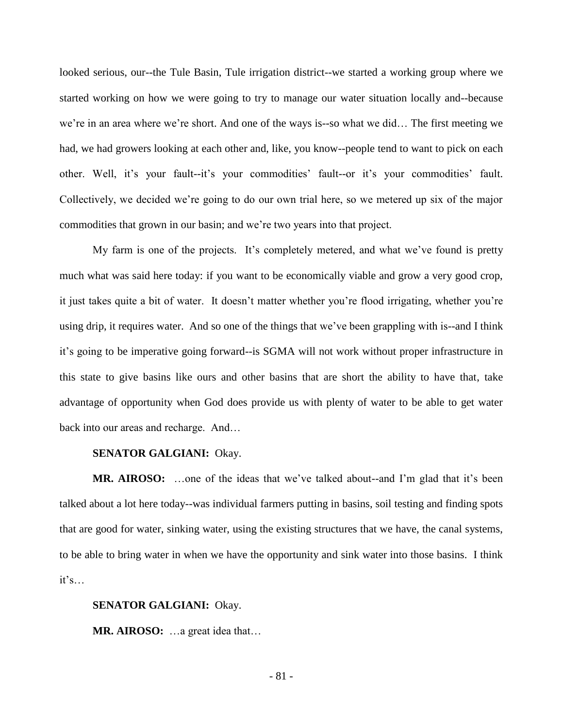looked serious, our--the Tule Basin, Tule irrigation district--we started a working group where we started working on how we were going to try to manage our water situation locally and--because we're in an area where we're short. And one of the ways is--so what we did… The first meeting we had, we had growers looking at each other and, like, you know--people tend to want to pick on each other. Well, it's your fault--it's your commodities' fault--or it's your commodities' fault. Collectively, we decided we're going to do our own trial here, so we metered up six of the major commodities that grown in our basin; and we're two years into that project.

My farm is one of the projects. It's completely metered, and what we've found is pretty much what was said here today: if you want to be economically viable and grow a very good crop, it just takes quite a bit of water. It doesn't matter whether you're flood irrigating, whether you're using drip, it requires water. And so one of the things that we've been grappling with is--and I think it's going to be imperative going forward--is SGMA will not work without proper infrastructure in this state to give basins like ours and other basins that are short the ability to have that, take advantage of opportunity when God does provide us with plenty of water to be able to get water back into our areas and recharge. And…

**SENATOR GALGIANI:** Okay.

**MR. AIROSO:** …one of the ideas that we've talked about--and I'm glad that it's been talked about a lot here today--was individual farmers putting in basins, soil testing and finding spots that are good for water, sinking water, using the existing structures that we have, the canal systems, to be able to bring water in when we have the opportunity and sink water into those basins. I think it's…

**SENATOR GALGIANI:** Okay.

**MR. AIROSO:** …a great idea that…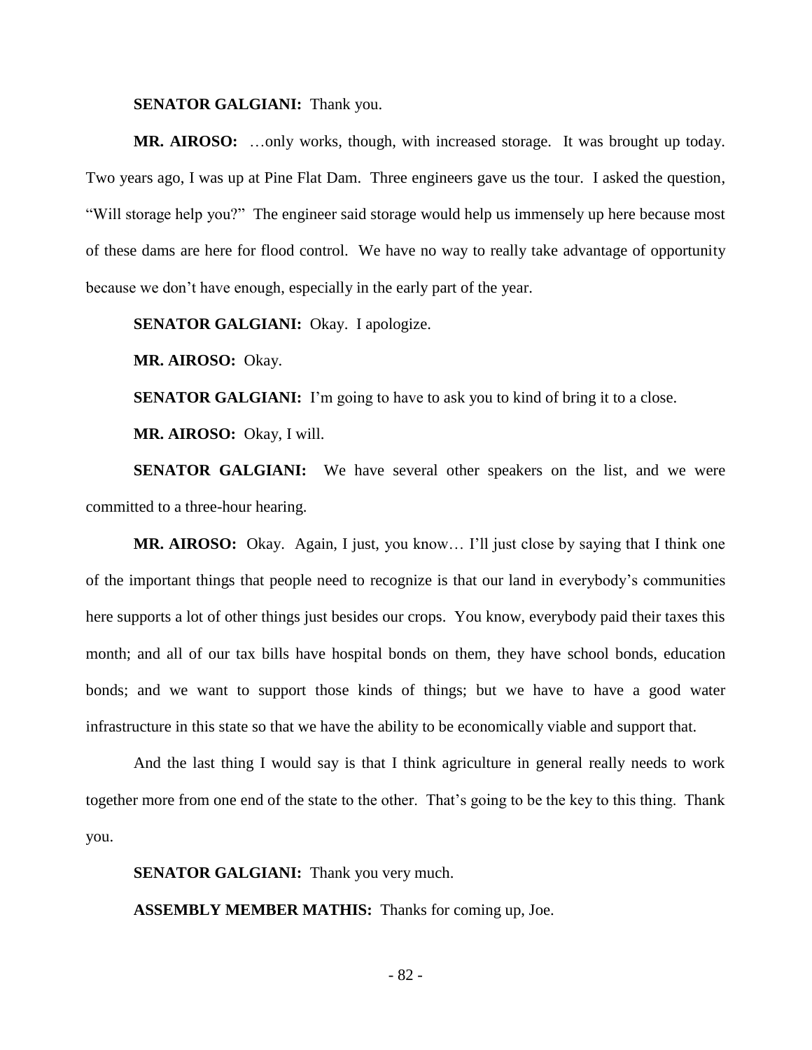**SENATOR GALGIANI:** Thank you.

**MR. AIROSO:** …only works, though, with increased storage. It was brought up today. Two years ago, I was up at Pine Flat Dam. Three engineers gave us the tour. I asked the question, "Will storage help you?" The engineer said storage would help us immensely up here because most of these dams are here for flood control. We have no way to really take advantage of opportunity because we don't have enough, especially in the early part of the year.

**SENATOR GALGIANI:** Okay. I apologize.

**MR. AIROSO:** Okay.

**SENATOR GALGIANI:** I'm going to have to ask you to kind of bring it to a close.

**MR. AIROSO:** Okay, I will.

**SENATOR GALGIANI:** We have several other speakers on the list, and we were committed to a three-hour hearing.

**MR. AIROSO:** Okay. Again, I just, you know… I'll just close by saying that I think one of the important things that people need to recognize is that our land in everybody's communities here supports a lot of other things just besides our crops. You know, everybody paid their taxes this month; and all of our tax bills have hospital bonds on them, they have school bonds, education bonds; and we want to support those kinds of things; but we have to have a good water infrastructure in this state so that we have the ability to be economically viable and support that.

And the last thing I would say is that I think agriculture in general really needs to work together more from one end of the state to the other. That's going to be the key to this thing. Thank you.

**SENATOR GALGIANI:** Thank you very much.

**ASSEMBLY MEMBER MATHIS:** Thanks for coming up, Joe.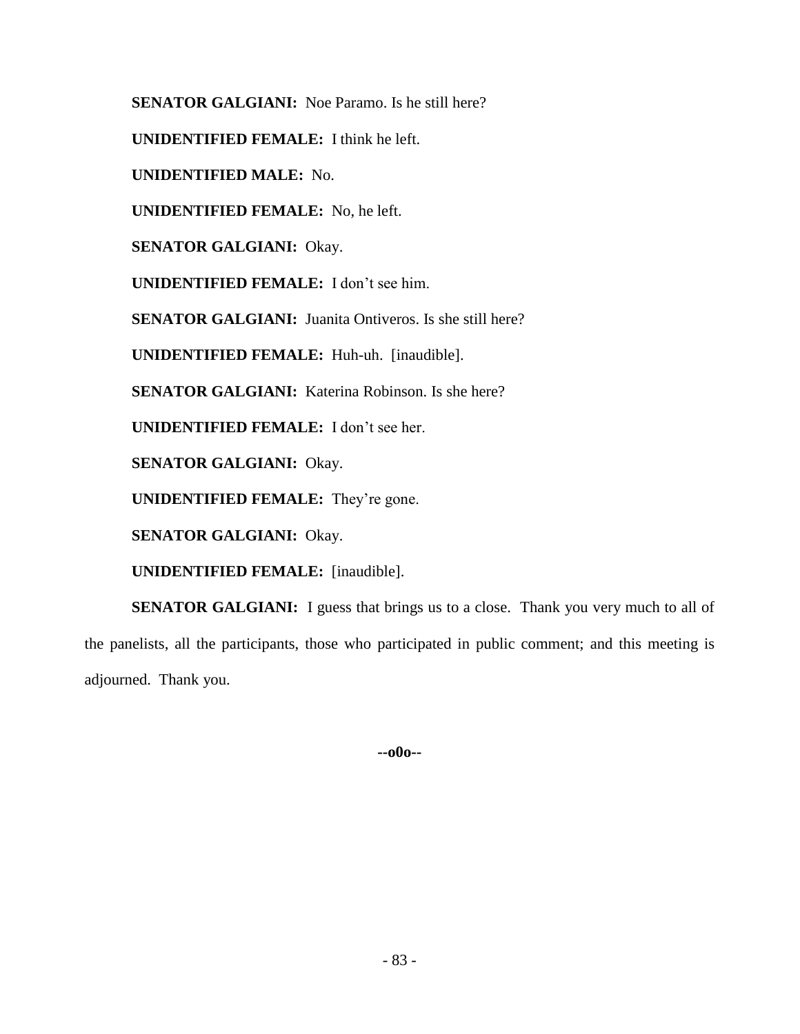**SENATOR GALGIANI:** Noe Paramo. Is he still here?

**UNIDENTIFIED FEMALE:** I think he left.

**UNIDENTIFIED MALE:** No.

**UNIDENTIFIED FEMALE:** No, he left.

**SENATOR GALGIANI:** Okay.

**UNIDENTIFIED FEMALE:** I don't see him.

**SENATOR GALGIANI:** Juanita Ontiveros. Is she still here?

**UNIDENTIFIED FEMALE:** Huh-uh. [inaudible].

**SENATOR GALGIANI:** Katerina Robinson. Is she here?

**UNIDENTIFIED FEMALE:** I don't see her.

**SENATOR GALGIANI:** Okay.

**UNIDENTIFIED FEMALE:** They're gone.

**SENATOR GALGIANI:** Okay.

**UNIDENTIFIED FEMALE:** [inaudible].

**SENATOR GALGIANI:** I guess that brings us to a close. Thank you very much to all of the panelists, all the participants, those who participated in public comment; and this meeting is adjourned. Thank you.

**--o0o--**